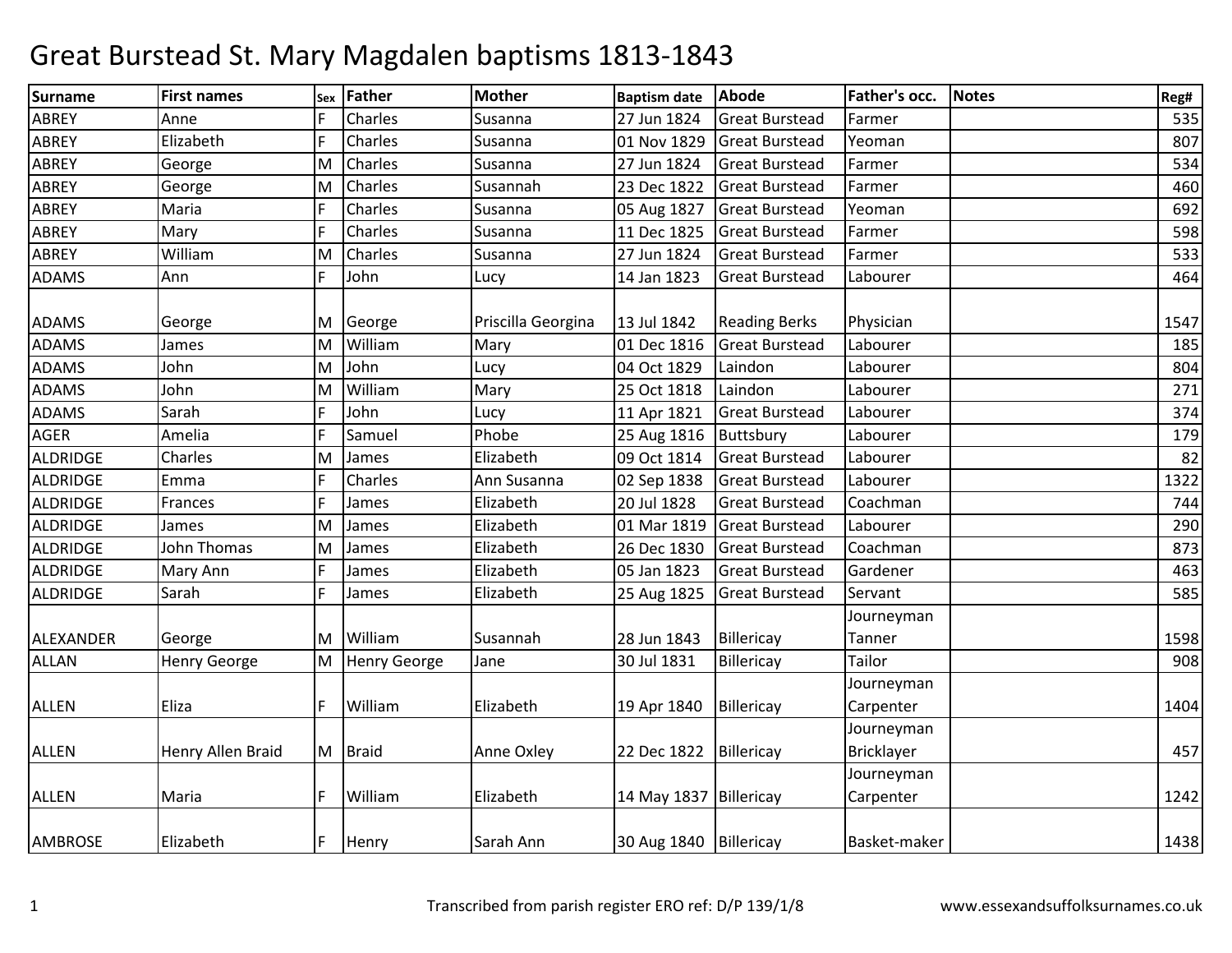# Great Burstead St. Mary Magdalen baptisms 1813-1843

| Surname | First names | Sex | Father | Mother | Baptism date | Abode | Father's occ. | Notes | Reg# |
|---|---|---|---|---|---|---|---|---|---|
| ABREY | Anne | F | Charles | Susanna | 27 Jun 1824 | Great Burstead | Farmer | | 535 |
| ABREY | Elizabeth | F | Charles | Susanna | 01 Nov 1829 | Great Burstead | Yeoman | | 807 |
| ABREY | George | M | Charles | Susanna | 27 Jun 1824 | Great Burstead | Farmer | | 534 |
| ABREY | George | M | Charles | Susannah | 23 Dec 1822 | Great Burstead | Farmer | | 460 |
| ABREY | Maria | F | Charles | Susanna | 05 Aug 1827 | Great Burstead | Yeoman | | 692 |
| ABREY | Mary | F | Charles | Susanna | 11 Dec 1825 | Great Burstead | Farmer | | 598 |
| ABREY | William | M | Charles | Susanna | 27 Jun 1824 | Great Burstead | Farmer | | 533 |
| ADAMS | Ann | F | John | Lucy | 14 Jan 1823 | Great Burstead | Labourer | | 464 |
| ADAMS | George | M | George | Priscilla Georgina | 13 Jul 1842 | Reading Berks | Physician | | 1547 |
| ADAMS | James | M | William | Mary | 01 Dec 1816 | Great Burstead | Labourer | | 185 |
| ADAMS | John | M | John | Lucy | 04 Oct 1829 | Laindon | Labourer | | 804 |
| ADAMS | John | M | William | Mary | 25 Oct 1818 | Laindon | Labourer | | 271 |
| ADAMS | Sarah | F | John | Lucy | 11 Apr 1821 | Great Burstead | Labourer | | 374 |
| AGER | Amelia | F | Samuel | Phobe | 25 Aug 1816 | Buttsbury | Labourer | | 179 |
| ALDRIDGE | Charles | M | James | Elizabeth | 09 Oct 1814 | Great Burstead | Labourer | | 82 |
| ALDRIDGE | Emma | F | Charles | Ann Susanna | 02 Sep 1838 | Great Burstead | Labourer | | 1322 |
| ALDRIDGE | Frances | F | James | Elizabeth | 20 Jul 1828 | Great Burstead | Coachman | | 744 |
| ALDRIDGE | James | M | James | Elizabeth | 01 Mar 1819 | Great Burstead | Labourer | | 290 |
| ALDRIDGE | John Thomas | M | James | Elizabeth | 26 Dec 1830 | Great Burstead | Coachman | | 873 |
| ALDRIDGE | Mary Ann | F | James | Elizabeth | 05 Jan 1823 | Great Burstead | Gardener | | 463 |
| ALDRIDGE | Sarah | F | James | Elizabeth | 25 Aug 1825 | Great Burstead | Servant | | 585 |
| ALEXANDER | George | M | William | Susannah | 28 Jun 1843 | Billericay | Journeyman Tanner | | 1598 |
| ALLAN | Henry George | M | Henry George | Jane | 30 Jul 1831 | Billericay | Tailor | | 908 |
| ALLEN | Eliza | F | William | Elizabeth | 19 Apr 1840 | Billericay | Journeyman Carpenter | | 1404 |
| ALLEN | Henry Allen Braid | M | Braid | Anne Oxley | 22 Dec 1822 | Billericay | Journeyman Bricklayer | | 457 |
| ALLEN | Maria | F | William | Elizabeth | 14 May 1837 | Billericay | Journeyman Carpenter | | 1242 |
| AMBROSE | Elizabeth | F | Henry | Sarah Ann | 30 Aug 1840 | Billericay | Basket-maker | | 1438 |

Transcribed from parish register ERO ref: D/P 139/1/8

www.essexandsuffolksurnames.co.uk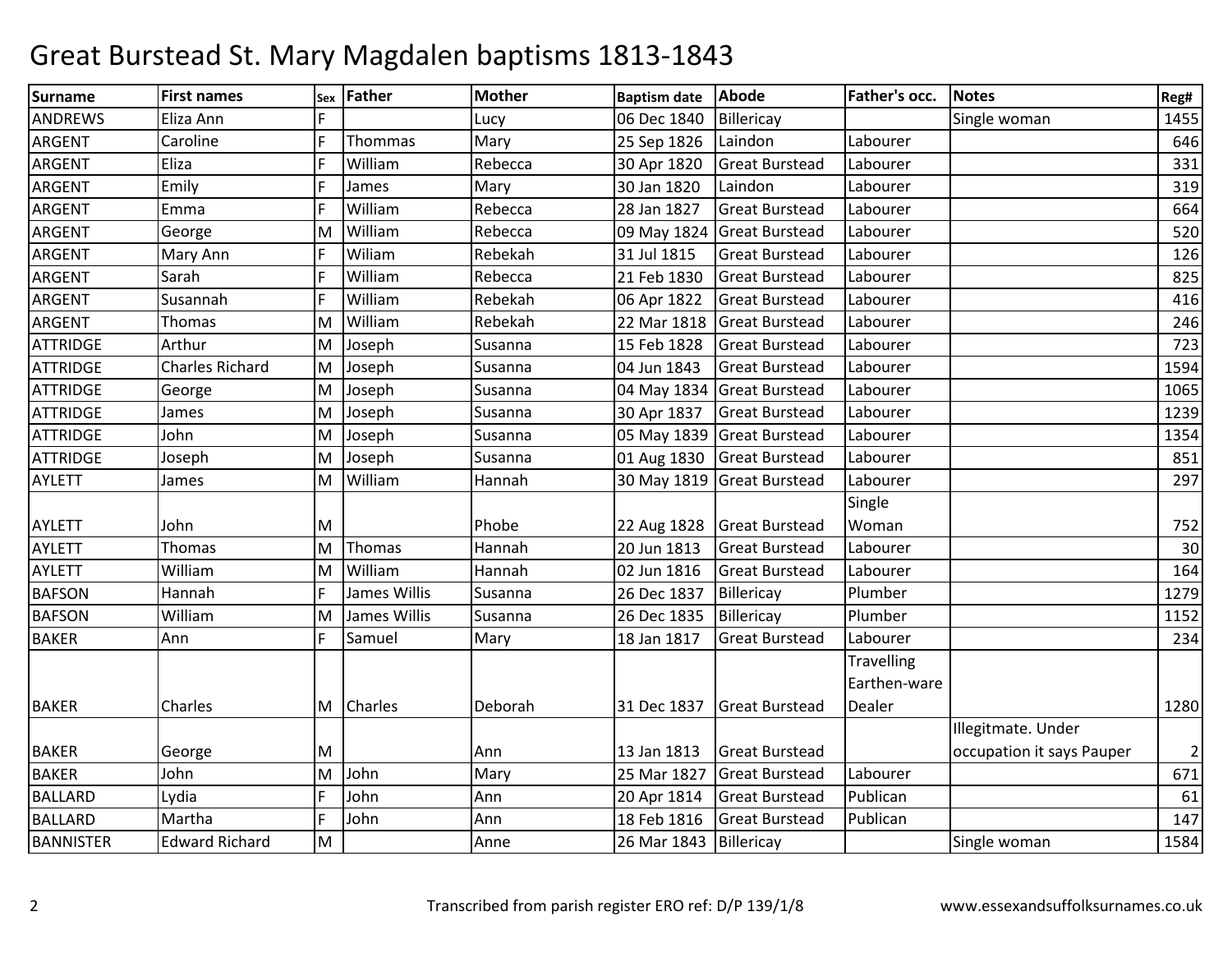# Great Burstead St. Mary Magdalen baptisms 1813-1843

| Surname | First names | Sex | Father | Mother | Baptism date | Abode | Father's occ. | Notes | Reg# |
|---|---|---|---|---|---|---|---|---|---|
| ANDREWS | Eliza Ann | F | | Lucy | 06 Dec 1840 | Billericay | | Single woman | 1455 |
| ARGENT | Caroline | F | Thommas | Mary | 25 Sep 1826 | Laindon | Labourer | | 646 |
| ARGENT | Eliza | F | William | Rebecca | 30 Apr 1820 | Great Burstead | Labourer | | 331 |
| ARGENT | Emily | F | James | Mary | 30 Jan 1820 | Laindon | Labourer | | 319 |
| ARGENT | Emma | F | William | Rebecca | 28 Jan 1827 | Great Burstead | Labourer | | 664 |
| ARGENT | George | M | William | Rebecca | 09 May 1824 | Great Burstead | Labourer | | 520 |
| ARGENT | Mary Ann | F | Wiliam | Rebekah | 31 Jul 1815 | Great Burstead | Labourer | | 126 |
| ARGENT | Sarah | F | William | Rebecca | 21 Feb 1830 | Great Burstead | Labourer | | 825 |
| ARGENT | Susannah | F | William | Rebekah | 06 Apr 1822 | Great Burstead | Labourer | | 416 |
| ARGENT | Thomas | M | William | Rebekah | 22 Mar 1818 | Great Burstead | Labourer | | 246 |
| ATTRIDGE | Arthur | M | Joseph | Susanna | 15 Feb 1828 | Great Burstead | Labourer | | 723 |
| ATTRIDGE | Charles Richard | M | Joseph | Susanna | 04 Jun 1843 | Great Burstead | Labourer | | 1594 |
| ATTRIDGE | George | M | Joseph | Susanna | 04 May 1834 | Great Burstead | Labourer | | 1065 |
| ATTRIDGE | James | M | Joseph | Susanna | 30 Apr 1837 | Great Burstead | Labourer | | 1239 |
| ATTRIDGE | John | M | Joseph | Susanna | 05 May 1839 | Great Burstead | Labourer | | 1354 |
| ATTRIDGE | Joseph | M | Joseph | Susanna | 01 Aug 1830 | Great Burstead | Labourer | | 851 |
| AYLETT | James | M | William | Hannah | 30 May 1819 | Great Burstead | Labourer | | 297 |
| AYLETT | John | M | | Phobe | 22 Aug 1828 | Great Burstead | Single Woman | | 752 |
| AYLETT | Thomas | M | Thomas | Hannah | 20 Jun 1813 | Great Burstead | Labourer | | 30 |
| AYLETT | William | M | William | Hannah | 02 Jun 1816 | Great Burstead | Labourer | | 164 |
| BAFSON | Hannah | F | James Willis | Susanna | 26 Dec 1837 | Billericay | Plumber | | 1279 |
| BAFSON | William | M | James Willis | Susanna | 26 Dec 1835 | Billericay | Plumber | | 1152 |
| BAKER | Ann | F | Samuel | Mary | 18 Jan 1817 | Great Burstead | Labourer | | 234 |
| BAKER | Charles | M | Charles | Deborah | 31 Dec 1837 | Great Burstead | Travelling Earthen-ware Dealer | | 1280 |
| BAKER | George | M | | Ann | 13 Jan 1813 | Great Burstead | | Illegitmate. Under occupation it says Pauper | 2 |
| BAKER | John | M | John | Mary | 25 Mar 1827 | Great Burstead | Labourer | | 671 |
| BALLARD | Lydia | F | John | Ann | 20 Apr 1814 | Great Burstead | Publican | | 61 |
| BALLARD | Martha | F | John | Ann | 18 Feb 1816 | Great Burstead | Publican | | 147 |
| BANNISTER | Edward Richard | M | | Anne | 26 Mar 1843 | Billericay | | Single woman | 1584 |

Transcribed from parish register ERO ref: D/P 139/1/8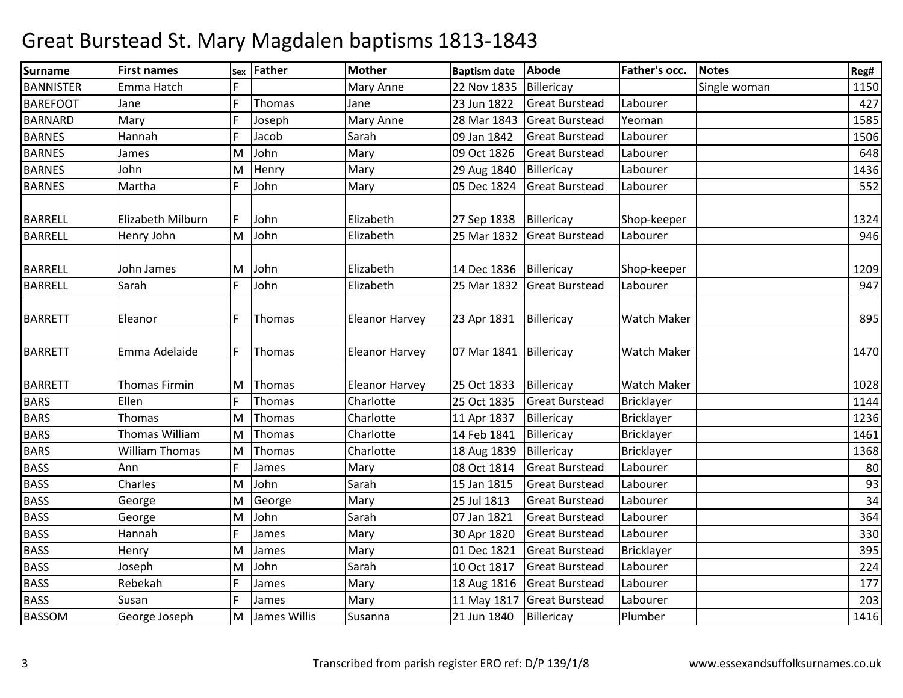# Great Burstead St. Mary Magdalen baptisms 1813-1843

| Surname | First names | Sex | Father | Mother | Baptism date | Abode | Father's occ. | Notes | Reg# |
|---|---|---|---|---|---|---|---|---|---|
| BANNISTER | Emma Hatch | F | | Mary Anne | 22 Nov 1835 | Billericay | | Single woman | 1150 |
| BAREFOOT | Jane | F | Thomas | Jane | 23 Jun 1822 | Great Burstead | Labourer | | 427 |
| BARNARD | Mary | F | Joseph | Mary Anne | 28 Mar 1843 | Great Burstead | Yeoman | | 1585 |
| BARNES | Hannah | F | Jacob | Sarah | 09 Jan 1842 | Great Burstead | Labourer | | 1506 |
| BARNES | James | M | John | Mary | 09 Oct 1826 | Great Burstead | Labourer | | 648 |
| BARNES | John | M | Henry | Mary | 29 Aug 1840 | Billericay | Labourer | | 1436 |
| BARNES | Martha | F | John | Mary | 05 Dec 1824 | Great Burstead | Labourer | | 552 |
| BARRELL | Elizabeth Milburn | F | John | Elizabeth | 27 Sep 1838 | Billericay | Shop-keeper | | 1324 |
| BARRELL | Henry John | M | John | Elizabeth | 25 Mar 1832 | Great Burstead | Labourer | | 946 |
| BARRELL | John James | M | John | Elizabeth | 14 Dec 1836 | Billericay | Shop-keeper | | 1209 |
| BARRELL | Sarah | F | John | Elizabeth | 25 Mar 1832 | Great Burstead | Labourer | | 947 |
| BARRETT | Eleanor | F | Thomas | Eleanor Harvey | 23 Apr 1831 | Billericay | Watch Maker | | 895 |
| BARRETT | Emma Adelaide | F | Thomas | Eleanor Harvey | 07 Mar 1841 | Billericay | Watch Maker | | 1470 |
| BARRETT | Thomas Firmin | M | Thomas | Eleanor Harvey | 25 Oct 1833 | Billericay | Watch Maker | | 1028 |
| BARS | Ellen | F | Thomas | Charlotte | 25 Oct 1835 | Great Burstead | Bricklayer | | 1144 |
| BARS | Thomas | M | Thomas | Charlotte | 11 Apr 1837 | Billericay | Bricklayer | | 1236 |
| BARS | Thomas William | M | Thomas | Charlotte | 14 Feb 1841 | Billericay | Bricklayer | | 1461 |
| BARS | William Thomas | M | Thomas | Charlotte | 18 Aug 1839 | Billericay | Bricklayer | | 1368 |
| BASS | Ann | F | James | Mary | 08 Oct 1814 | Great Burstead | Labourer | | 80 |
| BASS | Charles | M | John | Sarah | 15 Jan 1815 | Great Burstead | Labourer | | 93 |
| BASS | George | M | George | Mary | 25 Jul 1813 | Great Burstead | Labourer | | 34 |
| BASS | George | M | John | Sarah | 07 Jan 1821 | Great Burstead | Labourer | | 364 |
| BASS | Hannah | F | James | Mary | 30 Apr 1820 | Great Burstead | Labourer | | 330 |
| BASS | Henry | M | James | Mary | 01 Dec 1821 | Great Burstead | Bricklayer | | 395 |
| BASS | Joseph | M | John | Sarah | 10 Oct 1817 | Great Burstead | Labourer | | 224 |
| BASS | Rebekah | F | James | Mary | 18 Aug 1816 | Great Burstead | Labourer | | 177 |
| BASS | Susan | F | James | Mary | 11 May 1817 | Great Burstead | Labourer | | 203 |
| BASSOM | George Joseph | M | James Willis | Susanna | 21 Jun 1840 | Billericay | Plumber | | 1416 |

Transcribed from parish register ERO ref: D/P 139/1/8 www.essexandsuffolksurnames.co.uk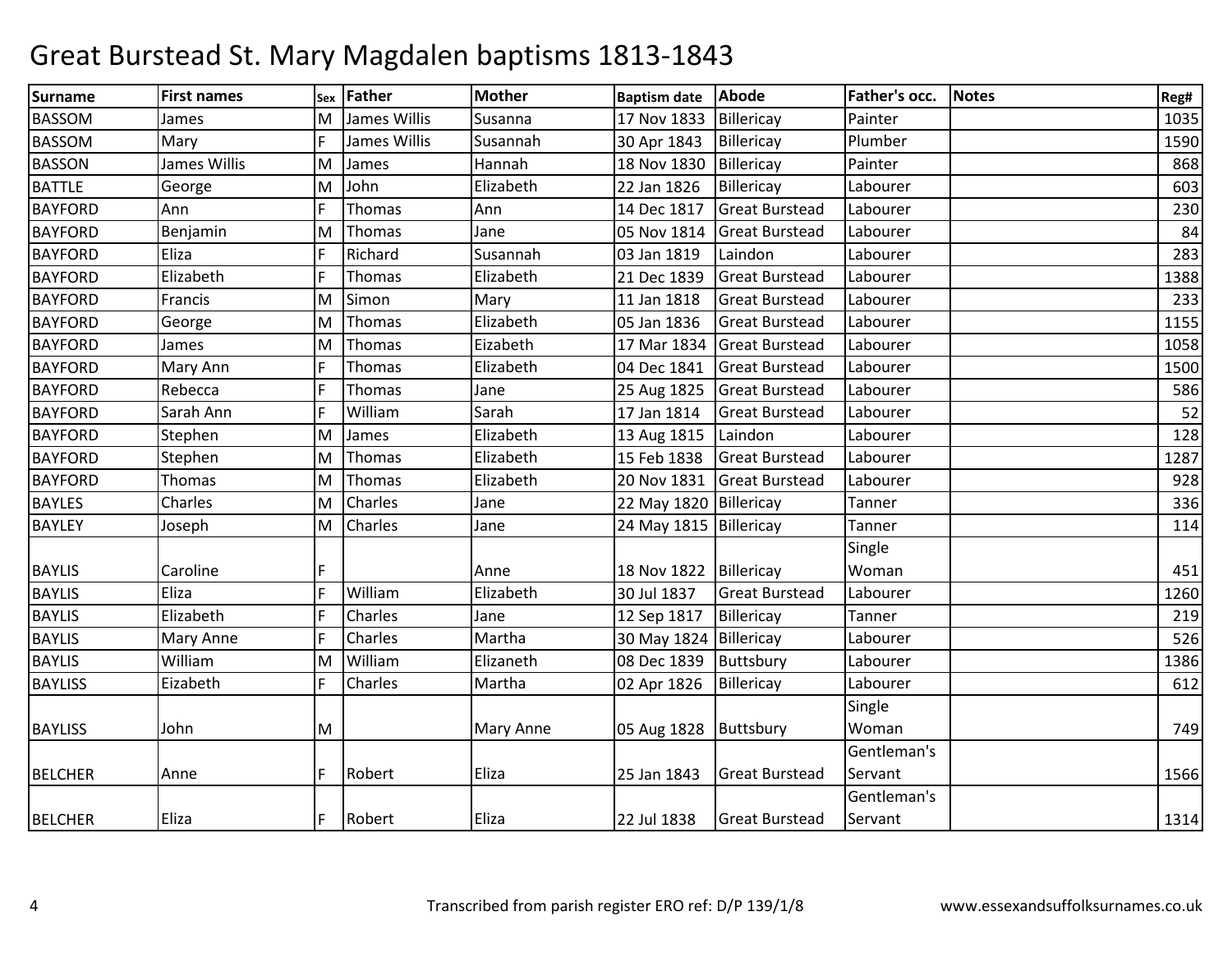# Great Burstead St. Mary Magdalen baptisms 1813-1843

| Surname | First names | Sex | Father | Mother | Baptism date | Abode | Father's occ. | Notes | Reg# |
|---|---|---|---|---|---|---|---|---|---|
| BASSOM | James | M | James Willis | Susanna | 17 Nov 1833 | Billericay | Painter | | 1035 |
| BASSOM | Mary | F | James Willis | Susannah | 30 Apr 1843 | Billericay | Plumber | | 1590 |
| BASSON | James Willis | M | James | Hannah | 18 Nov 1830 | Billericay | Painter | | 868 |
| BATTLE | George | M | John | Elizabeth | 22 Jan 1826 | Billericay | Labourer | | 603 |
| BAYFORD | Ann | F | Thomas | Ann | 14 Dec 1817 | Great Burstead | Labourer | | 230 |
| BAYFORD | Benjamin | M | Thomas | Jane | 05 Nov 1814 | Great Burstead | Labourer | | 84 |
| BAYFORD | Eliza | F | Richard | Susannah | 03 Jan 1819 | Laindon | Labourer | | 283 |
| BAYFORD | Elizabeth | F | Thomas | Elizabeth | 21 Dec 1839 | Great Burstead | Labourer | | 1388 |
| BAYFORD | Francis | M | Simon | Mary | 11 Jan 1818 | Great Burstead | Labourer | | 233 |
| BAYFORD | George | M | Thomas | Elizabeth | 05 Jan 1836 | Great Burstead | Labourer | | 1155 |
| BAYFORD | James | M | Thomas | Eizabeth | 17 Mar 1834 | Great Burstead | Labourer | | 1058 |
| BAYFORD | Mary Ann | F | Thomas | Elizabeth | 04 Dec 1841 | Great Burstead | Labourer | | 1500 |
| BAYFORD | Rebecca | F | Thomas | Jane | 25 Aug 1825 | Great Burstead | Labourer | | 586 |
| BAYFORD | Sarah Ann | F | William | Sarah | 17 Jan 1814 | Great Burstead | Labourer | | 52 |
| BAYFORD | Stephen | M | James | Elizabeth | 13 Aug 1815 | Laindon | Labourer | | 128 |
| BAYFORD | Stephen | M | Thomas | Elizabeth | 15 Feb 1838 | Great Burstead | Labourer | | 1287 |
| BAYFORD | Thomas | M | Thomas | Elizabeth | 20 Nov 1831 | Great Burstead | Labourer | | 928 |
| BAYLES | Charles | M | Charles | Jane | 22 May 1820 | Billericay | Tanner | | 336 |
| BAYLEY | Joseph | M | Charles | Jane | 24 May 1815 | Billericay | Tanner | | 114 |
| BAYLIS | Caroline | F | | Anne | 18 Nov 1822 | Billericay | Single Woman | | 451 |
| BAYLIS | Eliza | F | William | Elizabeth | 30 Jul 1837 | Great Burstead | Labourer | | 1260 |
| BAYLIS | Elizabeth | F | Charles | Jane | 12 Sep 1817 | Billericay | Tanner | | 219 |
| BAYLIS | Mary Anne | F | Charles | Martha | 30 May 1824 | Billericay | Labourer | | 526 |
| BAYLIS | William | M | William | Elizaneth | 08 Dec 1839 | Buttsbury | Labourer | | 1386 |
| BAYLISS | Eizabeth | F | Charles | Martha | 02 Apr 1826 | Billericay | Labourer | | 612 |
| BAYLISS | John | M | | Mary Anne | 05 Aug 1828 | Buttsbury | Single Woman | | 749 |
| BELCHER | Anne | F | Robert | Eliza | 25 Jan 1843 | Great Burstead | Gentleman's Servant | | 1566 |
| BELCHER | Eliza | F | Robert | Eliza | 22 Jul 1838 | Great Burstead | Gentleman's Servant | | 1314 |

Transcribed from parish register ERO ref: D/P 139/1/8

www.essexandsuffolksurnames.co.uk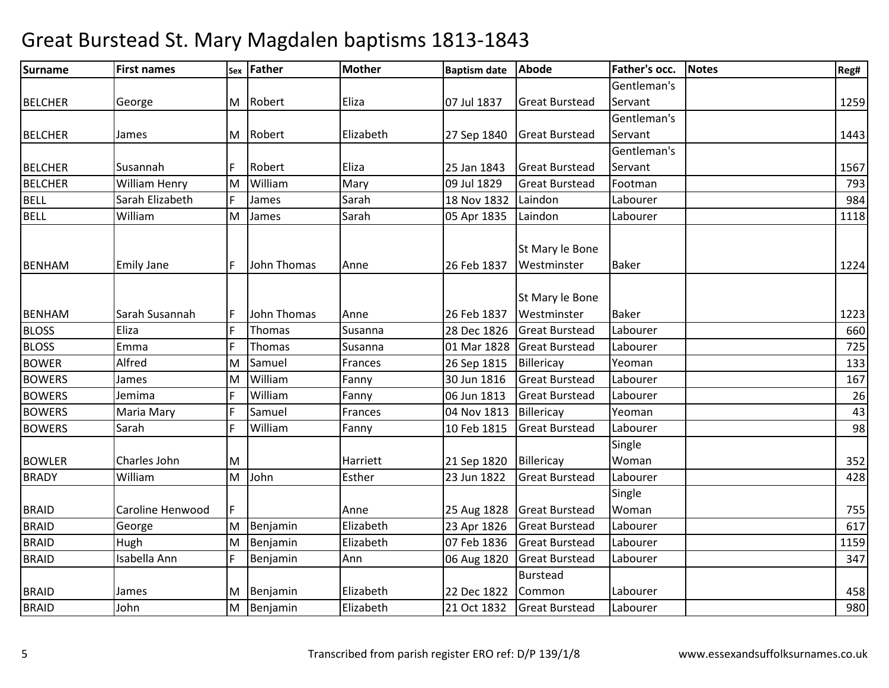# Great Burstead St. Mary Magdalen baptisms 1813-1843

| Surname | First names | Sex | Father | Mother | Baptism date | Abode | Father's occ. | Notes | Reg# |
|---|---|---|---|---|---|---|---|---|---|
| BELCHER | George | M | Robert | Eliza | 07 Jul 1837 | Great Burstead | Gentleman's Servant | | 1259 |
| BELCHER | James | M | Robert | Elizabeth | 27 Sep 1840 | Great Burstead | Gentleman's Servant | | 1443 |
| BELCHER | Susannah | F | Robert | Eliza | 25 Jan 1843 | Great Burstead | Gentleman's Servant | | 1567 |
| BELCHER | William Henry | M | William | Mary | 09 Jul 1829 | Great Burstead | Footman | | 793 |
| BELL | Sarah Elizabeth | F | James | Sarah | 18 Nov 1832 | Laindon | Labourer | | 984 |
| BELL | William | M | James | Sarah | 05 Apr 1835 | Laindon | Labourer | | 1118 |
| BENHAM | Emily Jane | F | John Thomas | Anne | 26 Feb 1837 | St Mary le Bone Westminster | Baker | | 1224 |
| BENHAM | Sarah Susannah | F | John Thomas | Anne | 26 Feb 1837 | St Mary le Bone Westminster | Baker | | 1223 |
| BLOSS | Eliza | F | Thomas | Susanna | 28 Dec 1826 | Great Burstead | Labourer | | 660 |
| BLOSS | Emma | F | Thomas | Susanna | 01 Mar 1828 | Great Burstead | Labourer | | 725 |
| BOWER | Alfred | M | Samuel | Frances | 26 Sep 1815 | Billericay | Yeoman | | 133 |
| BOWERS | James | M | William | Fanny | 30 Jun 1816 | Great Burstead | Labourer | | 167 |
| BOWERS | Jemima | F | William | Fanny | 06 Jun 1813 | Great Burstead | Labourer | | 26 |
| BOWERS | Maria Mary | F | Samuel | Frances | 04 Nov 1813 | Billericay | Yeoman | | 43 |
| BOWERS | Sarah | F | William | Fanny | 10 Feb 1815 | Great Burstead | Labourer | | 98 |
| BOWLER | Charles John | M | | Harriett | 21 Sep 1820 | Billericay | Single Woman | | 352 |
| BRADY | William | M | John | Esther | 23 Jun 1822 | Great Burstead | Labourer | | 428 |
| BRAID | Caroline Henwood | F | | Anne | 25 Aug 1828 | Great Burstead | Single Woman | | 755 |
| BRAID | George | M | Benjamin | Elizabeth | 23 Apr 1826 | Great Burstead | Labourer | | 617 |
| BRAID | Hugh | M | Benjamin | Elizabeth | 07 Feb 1836 | Great Burstead | Labourer | | 1159 |
| BRAID | Isabella Ann | F | Benjamin | Ann | 06 Aug 1820 | Great Burstead | Labourer | | 347 |
| BRAID | James | M | Benjamin | Elizabeth | 22 Dec 1822 | Burstead Common | Labourer | | 458 |
| BRAID | John | M | Benjamin | Elizabeth | 21 Oct 1832 | Great Burstead | Labourer | | 980 |

Transcribed from parish register ERO ref: D/P 139/1/8

www.essexandsuffolksurnames.co.uk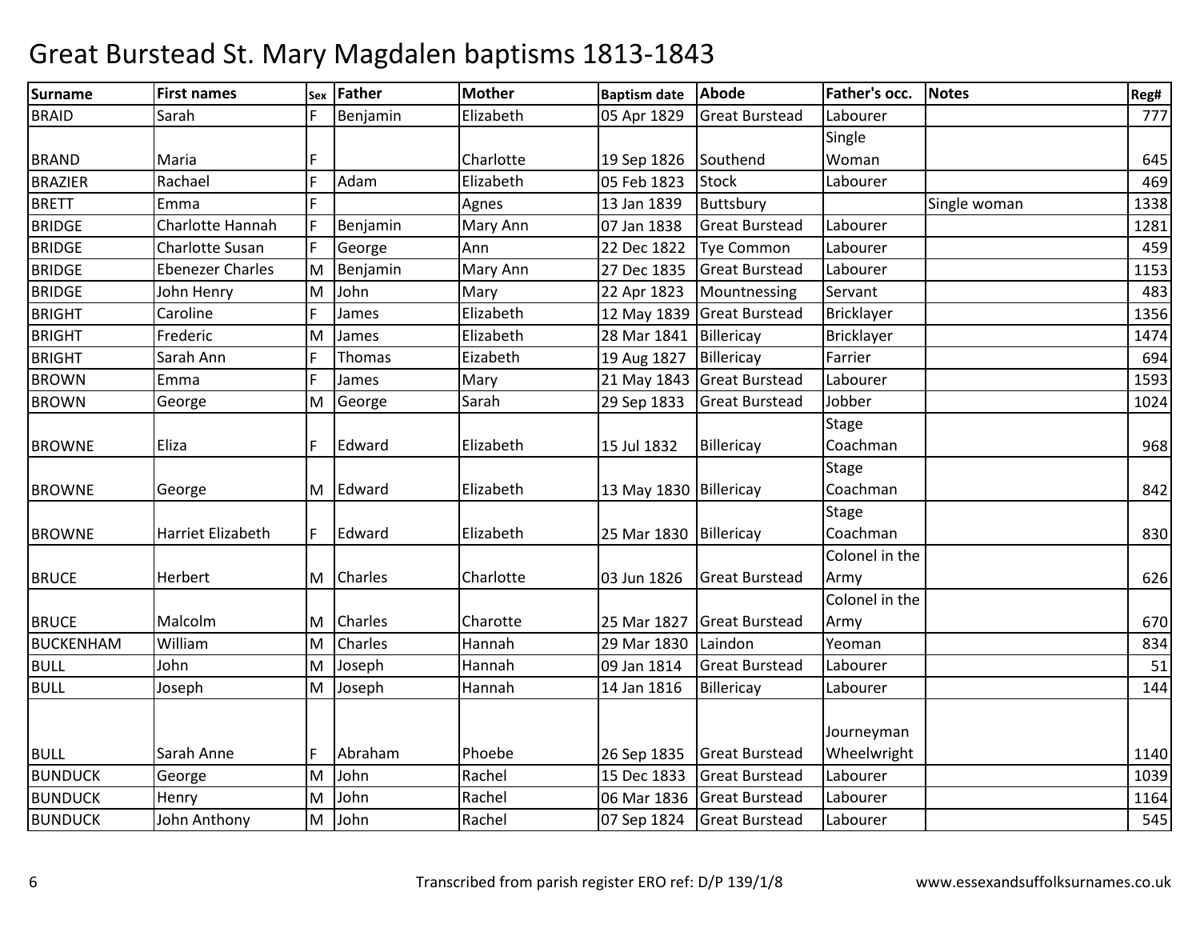# Great Burstead St. Mary Magdalen baptisms 1813-1843

| Surname | First names | Sex | Father | Mother | Baptism date | Abode | Father's occ. | Notes | Reg# |
|---|---|---|---|---|---|---|---|---|---|
| BRAID | Sarah | F | Benjamin | Elizabeth | 05 Apr 1829 | Great Burstead | Labourer | | 777 |
| BRAND | Maria | F | | Charlotte | 19 Sep 1826 | Southend | Single Woman | | 645 |
| BRAZIER | Rachael | F | Adam | Elizabeth | 05 Feb 1823 | Stock | Labourer | | 469 |
| BRETT | Emma | F | | Agnes | 13 Jan 1839 | Buttsbury | | Single woman | 1338 |
| BRIDGE | Charlotte Hannah | F | Benjamin | Mary Ann | 07 Jan 1838 | Great Burstead | Labourer | | 1281 |
| BRIDGE | Charlotte Susan | F | George | Ann | 22 Dec 1822 | Tye Common | Labourer | | 459 |
| BRIDGE | Ebenezer Charles | M | Benjamin | Mary Ann | 27 Dec 1835 | Great Burstead | Labourer | | 1153 |
| BRIDGE | John Henry | M | John | Mary | 22 Apr 1823 | Mountnessing | Servant | | 483 |
| BRIGHT | Caroline | F | James | Elizabeth | 12 May 1839 | Great Burstead | Bricklayer | | 1356 |
| BRIGHT | Frederic | M | James | Elizabeth | 28 Mar 1841 | Billericay | Bricklayer | | 1474 |
| BRIGHT | Sarah Ann | F | Thomas | Eizabeth | 19 Aug 1827 | Billericay | Farrier | | 694 |
| BROWN | Emma | F | James | Mary | 21 May 1843 | Great Burstead | Labourer | | 1593 |
| BROWN | George | M | George | Sarah | 29 Sep 1833 | Great Burstead | Jobber | | 1024 |
| BROWNE | Eliza | F | Edward | Elizabeth | 15 Jul 1832 | Billericay | Stage Coachman | | 968 |
| BROWNE | George | M | Edward | Elizabeth | 13 May 1830 | Billericay | Stage Coachman | | 842 |
| BROWNE | Harriet Elizabeth | F | Edward | Elizabeth | 25 Mar 1830 | Billericay | Stage Coachman | | 830 |
| BRUCE | Herbert | M | Charles | Charlotte | 03 Jun 1826 | Great Burstead | Colonel in the Army | | 626 |
| BRUCE | Malcolm | M | Charles | Charotte | 25 Mar 1827 | Great Burstead | Colonel in the Army | | 670 |
| BUCKENHAM | William | M | Charles | Hannah | 29 Mar 1830 | Laindon | Yeoman | | 834 |
| BULL | John | M | Joseph | Hannah | 09 Jan 1814 | Great Burstead | Labourer | | 51 |
| BULL | Joseph | M | Joseph | Hannah | 14 Jan 1816 | Billericay | Labourer | | 144 |
| BULL | Sarah Anne | F | Abraham | Phoebe | 26 Sep 1835 | Great Burstead | Journeyman Wheelwright | | 1140 |
| BUNDUCK | George | M | John | Rachel | 15 Dec 1833 | Great Burstead | Labourer | | 1039 |
| BUNDUCK | Henry | M | John | Rachel | 06 Mar 1836 | Great Burstead | Labourer | | 1164 |
| BUNDUCK | John Anthony | M | John | Rachel | 07 Sep 1824 | Great Burstead | Labourer | | 545 |

Transcribed from parish register ERO ref: D/P 139/1/8 www.essexandsuffolksurnames.co.uk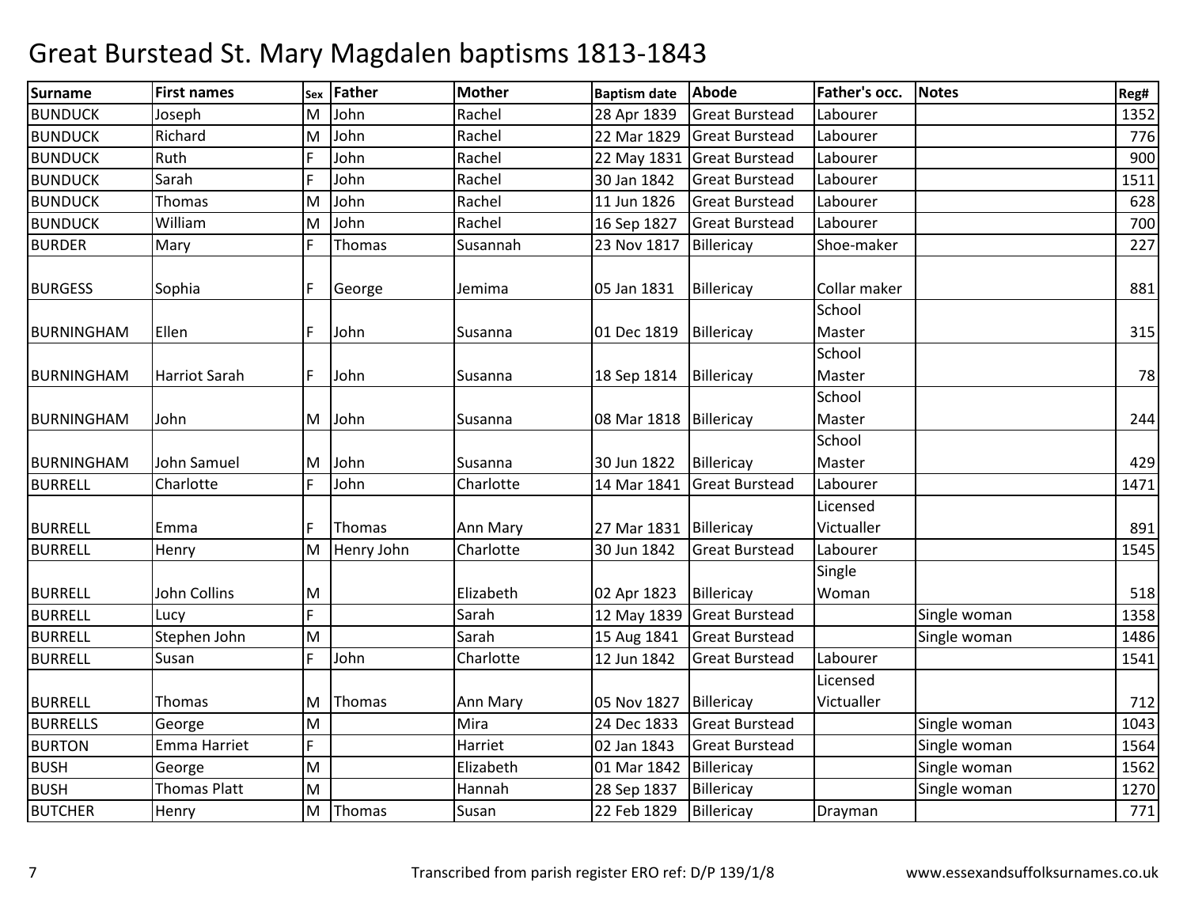# Great Burstead St. Mary Magdalen baptisms 1813-1843

| Surname | First names | Sex | Father | Mother | Baptism date | Abode | Father's occ. | Notes | Reg# |
|---|---|---|---|---|---|---|---|---|---|
| BUNDUCK | Joseph | M | John | Rachel | 28 Apr 1839 | Great Burstead | Labourer | | 1352 |
| BUNDUCK | Richard | M | John | Rachel | 22 Mar 1829 | Great Burstead | Labourer | | 776 |
| BUNDUCK | Ruth | F | John | Rachel | 22 May 1831 | Great Burstead | Labourer | | 900 |
| BUNDUCK | Sarah | F | John | Rachel | 30 Jan 1842 | Great Burstead | Labourer | | 1511 |
| BUNDUCK | Thomas | M | John | Rachel | 11 Jun 1826 | Great Burstead | Labourer | | 628 |
| BUNDUCK | William | M | John | Rachel | 16 Sep 1827 | Great Burstead | Labourer | | 700 |
| BURDER | Mary | F | Thomas | Susannah | 23 Nov 1817 | Billericay | Shoe-maker | | 227 |
| BURGESS | Sophia | F | George | Jemima | 05 Jan 1831 | Billericay | Collar maker | | 881 |
| BURNINGHAM | Ellen | F | John | Susanna | 01 Dec 1819 | Billericay | School Master | | 315 |
| BURNINGHAM | Harriot Sarah | F | John | Susanna | 18 Sep 1814 | Billericay | School Master | | 78 |
| BURNINGHAM | John | M | John | Susanna | 08 Mar 1818 | Billericay | School Master | | 244 |
| BURNINGHAM | John Samuel | M | John | Susanna | 30 Jun 1822 | Billericay | School Master | | 429 |
| BURRELL | Charlotte | F | John | Charlotte | 14 Mar 1841 | Great Burstead | Labourer | | 1471 |
| BURRELL | Emma | F | Thomas | Ann Mary | 27 Mar 1831 | Billericay | Licensed Victualler | | 891 |
| BURRELL | Henry | M | Henry John | Charlotte | 30 Jun 1842 | Great Burstead | Labourer | | 1545 |
| BURRELL | John Collins | M | | Elizabeth | 02 Apr 1823 | Billericay | Single Woman | | 518 |
| BURRELL | Lucy | F | | Sarah | 12 May 1839 | Great Burstead | | Single woman | 1358 |
| BURRELL | Stephen John | M | | Sarah | 15 Aug 1841 | Great Burstead | | Single woman | 1486 |
| BURRELL | Susan | F | John | Charlotte | 12 Jun 1842 | Great Burstead | Labourer | | 1541 |
| BURRELL | Thomas | M | Thomas | Ann Mary | 05 Nov 1827 | Billericay | Licensed Victualler | | 712 |
| BURRELLS | George | M | | Mira | 24 Dec 1833 | Great Burstead | | Single woman | 1043 |
| BURTON | Emma Harriet | F | | Harriet | 02 Jan 1843 | Great Burstead | | Single woman | 1564 |
| BUSH | George | M | | Elizabeth | 01 Mar 1842 | Billericay | | Single woman | 1562 |
| BUSH | Thomas Platt | M | | Hannah | 28 Sep 1837 | Billericay | | Single woman | 1270 |
| BUTCHER | Henry | M | Thomas | Susan | 22 Feb 1829 | Billericay | Drayman | | 771 |

Transcribed from parish register ERO ref: D/P 139/1/8 www.essexandsuffolksurnames.co.uk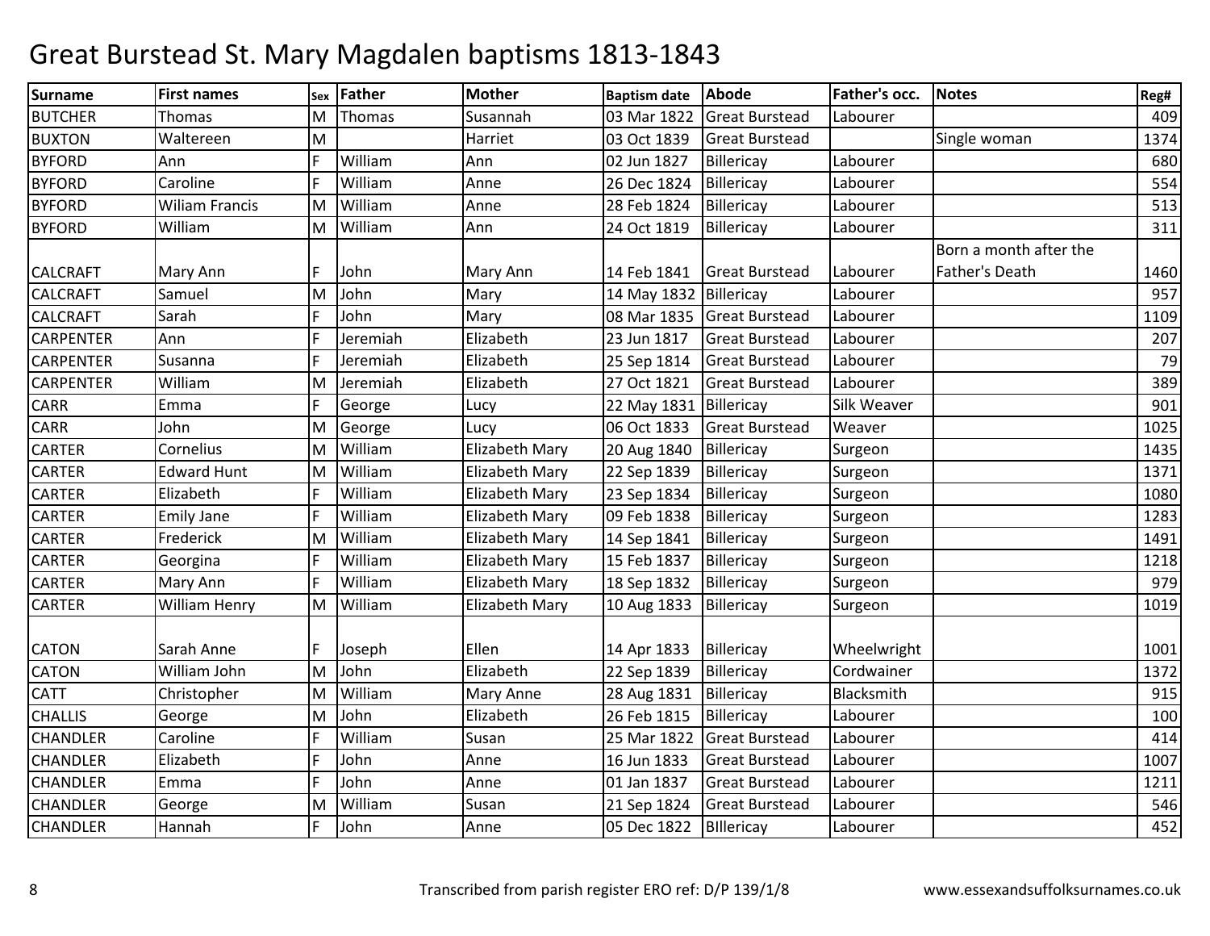# Great Burstead St. Mary Magdalen baptisms 1813-1843

| Surname | First names | Sex | Father | Mother | Baptism date | Abode | Father's occ. | Notes | Reg# |
|---|---|---|---|---|---|---|---|---|---|
| BUTCHER | Thomas | M | Thomas | Susannah | 03 Mar 1822 | Great Burstead | Labourer | | 409 |
| BUXTON | Waltereen | M | | Harriet | 03 Oct 1839 | Great Burstead | | Single woman | 1374 |
| BYFORD | Ann | F | William | Ann | 02 Jun 1827 | Billericay | Labourer | | 680 |
| BYFORD | Caroline | F | William | Anne | 26 Dec 1824 | Billericay | Labourer | | 554 |
| BYFORD | Wiliam Francis | M | William | Anne | 28 Feb 1824 | Billericay | Labourer | | 513 |
| BYFORD | William | M | William | Ann | 24 Oct 1819 | Billericay | Labourer | | 311 |
| CALCRAFT | Mary Ann | F | John | Mary Ann | 14 Feb 1841 | Great Burstead | Labourer | Born a month after the Father's Death | 1460 |
| CALCRAFT | Samuel | M | John | Mary | 14 May 1832 | Billericay | Labourer | | 957 |
| CALCRAFT | Sarah | F | John | Mary | 08 Mar 1835 | Great Burstead | Labourer | | 1109 |
| CARPENTER | Ann | F | Jeremiah | Elizabeth | 23 Jun 1817 | Great Burstead | Labourer | | 207 |
| CARPENTER | Susanna | F | Jeremiah | Elizabeth | 25 Sep 1814 | Great Burstead | Labourer | | 79 |
| CARPENTER | William | M | Jeremiah | Elizabeth | 27 Oct 1821 | Great Burstead | Labourer | | 389 |
| CARR | Emma | F | George | Lucy | 22 May 1831 | Billericay | Silk Weaver | | 901 |
| CARR | John | M | George | Lucy | 06 Oct 1833 | Great Burstead | Weaver | | 1025 |
| CARTER | Cornelius | M | William | Elizabeth Mary | 20 Aug 1840 | Billericay | Surgeon | | 1435 |
| CARTER | Edward Hunt | M | William | Elizabeth Mary | 22 Sep 1839 | Billericay | Surgeon | | 1371 |
| CARTER | Elizabeth | F | William | Elizabeth Mary | 23 Sep 1834 | Billericay | Surgeon | | 1080 |
| CARTER | Emily Jane | F | William | Elizabeth Mary | 09 Feb 1838 | Billericay | Surgeon | | 1283 |
| CARTER | Frederick | M | William | Elizabeth Mary | 14 Sep 1841 | Billericay | Surgeon | | 1491 |
| CARTER | Georgina | F | William | Elizabeth Mary | 15 Feb 1837 | Billericay | Surgeon | | 1218 |
| CARTER | Mary Ann | F | William | Elizabeth Mary | 18 Sep 1832 | Billericay | Surgeon | | 979 |
| CARTER | William Henry | M | William | Elizabeth Mary | 10 Aug 1833 | Billericay | Surgeon | | 1019 |
| CATON | Sarah Anne | F | Joseph | Ellen | 14 Apr 1833 | Billericay | Wheelwright | | 1001 |
| CATON | William John | M | John | Elizabeth | 22 Sep 1839 | Billericay | Cordwainer | | 1372 |
| CATT | Christopher | M | William | Mary Anne | 28 Aug 1831 | Billericay | Blacksmith | | 915 |
| CHALLIS | George | M | John | Elizabeth | 26 Feb 1815 | Billericay | Labourer | | 100 |
| CHANDLER | Caroline | F | William | Susan | 25 Mar 1822 | Great Burstead | Labourer | | 414 |
| CHANDLER | Elizabeth | F | John | Anne | 16 Jun 1833 | Great Burstead | Labourer | | 1007 |
| CHANDLER | Emma | F | John | Anne | 01 Jan 1837 | Great Burstead | Labourer | | 1211 |
| CHANDLER | George | M | William | Susan | 21 Sep 1824 | Great Burstead | Labourer | | 546 |
| CHANDLER | Hannah | F | John | Anne | 05 Dec 1822 | BIllericay | Labourer | | 452 |

Transcribed from parish register ERO ref: D/P 139/1/8 www.essexandsuffolksurnames.co.uk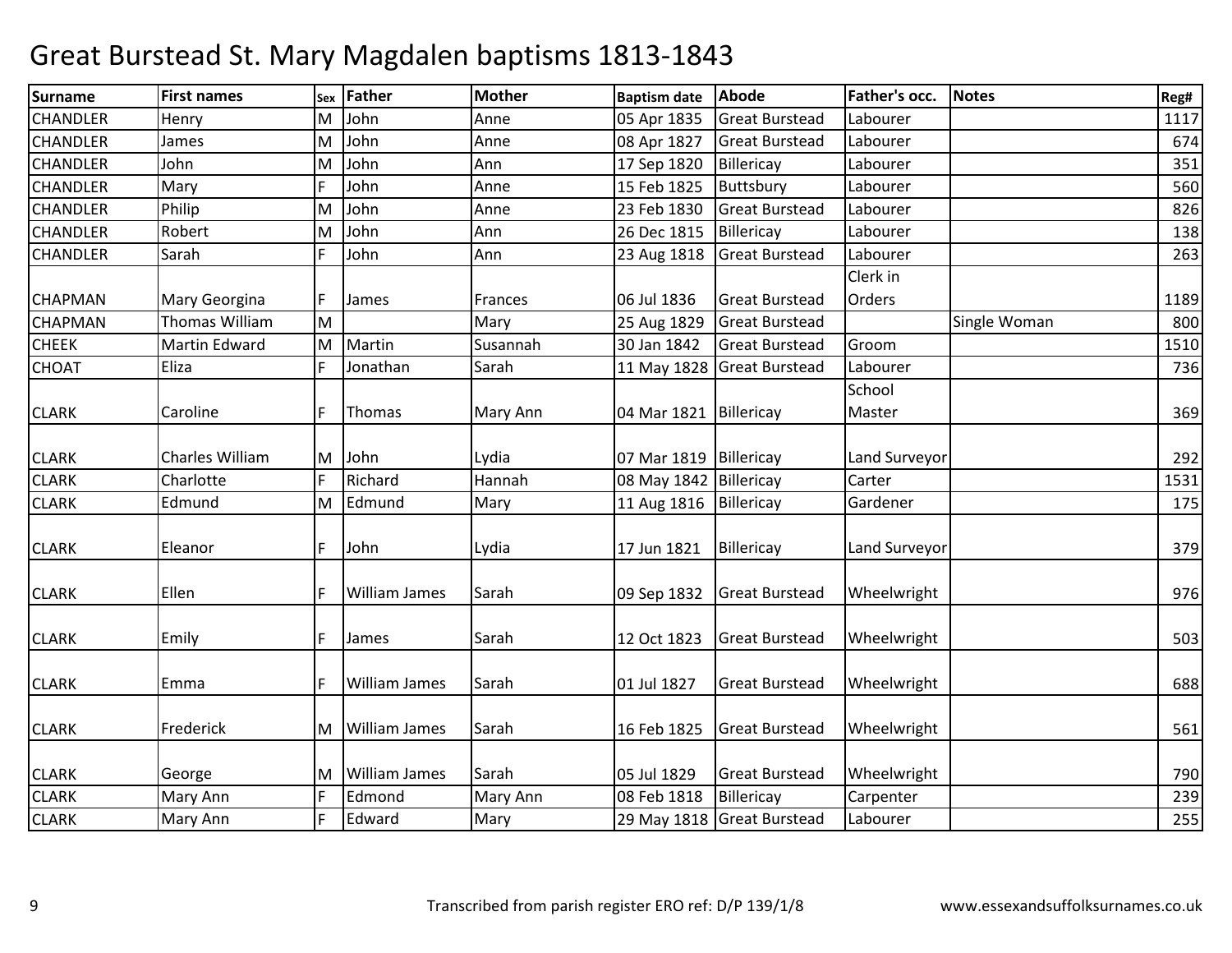# Great Burstead St. Mary Magdalen baptisms 1813-1843

| Surname | First names | Sex | Father | Mother | Baptism date | Abode | Father's occ. | Notes | Reg# |
|---|---|---|---|---|---|---|---|---|---|
| CHANDLER | Henry | M | John | Anne | 05 Apr 1835 | Great Burstead | Labourer | | 1117 |
| CHANDLER | James | M | John | Anne | 08 Apr 1827 | Great Burstead | Labourer | | 674 |
| CHANDLER | John | M | John | Ann | 17 Sep 1820 | Billericay | Labourer | | 351 |
| CHANDLER | Mary | F | John | Anne | 15 Feb 1825 | Buttsbury | Labourer | | 560 |
| CHANDLER | Philip | M | John | Anne | 23 Feb 1830 | Great Burstead | Labourer | | 826 |
| CHANDLER | Robert | M | John | Ann | 26 Dec 1815 | Billericay | Labourer | | 138 |
| CHANDLER | Sarah | F | John | Ann | 23 Aug 1818 | Great Burstead | Labourer | | 263 |
| CHAPMAN | Mary Georgina | F | James | Frances | 06 Jul 1836 | Great Burstead | Clerk in Orders | | 1189 |
| CHAPMAN | Thomas William | M | | Mary | 25 Aug 1829 | Great Burstead | | Single Woman | 800 |
| CHEEK | Martin Edward | M | Martin | Susannah | 30 Jan 1842 | Great Burstead | Groom | | 1510 |
| CHOAT | Eliza | F | Jonathan | Sarah | 11 May 1828 | Great Burstead | Labourer | | 736 |
| CLARK | Caroline | F | Thomas | Mary Ann | 04 Mar 1821 | Billericay | School Master | | 369 |
| CLARK | Charles William | M | John | Lydia | 07 Mar 1819 | Billericay | Land Surveyor | | 292 |
| CLARK | Charlotte | F | Richard | Hannah | 08 May 1842 | Billericay | Carter | | 1531 |
| CLARK | Edmund | M | Edmund | Mary | 11 Aug 1816 | Billericay | Gardener | | 175 |
| CLARK | Eleanor | F | John | Lydia | 17 Jun 1821 | Billericay | Land Surveyor | | 379 |
| CLARK | Ellen | F | William James | Sarah | 09 Sep 1832 | Great Burstead | Wheelwright | | 976 |
| CLARK | Emily | F | James | Sarah | 12 Oct 1823 | Great Burstead | Wheelwright | | 503 |
| CLARK | Emma | F | William James | Sarah | 01 Jul 1827 | Great Burstead | Wheelwright | | 688 |
| CLARK | Frederick | M | William James | Sarah | 16 Feb 1825 | Great Burstead | Wheelwright | | 561 |
| CLARK | George | M | William James | Sarah | 05 Jul 1829 | Great Burstead | Wheelwright | | 790 |
| CLARK | Mary Ann | F | Edmond | Mary Ann | 08 Feb 1818 | Billericay | Carpenter | | 239 |
| CLARK | Mary Ann | F | Edward | Mary | 29 May 1818 | Great Burstead | Labourer | | 255 |

Transcribed from parish register ERO ref: D/P 139/1/8 www.essexandsuffolksurnames.co.uk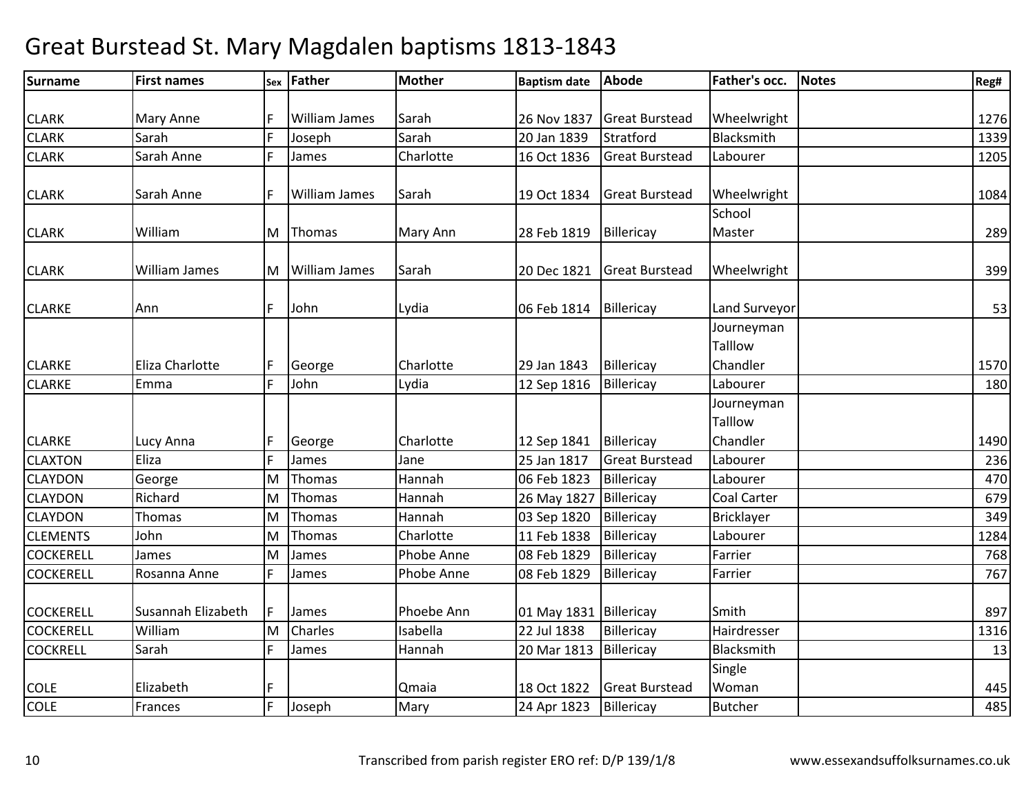# Great Burstead St. Mary Magdalen baptisms 1813-1843

| Surname | First names | Sex | Father | Mother | Baptism date | Abode | Father's occ. | Notes | Reg# |
|---|---|---|---|---|---|---|---|---|---|
| CLARK | Mary Anne | F | William James | Sarah | 26 Nov 1837 | Great Burstead | Wheelwright | | 1276 |
| CLARK | Sarah | F | Joseph | Sarah | 20 Jan 1839 | Stratford | Blacksmith | | 1339 |
| CLARK | Sarah Anne | F | James | Charlotte | 16 Oct 1836 | Great Burstead | Labourer | | 1205 |
| CLARK | Sarah Anne | F | William James | Sarah | 19 Oct 1834 | Great Burstead | Wheelwright | | 1084 |
| CLARK | William | M | Thomas | Mary Ann | 28 Feb 1819 | Billericay | School Master | | 289 |
| CLARK | William James | M | William James | Sarah | 20 Dec 1821 | Great Burstead | Wheelwright | | 399 |
| CLARKE | Ann | F | John | Lydia | 06 Feb 1814 | Billericay | Land Surveyor | | 53 |
| CLARKE | Eliza Charlotte | F | George | Charlotte | 29 Jan 1843 | Billericay | Journeyman Talllow Chandler | | 1570 |
| CLARKE | Emma | F | John | Lydia | 12 Sep 1816 | Billericay | Labourer | | 180 |
| CLARKE | Lucy Anna | F | George | Charlotte | 12 Sep 1841 | Billericay | Journeyman Talllow Chandler | | 1490 |
| CLAXTON | Eliza | F | James | Jane | 25 Jan 1817 | Great Burstead | Labourer | | 236 |
| CLAYDON | George | M | Thomas | Hannah | 06 Feb 1823 | Billericay | Labourer | | 470 |
| CLAYDON | Richard | M | Thomas | Hannah | 26 May 1827 | Billericay | Coal Carter | | 679 |
| CLAYDON | Thomas | M | Thomas | Hannah | 03 Sep 1820 | Billericay | Bricklayer | | 349 |
| CLEMENTS | John | M | Thomas | Charlotte | 11 Feb 1838 | Billericay | Labourer | | 1284 |
| COCKERELL | James | M | James | Phobe Anne | 08 Feb 1829 | Billericay | Farrier | | 768 |
| COCKERELL | Rosanna Anne | F | James | Phobe Anne | 08 Feb 1829 | Billericay | Farrier | | 767 |
| COCKERELL | Susannah Elizabeth | F | James | Phoebe Ann | 01 May 1831 | Billericay | Smith | | 897 |
| COCKERELL | William | M | Charles | Isabella | 22 Jul 1838 | Billericay | Hairdresser | | 1316 |
| COCKRELL | Sarah | F | James | Hannah | 20 Mar 1813 | Billericay | Blacksmith | | 13 |
| COLE | Elizabeth | F | | Qmaia | 18 Oct 1822 | Great Burstead | Single Woman | | 445 |
| COLE | Frances | F | Joseph | Mary | 24 Apr 1823 | Billericay | Butcher | | 485 |

Transcribed from parish register ERO ref: D/P 139/1/8

www.essexandsuffolksurnames.co.uk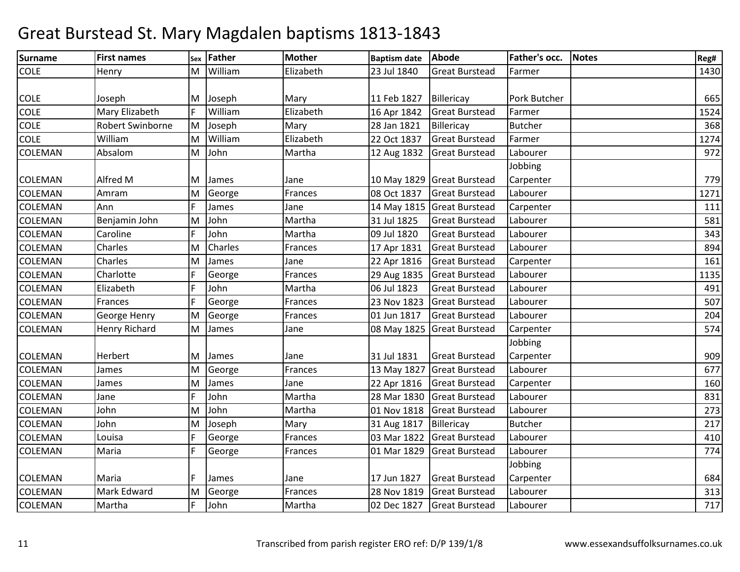# Great Burstead St. Mary Magdalen baptisms 1813-1843

| Surname | First names | Sex | Father | Mother | Baptism date | Abode | Father's occ. | Notes | Reg# |
|---|---|---|---|---|---|---|---|---|---|
| COLE | Henry | M | William | Elizabeth | 23 Jul 1840 | Great Burstead | Farmer | | 1430 |
| COLE | Joseph | M | Joseph | Mary | 11 Feb 1827 | Billericay | Pork Butcher | | 665 |
| COLE | Mary Elizabeth | F | William | Elizabeth | 16 Apr 1842 | Great Burstead | Farmer | | 1524 |
| COLE | Robert Swinborne | M | Joseph | Mary | 28 Jan 1821 | Billericay | Butcher | | 368 |
| COLE | William | M | William | Elizabeth | 22 Oct 1837 | Great Burstead | Farmer | | 1274 |
| COLEMAN | Absalom | M | John | Martha | 12 Aug 1832 | Great Burstead | Labourer | | 972 |
| COLEMAN | Alfred M | M | James | Jane | 10 May 1829 | Great Burstead | Jobbing Carpenter | | 779 |
| COLEMAN | Amram | M | George | Frances | 08 Oct 1837 | Great Burstead | Labourer | | 1271 |
| COLEMAN | Ann | F | James | Jane | 14 May 1815 | Great Burstead | Carpenter | | 111 |
| COLEMAN | Benjamin John | M | John | Martha | 31 Jul 1825 | Great Burstead | Labourer | | 581 |
| COLEMAN | Caroline | F | John | Martha | 09 Jul 1820 | Great Burstead | Labourer | | 343 |
| COLEMAN | Charles | M | Charles | Frances | 17 Apr 1831 | Great Burstead | Labourer | | 894 |
| COLEMAN | Charles | M | James | Jane | 22 Apr 1816 | Great Burstead | Carpenter | | 161 |
| COLEMAN | Charlotte | F | George | Frances | 29 Aug 1835 | Great Burstead | Labourer | | 1135 |
| COLEMAN | Elizabeth | F | John | Martha | 06 Jul 1823 | Great Burstead | Labourer | | 491 |
| COLEMAN | Frances | F | George | Frances | 23 Nov 1823 | Great Burstead | Labourer | | 507 |
| COLEMAN | George Henry | M | George | Frances | 01 Jun 1817 | Great Burstead | Labourer | | 204 |
| COLEMAN | Henry Richard | M | James | Jane | 08 May 1825 | Great Burstead | Carpenter | | 574 |
| COLEMAN | Herbert | M | James | Jane | 31 Jul 1831 | Great Burstead | Jobbing Carpenter | | 909 |
| COLEMAN | James | M | George | Frances | 13 May 1827 | Great Burstead | Labourer | | 677 |
| COLEMAN | James | M | James | Jane | 22 Apr 1816 | Great Burstead | Carpenter | | 160 |
| COLEMAN | Jane | F | John | Martha | 28 Mar 1830 | Great Burstead | Labourer | | 831 |
| COLEMAN | John | M | John | Martha | 01 Nov 1818 | Great Burstead | Labourer | | 273 |
| COLEMAN | John | M | Joseph | Mary | 31 Aug 1817 | Billericay | Butcher | | 217 |
| COLEMAN | Louisa | F | George | Frances | 03 Mar 1822 | Great Burstead | Labourer | | 410 |
| COLEMAN | Maria | F | George | Frances | 01 Mar 1829 | Great Burstead | Labourer | | 774 |
| COLEMAN | Maria | F | James | Jane | 17 Jun 1827 | Great Burstead | Jobbing Carpenter | | 684 |
| COLEMAN | Mark Edward | M | George | Frances | 28 Nov 1819 | Great Burstead | Labourer | | 313 |
| COLEMAN | Martha | F | John | Martha | 02 Dec 1827 | Great Burstead | Labourer | | 717 |

Transcribed from parish register ERO ref: D/P 139/1/8 www.essexandsuffolksurnames.co.uk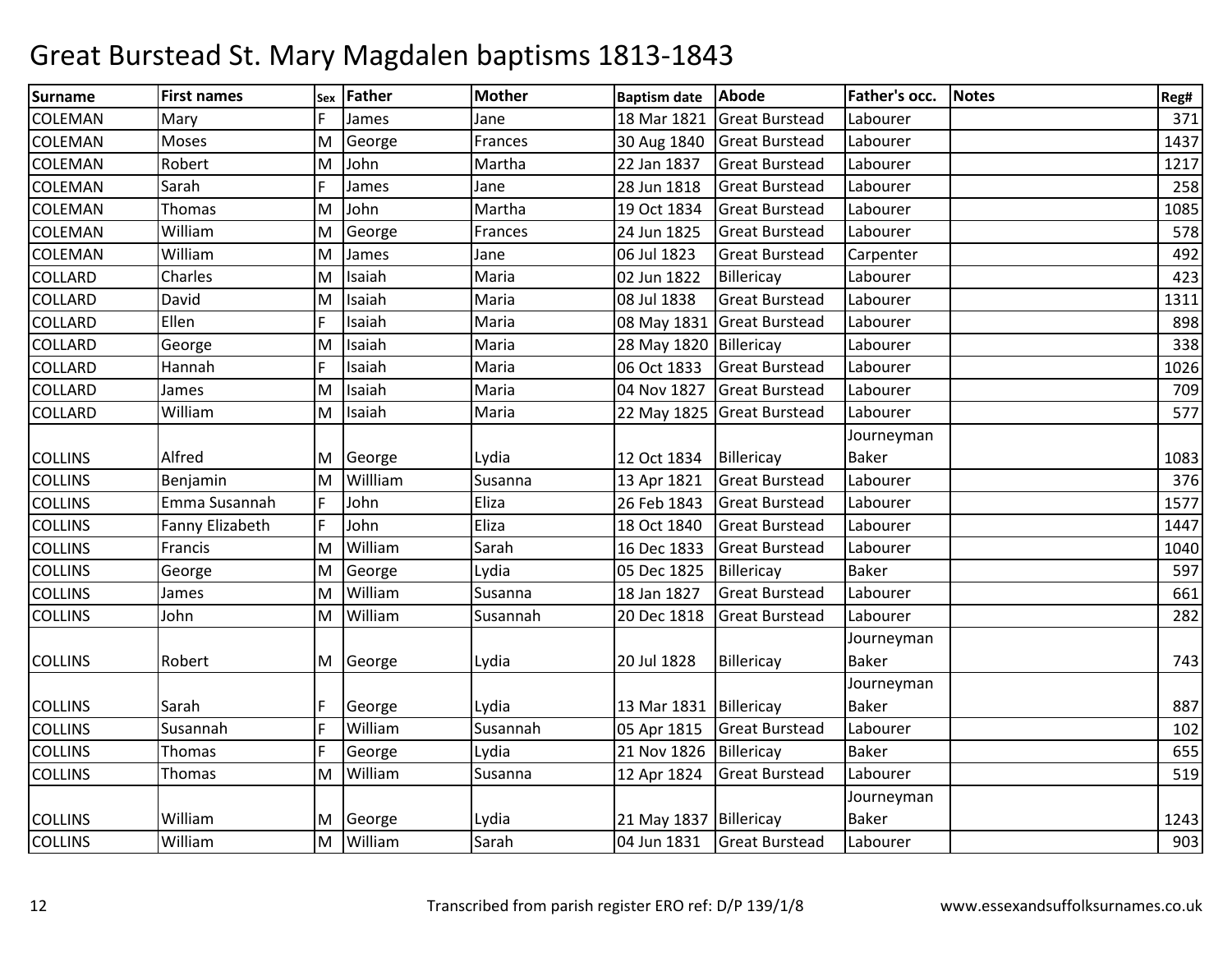# Great Burstead St. Mary Magdalen baptisms 1813-1843

| Surname | First names | Sex | Father | Mother | Baptism date | Abode | Father's occ. | Notes | Reg# |
|---|---|---|---|---|---|---|---|---|---|
| COLEMAN | Mary | F | James | Jane | 18 Mar 1821 | Great Burstead | Labourer | | 371 |
| COLEMAN | Moses | M | George | Frances | 30 Aug 1840 | Great Burstead | Labourer | | 1437 |
| COLEMAN | Robert | M | John | Martha | 22 Jan 1837 | Great Burstead | Labourer | | 1217 |
| COLEMAN | Sarah | F | James | Jane | 28 Jun 1818 | Great Burstead | Labourer | | 258 |
| COLEMAN | Thomas | M | John | Martha | 19 Oct 1834 | Great Burstead | Labourer | | 1085 |
| COLEMAN | William | M | George | Frances | 24 Jun 1825 | Great Burstead | Labourer | | 578 |
| COLEMAN | William | M | James | Jane | 06 Jul 1823 | Great Burstead | Carpenter | | 492 |
| COLLARD | Charles | M | Isaiah | Maria | 02 Jun 1822 | Billericay | Labourer | | 423 |
| COLLARD | David | M | Isaiah | Maria | 08 Jul 1838 | Great Burstead | Labourer | | 1311 |
| COLLARD | Ellen | F | Isaiah | Maria | 08 May 1831 | Great Burstead | Labourer | | 898 |
| COLLARD | George | M | Isaiah | Maria | 28 May 1820 | Billericay | Labourer | | 338 |
| COLLARD | Hannah | F | Isaiah | Maria | 06 Oct 1833 | Great Burstead | Labourer | | 1026 |
| COLLARD | James | M | Isaiah | Maria | 04 Nov 1827 | Great Burstead | Labourer | | 709 |
| COLLARD | William | M | Isaiah | Maria | 22 May 1825 | Great Burstead | Labourer | | 577 |
| COLLINS | Alfred | M | George | Lydia | 12 Oct 1834 | Billericay | Journeyman Baker | | 1083 |
| COLLINS | Benjamin | M | Willliam | Susanna | 13 Apr 1821 | Great Burstead | Labourer | | 376 |
| COLLINS | Emma Susannah | F | John | Eliza | 26 Feb 1843 | Great Burstead | Labourer | | 1577 |
| COLLINS | Fanny Elizabeth | F | John | Eliza | 18 Oct 1840 | Great Burstead | Labourer | | 1447 |
| COLLINS | Francis | M | William | Sarah | 16 Dec 1833 | Great Burstead | Labourer | | 1040 |
| COLLINS | George | M | George | Lydia | 05 Dec 1825 | Billericay | Baker | | 597 |
| COLLINS | James | M | William | Susanna | 18 Jan 1827 | Great Burstead | Labourer | | 661 |
| COLLINS | John | M | William | Susannah | 20 Dec 1818 | Great Burstead | Labourer | | 282 |
| COLLINS | Robert | M | George | Lydia | 20 Jul 1828 | Billericay | Journeyman Baker | | 743 |
| COLLINS | Sarah | F | George | Lydia | 13 Mar 1831 | Billericay | Journeyman Baker | | 887 |
| COLLINS | Susannah | F | William | Susannah | 05 Apr 1815 | Great Burstead | Labourer | | 102 |
| COLLINS | Thomas | F | George | Lydia | 21 Nov 1826 | Billericay | Baker | | 655 |
| COLLINS | Thomas | M | William | Susanna | 12 Apr 1824 | Great Burstead | Labourer | | 519 |
| COLLINS | William | M | George | Lydia | 21 May 1837 | Billericay | Journeyman Baker | | 1243 |
| COLLINS | William | M | William | Sarah | 04 Jun 1831 | Great Burstead | Labourer | | 903 |

Transcribed from parish register ERO ref: D/P 139/1/8 www.essexandsuffolksurnames.co.uk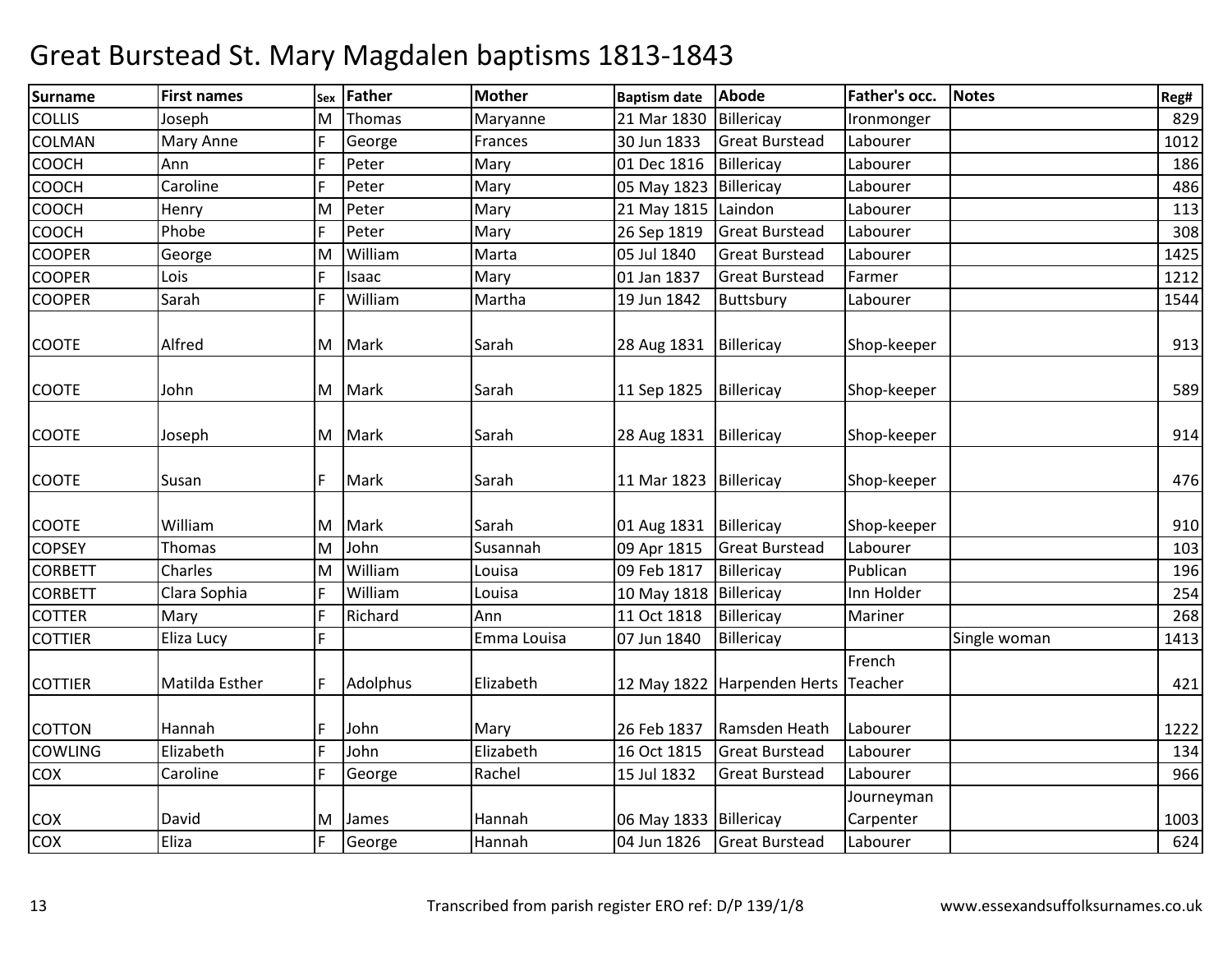# Great Burstead St. Mary Magdalen baptisms 1813-1843

| Surname | First names | Sex | Father | Mother | Baptism date | Abode | Father's occ. | Notes | Reg# |
|---|---|---|---|---|---|---|---|---|---|
| COLLIS | Joseph | M | Thomas | Maryanne | 21 Mar 1830 | Billericay | Ironmonger | | 829 |
| COLMAN | Mary Anne | F | George | Frances | 30 Jun 1833 | Great Burstead | Labourer | | 1012 |
| COOCH | Ann | F | Peter | Mary | 01 Dec 1816 | Billericay | Labourer | | 186 |
| COOCH | Caroline | F | Peter | Mary | 05 May 1823 | Billericay | Labourer | | 486 |
| COOCH | Henry | M | Peter | Mary | 21 May 1815 | Laindon | Labourer | | 113 |
| COOCH | Phobe | F | Peter | Mary | 26 Sep 1819 | Great Burstead | Labourer | | 308 |
| COOPER | George | M | William | Marta | 05 Jul 1840 | Great Burstead | Labourer | | 1425 |
| COOPER | Lois | F | Isaac | Mary | 01 Jan 1837 | Great Burstead | Farmer | | 1212 |
| COOPER | Sarah | F | William | Martha | 19 Jun 1842 | Buttsbury | Labourer | | 1544 |
| COOTE | Alfred | M | Mark | Sarah | 28 Aug 1831 | Billericay | Shop-keeper | | 913 |
| COOTE | John | M | Mark | Sarah | 11 Sep 1825 | Billericay | Shop-keeper | | 589 |
| COOTE | Joseph | M | Mark | Sarah | 28 Aug 1831 | Billericay | Shop-keeper | | 914 |
| COOTE | Susan | F | Mark | Sarah | 11 Mar 1823 | Billericay | Shop-keeper | | 476 |
| COOTE | William | M | Mark | Sarah | 01 Aug 1831 | Billericay | Shop-keeper | | 910 |
| COPSEY | Thomas | M | John | Susannah | 09 Apr 1815 | Great Burstead | Labourer | | 103 |
| CORBETT | Charles | M | William | Louisa | 09 Feb 1817 | Billericay | Publican | | 196 |
| CORBETT | Clara Sophia | F | William | Louisa | 10 May 1818 | Billericay | Inn Holder | | 254 |
| COTTER | Mary | F | Richard | Ann | 11 Oct 1818 | Billericay | Mariner | | 268 |
| COTTIER | Eliza Lucy | F | | Emma Louisa | 07 Jun 1840 | Billericay | | Single woman | 1413 |
| COTTIER | Matilda Esther | F | Adolphus | Elizabeth | 12 May 1822 | Harpenden Herts | French Teacher | | 421 |
| COTTON | Hannah | F | John | Mary | 26 Feb 1837 | Ramsden Heath | Labourer | | 1222 |
| COWLING | Elizabeth | F | John | Elizabeth | 16 Oct 1815 | Great Burstead | Labourer | | 134 |
| COX | Caroline | F | George | Rachel | 15 Jul 1832 | Great Burstead | Labourer | | 966 |
| COX | David | M | James | Hannah | 06 May 1833 | Billericay | Journeyman Carpenter | | 1003 |
| COX | Eliza | F | George | Hannah | 04 Jun 1826 | Great Burstead | Labourer | | 624 |

Transcribed from parish register ERO ref: D/P 139/1/8

www.essexandsuffolksurnames.co.uk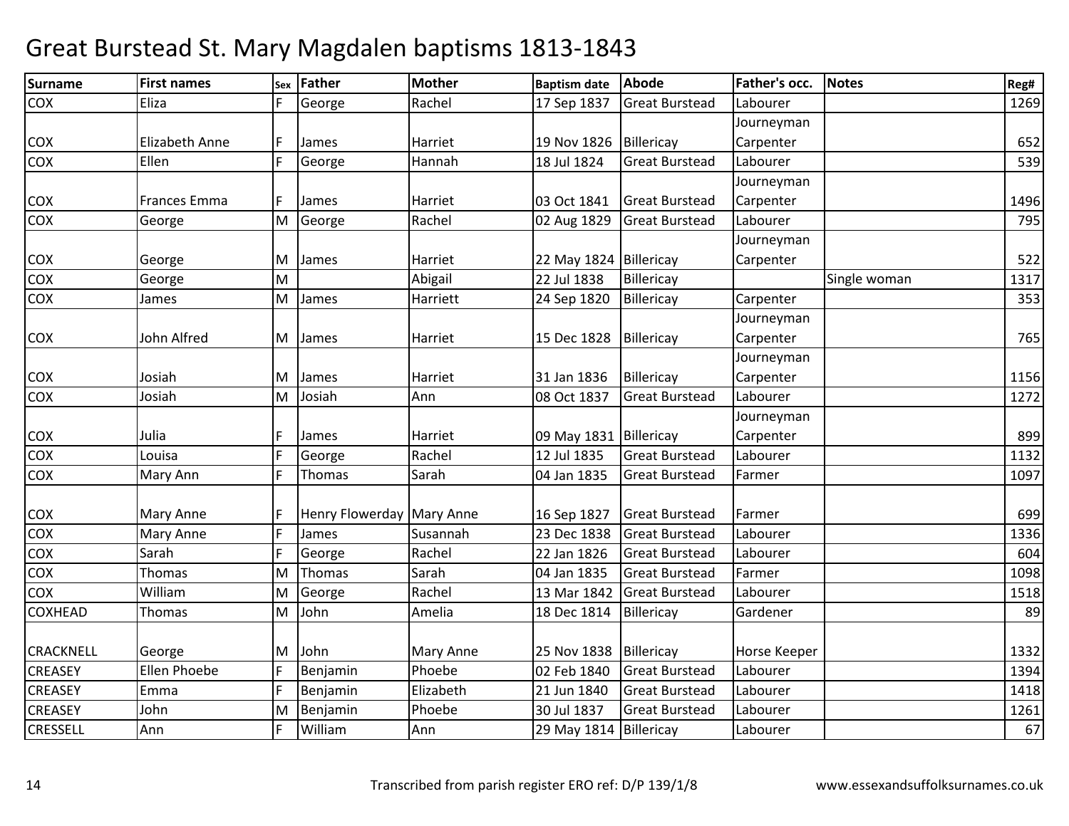# Great Burstead St. Mary Magdalen baptisms 1813-1843

| Surname | First names | Sex | Father | Mother | Baptism date | Abode | Father's occ. | Notes | Reg# |
|---|---|---|---|---|---|---|---|---|---|
| COX | Eliza | F | George | Rachel | 17 Sep 1837 | Great Burstead | Labourer | | 1269 |
| COX | Elizabeth Anne | F | James | Harriet | 19 Nov 1826 | Billericay | Journeyman Carpenter | | 652 |
| COX | Ellen | F | George | Hannah | 18 Jul 1824 | Great Burstead | Labourer | | 539 |
| COX | Frances Emma | F | James | Harriet | 03 Oct 1841 | Great Burstead | Journeyman Carpenter | | 1496 |
| COX | George | M | George | Rachel | 02 Aug 1829 | Great Burstead | Labourer | | 795 |
| COX | George | M | James | Harriet | 22 May 1824 | Billericay | Journeyman Carpenter | | 522 |
| COX | George | M | | Abigail | 22 Jul 1838 | Billericay | | Single woman | 1317 |
| COX | James | M | James | Harriett | 24 Sep 1820 | Billericay | Carpenter | | 353 |
| COX | John Alfred | M | James | Harriet | 15 Dec 1828 | Billericay | Journeyman Carpenter | | 765 |
| COX | Josiah | M | James | Harriet | 31 Jan 1836 | Billericay | Journeyman Carpenter | | 1156 |
| COX | Josiah | M | Josiah | Ann | 08 Oct 1837 | Great Burstead | Labourer | | 1272 |
| COX | Julia | F | James | Harriet | 09 May 1831 | Billericay | Journeyman Carpenter | | 899 |
| COX | Louisa | F | George | Rachel | 12 Jul 1835 | Great Burstead | Labourer | | 1132 |
| COX | Mary Ann | F | Thomas | Sarah | 04 Jan 1835 | Great Burstead | Farmer | | 1097 |
| COX | Mary Anne | F | Henry Flowerday | Mary Anne | 16 Sep 1827 | Great Burstead | Farmer | | 699 |
| COX | Mary Anne | F | James | Susannah | 23 Dec 1838 | Great Burstead | Labourer | | 1336 |
| COX | Sarah | F | George | Rachel | 22 Jan 1826 | Great Burstead | Labourer | | 604 |
| COX | Thomas | M | Thomas | Sarah | 04 Jan 1835 | Great Burstead | Farmer | | 1098 |
| COX | William | M | George | Rachel | 13 Mar 1842 | Great Burstead | Labourer | | 1518 |
| COXHEAD | Thomas | M | John | Amelia | 18 Dec 1814 | Billericay | Gardener | | 89 |
| CRACKNELL | George | M | John | Mary Anne | 25 Nov 1838 | Billericay | Horse Keeper | | 1332 |
| CREASEY | Ellen Phoebe | F | Benjamin | Phoebe | 02 Feb 1840 | Great Burstead | Labourer | | 1394 |
| CREASEY | Emma | F | Benjamin | Elizabeth | 21 Jun 1840 | Great Burstead | Labourer | | 1418 |
| CREASEY | John | M | Benjamin | Phoebe | 30 Jul 1837 | Great Burstead | Labourer | | 1261 |
| CRESSELL | Ann | F | William | Ann | 29 May 1814 | Billericay | Labourer | | 67 |

Transcribed from parish register ERO ref: D/P 139/1/8 www.essexandsuffolksurnames.co.uk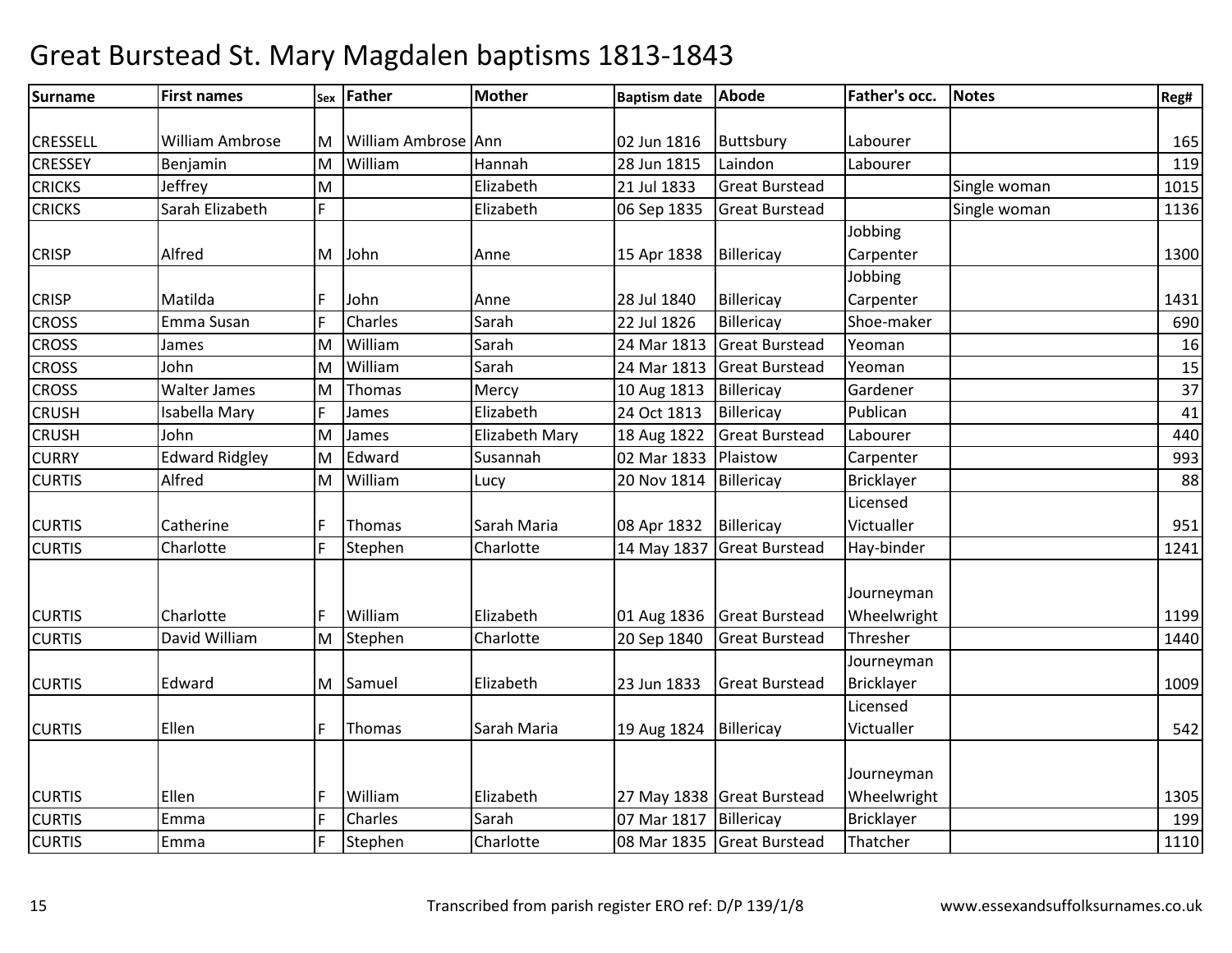# Great Burstead St. Mary Magdalen baptisms 1813-1843

| Surname | First names | Sex | Father | Mother | Baptism date | Abode | Father's occ. | Notes | Reg# |
|---|---|---|---|---|---|---|---|---|---|
| CRESSELL | William Ambrose | M | William Ambrose | Ann | 02 Jun 1816 | Buttsbury | Labourer | | 165 |
| CRESSEY | Benjamin | M | William | Hannah | 28 Jun 1815 | Laindon | Labourer | | 119 |
| CRICKS | Jeffrey | M | | Elizabeth | 21 Jul 1833 | Great Burstead | | Single woman | 1015 |
| CRICKS | Sarah Elizabeth | F | | Elizabeth | 06 Sep 1835 | Great Burstead | | Single woman | 1136 |
| CRISP | Alfred | M | John | Anne | 15 Apr 1838 | Billericay | Jobbing Carpenter | | 1300 |
| CRISP | Matilda | F | John | Anne | 28 Jul 1840 | Billericay | Jobbing Carpenter | | 1431 |
| CROSS | Emma Susan | F | Charles | Sarah | 22 Jul 1826 | Billericay | Shoe-maker | | 690 |
| CROSS | James | M | William | Sarah | 24 Mar 1813 | Great Burstead | Yeoman | | 16 |
| CROSS | John | M | William | Sarah | 24 Mar 1813 | Great Burstead | Yeoman | | 15 |
| CROSS | Walter James | M | Thomas | Mercy | 10 Aug 1813 | Billericay | Gardener | | 37 |
| CRUSH | Isabella Mary | F | James | Elizabeth | 24 Oct 1813 | Billericay | Publican | | 41 |
| CRUSH | John | M | James | Elizabeth Mary | 18 Aug 1822 | Great Burstead | Labourer | | 440 |
| CURRY | Edward Ridgley | M | Edward | Susannah | 02 Mar 1833 | Plaistow | Carpenter | | 993 |
| CURTIS | Alfred | M | William | Lucy | 20 Nov 1814 | Billericay | Bricklayer | | 88 |
| CURTIS | Catherine | F | Thomas | Sarah Maria | 08 Apr 1832 | Billericay | Licensed Victualler | | 951 |
| CURTIS | Charlotte | F | Stephen | Charlotte | 14 May 1837 | Great Burstead | Hay-binder | | 1241 |
| CURTIS | Charlotte | F | William | Elizabeth | 01 Aug 1836 | Great Burstead | Journeyman Wheelwright | | 1199 |
| CURTIS | David William | M | Stephen | Charlotte | 20 Sep 1840 | Great Burstead | Thresher | | 1440 |
| CURTIS | Edward | M | Samuel | Elizabeth | 23 Jun 1833 | Great Burstead | Journeyman Bricklayer | | 1009 |
| CURTIS | Ellen | F | Thomas | Sarah Maria | 19 Aug 1824 | Billericay | Licensed Victualler | | 542 |
| CURTIS | Ellen | F | William | Elizabeth | 27 May 1838 | Great Burstead | Journeyman Wheelwright | | 1305 |
| CURTIS | Emma | F | Charles | Sarah | 07 Mar 1817 | Billericay | Bricklayer | | 199 |
| CURTIS | Emma | F | Stephen | Charlotte | 08 Mar 1835 | Great Burstead | Thatcher | | 1110 |

Transcribed from parish register ERO ref: D/P 139/1/8

www.essexandsuffolksurnames.co.uk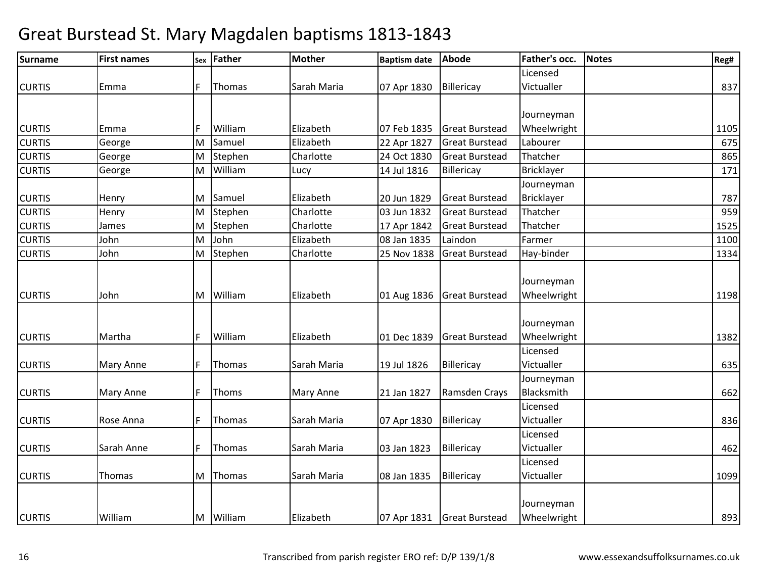# Great Burstead St. Mary Magdalen baptisms 1813-1843

| Surname | First names | Sex | Father | Mother | Baptism date | Abode | Father's occ. | Notes | Reg# |
|---|---|---|---|---|---|---|---|---|---|
| CURTIS | Emma | F | Thomas | Sarah Maria | 07 Apr 1830 | Billericay | Licensed Victualler | | 837 |
| CURTIS | Emma | F | William | Elizabeth | 07 Feb 1835 | Great Burstead | Journeyman Wheelwright | | 1105 |
| CURTIS | George | M | Samuel | Elizabeth | 22 Apr 1827 | Great Burstead | Labourer | | 675 |
| CURTIS | George | M | Stephen | Charlotte | 24 Oct 1830 | Great Burstead | Thatcher | | 865 |
| CURTIS | George | M | William | Lucy | 14 Jul 1816 | Billericay | Bricklayer | | 171 |
| CURTIS | Henry | M | Samuel | Elizabeth | 20 Jun 1829 | Great Burstead | Journeyman Bricklayer | | 787 |
| CURTIS | Henry | M | Stephen | Charlotte | 03 Jun 1832 | Great Burstead | Thatcher | | 959 |
| CURTIS | James | M | Stephen | Charlotte | 17 Apr 1842 | Great Burstead | Thatcher | | 1525 |
| CURTIS | John | M | John | Elizabeth | 08 Jan 1835 | Laindon | Farmer | | 1100 |
| CURTIS | John | M | Stephen | Charlotte | 25 Nov 1838 | Great Burstead | Hay-binder | | 1334 |
| CURTIS | John | M | William | Elizabeth | 01 Aug 1836 | Great Burstead | Journeyman Wheelwright | | 1198 |
| CURTIS | Martha | F | William | Elizabeth | 01 Dec 1839 | Great Burstead | Journeyman Wheelwright | | 1382 |
| CURTIS | Mary Anne | F | Thomas | Sarah Maria | 19 Jul 1826 | Billericay | Licensed Victualler | | 635 |
| CURTIS | Mary Anne | F | Thoms | Mary Anne | 21 Jan 1827 | Ramsden Crays | Journeyman Blacksmith | | 662 |
| CURTIS | Rose Anna | F | Thomas | Sarah Maria | 07 Apr 1830 | Billericay | Licensed Victualler | | 836 |
| CURTIS | Sarah Anne | F | Thomas | Sarah Maria | 03 Jan 1823 | Billericay | Licensed Victualler | | 462 |
| CURTIS | Thomas | M | Thomas | Sarah Maria | 08 Jan 1835 | Billericay | Licensed Victualler | | 1099 |
| CURTIS | William | M | William | Elizabeth | 07 Apr 1831 | Great Burstead | Journeyman Wheelwright | | 893 |

Transcribed from parish register ERO ref: D/P 139/1/8 www.essexandsuffolksurnames.co.uk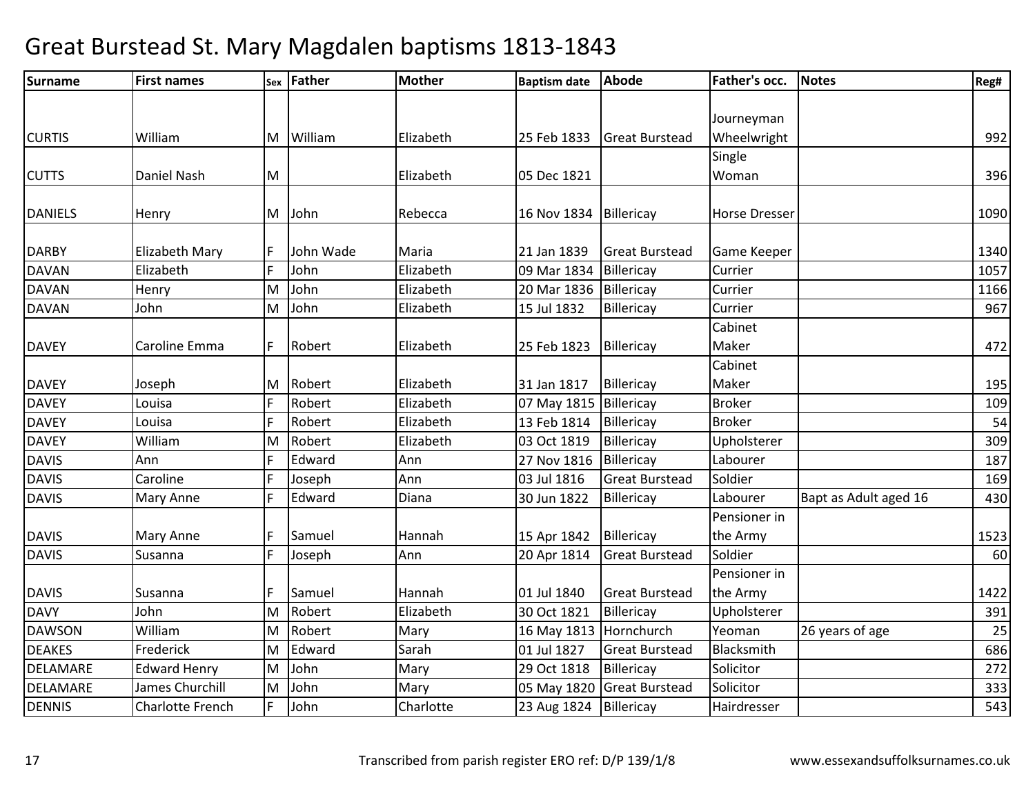# Great Burstead St. Mary Magdalen baptisms 1813-1843

| Surname | First names | Sex | Father | Mother | Baptism date | Abode | Father's occ. | Notes | Reg# |
|---|---|---|---|---|---|---|---|---|---|
| CURTIS | William | M | William | Elizabeth | 25 Feb 1833 | Great Burstead | Journeyman Wheelwright | | 992 |
| CUTTS | Daniel Nash | M | | Elizabeth | 05 Dec 1821 | | Single Woman | | 396 |
| DANIELS | Henry | M | John | Rebecca | 16 Nov 1834 | Billericay | Horse Dresser | | 1090 |
| DARBY | Elizabeth Mary | F | John Wade | Maria | 21 Jan 1839 | Great Burstead | Game Keeper | | 1340 |
| DAVAN | Elizabeth | F | John | Elizabeth | 09 Mar 1834 | Billericay | Currier | | 1057 |
| DAVAN | Henry | M | John | Elizabeth | 20 Mar 1836 | Billericay | Currier | | 1166 |
| DAVAN | John | M | John | Elizabeth | 15 Jul 1832 | Billericay | Currier | | 967 |
| DAVEY | Caroline Emma | F | Robert | Elizabeth | 25 Feb 1823 | Billericay | Cabinet Maker | | 472 |
| DAVEY | Joseph | M | Robert | Elizabeth | 31 Jan 1817 | Billericay | Cabinet Maker | | 195 |
| DAVEY | Louisa | F | Robert | Elizabeth | 07 May 1815 | Billericay | Broker | | 109 |
| DAVEY | Louisa | F | Robert | Elizabeth | 13 Feb 1814 | Billericay | Broker | | 54 |
| DAVEY | William | M | Robert | Elizabeth | 03 Oct 1819 | Billericay | Upholsterer | | 309 |
| DAVIS | Ann | F | Edward | Ann | 27 Nov 1816 | Billericay | Labourer | | 187 |
| DAVIS | Caroline | F | Joseph | Ann | 03 Jul 1816 | Great Burstead | Soldier | | 169 |
| DAVIS | Mary Anne | F | Edward | Diana | 30 Jun 1822 | Billericay | Labourer | Bapt as Adult aged 16 | 430 |
| DAVIS | Mary Anne | F | Samuel | Hannah | 15 Apr 1842 | Billericay | Pensioner in the Army | | 1523 |
| DAVIS | Susanna | F | Joseph | Ann | 20 Apr 1814 | Great Burstead | Soldier | | 60 |
| DAVIS | Susanna | F | Samuel | Hannah | 01 Jul 1840 | Great Burstead | Pensioner in the Army | | 1422 |
| DAVY | John | M | Robert | Elizabeth | 30 Oct 1821 | Billericay | Upholsterer | | 391 |
| DAWSON | William | M | Robert | Mary | 16 May 1813 | Hornchurch | Yeoman | 26 years of age | 25 |
| DEAKES | Frederick | M | Edward | Sarah | 01 Jul 1827 | Great Burstead | Blacksmith | | 686 |
| DELAMARE | Edward Henry | M | John | Mary | 29 Oct 1818 | Billericay | Solicitor | | 272 |
| DELAMARE | James Churchill | M | John | Mary | 05 May 1820 | Great Burstead | Solicitor | | 333 |
| DENNIS | Charlotte French | F | John | Charlotte | 23 Aug 1824 | Billericay | Hairdresser | | 543 |

Transcribed from parish register ERO ref: D/P 139/1/8 www.essexandsuffolksurnames.co.uk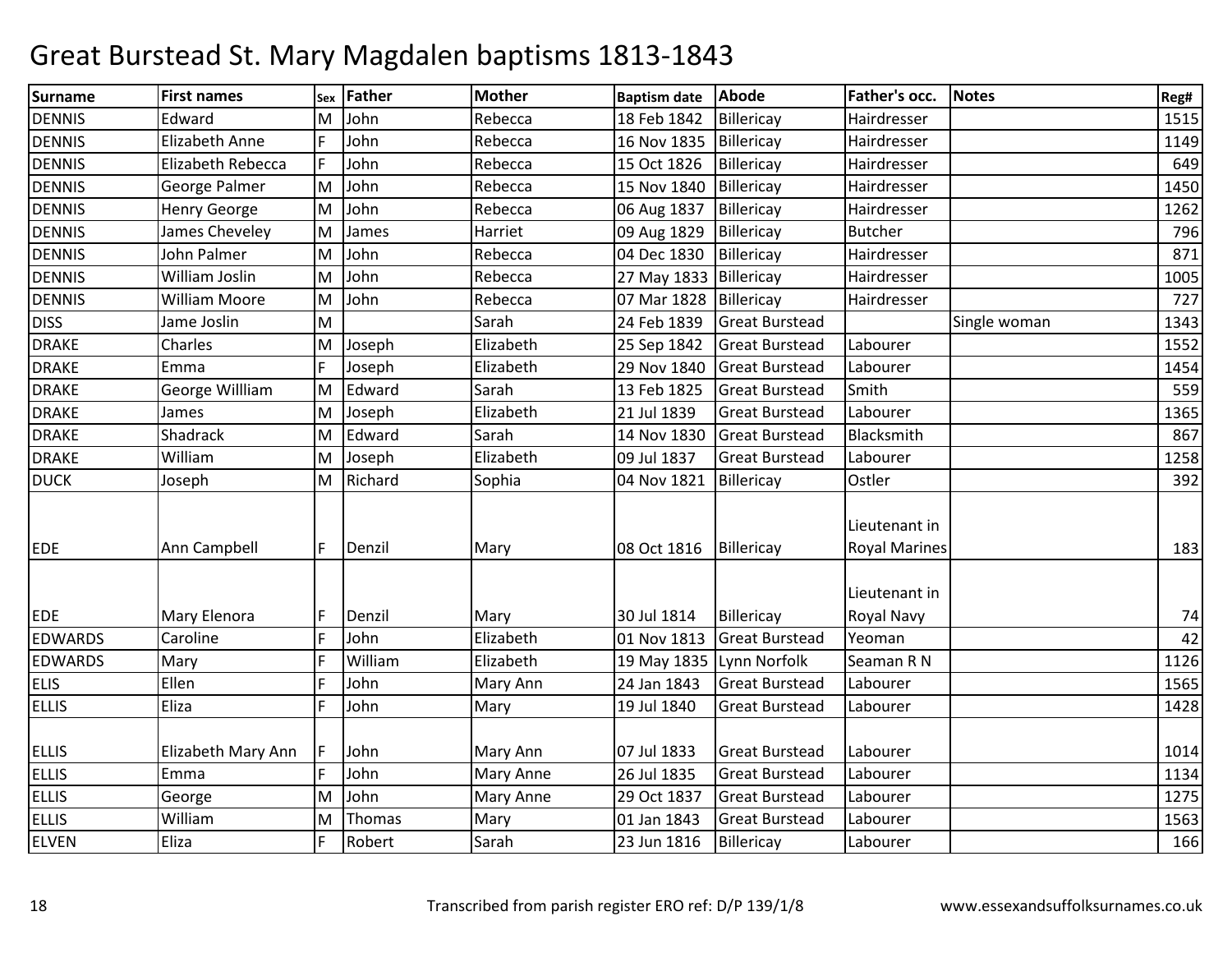# Great Burstead St. Mary Magdalen baptisms 1813-1843

| Surname | First names | Sex | Father | Mother | Baptism date | Abode | Father's occ. | Notes | Reg# |
|---|---|---|---|---|---|---|---|---|---|
| DENNIS | Edward | M | John | Rebecca | 18 Feb 1842 | Billericay | Hairdresser | | 1515 |
| DENNIS | Elizabeth Anne | F | John | Rebecca | 16 Nov 1835 | Billericay | Hairdresser | | 1149 |
| DENNIS | Elizabeth Rebecca | F | John | Rebecca | 15 Oct 1826 | Billericay | Hairdresser | | 649 |
| DENNIS | George Palmer | M | John | Rebecca | 15 Nov 1840 | Billericay | Hairdresser | | 1450 |
| DENNIS | Henry George | M | John | Rebecca | 06 Aug 1837 | Billericay | Hairdresser | | 1262 |
| DENNIS | James Cheveley | M | James | Harriet | 09 Aug 1829 | Billericay | Butcher | | 796 |
| DENNIS | John Palmer | M | John | Rebecca | 04 Dec 1830 | Billericay | Hairdresser | | 871 |
| DENNIS | William Joslin | M | John | Rebecca | 27 May 1833 | Billericay | Hairdresser | | 1005 |
| DENNIS | William Moore | M | John | Rebecca | 07 Mar 1828 | Billericay | Hairdresser | | 727 |
| DISS | Jame Joslin | M | | Sarah | 24 Feb 1839 | Great Burstead | | Single woman | 1343 |
| DRAKE | Charles | M | Joseph | Elizabeth | 25 Sep 1842 | Great Burstead | Labourer | | 1552 |
| DRAKE | Emma | F | Joseph | Elizabeth | 29 Nov 1840 | Great Burstead | Labourer | | 1454 |
| DRAKE | George Willliam | M | Edward | Sarah | 13 Feb 1825 | Great Burstead | Smith | | 559 |
| DRAKE | James | M | Joseph | Elizabeth | 21 Jul 1839 | Great Burstead | Labourer | | 1365 |
| DRAKE | Shadrack | M | Edward | Sarah | 14 Nov 1830 | Great Burstead | Blacksmith | | 867 |
| DRAKE | William | M | Joseph | Elizabeth | 09 Jul 1837 | Great Burstead | Labourer | | 1258 |
| DUCK | Joseph | M | Richard | Sophia | 04 Nov 1821 | Billericay | Ostler | | 392 |
| EDE | Ann Campbell | F | Denzil | Mary | 08 Oct 1816 | Billericay | Lieutenant in Royal Marines | | 183 |
| EDE | Mary Elenora | F | Denzil | Mary | 30 Jul 1814 | Billericay | Lieutenant in Royal Navy | | 74 |
| EDWARDS | Caroline | F | John | Elizabeth | 01 Nov 1813 | Great Burstead | Yeoman | | 42 |
| EDWARDS | Mary | F | William | Elizabeth | 19 May 1835 | Lynn Norfolk | Seaman R N | | 1126 |
| ELIS | Ellen | F | John | Mary Ann | 24 Jan 1843 | Great Burstead | Labourer | | 1565 |
| ELLIS | Eliza | F | John | Mary | 19 Jul 1840 | Great Burstead | Labourer | | 1428 |
| ELLIS | Elizabeth Mary Ann | F | John | Mary Ann | 07 Jul 1833 | Great Burstead | Labourer | | 1014 |
| ELLIS | Emma | F | John | Mary Anne | 26 Jul 1835 | Great Burstead | Labourer | | 1134 |
| ELLIS | George | M | John | Mary Anne | 29 Oct 1837 | Great Burstead | Labourer | | 1275 |
| ELLIS | William | M | Thomas | Mary | 01 Jan 1843 | Great Burstead | Labourer | | 1563 |
| ELVEN | Eliza | F | Robert | Sarah | 23 Jun 1816 | Billericay | Labourer | | 166 |

Transcribed from parish register ERO ref: D/P 139/1/8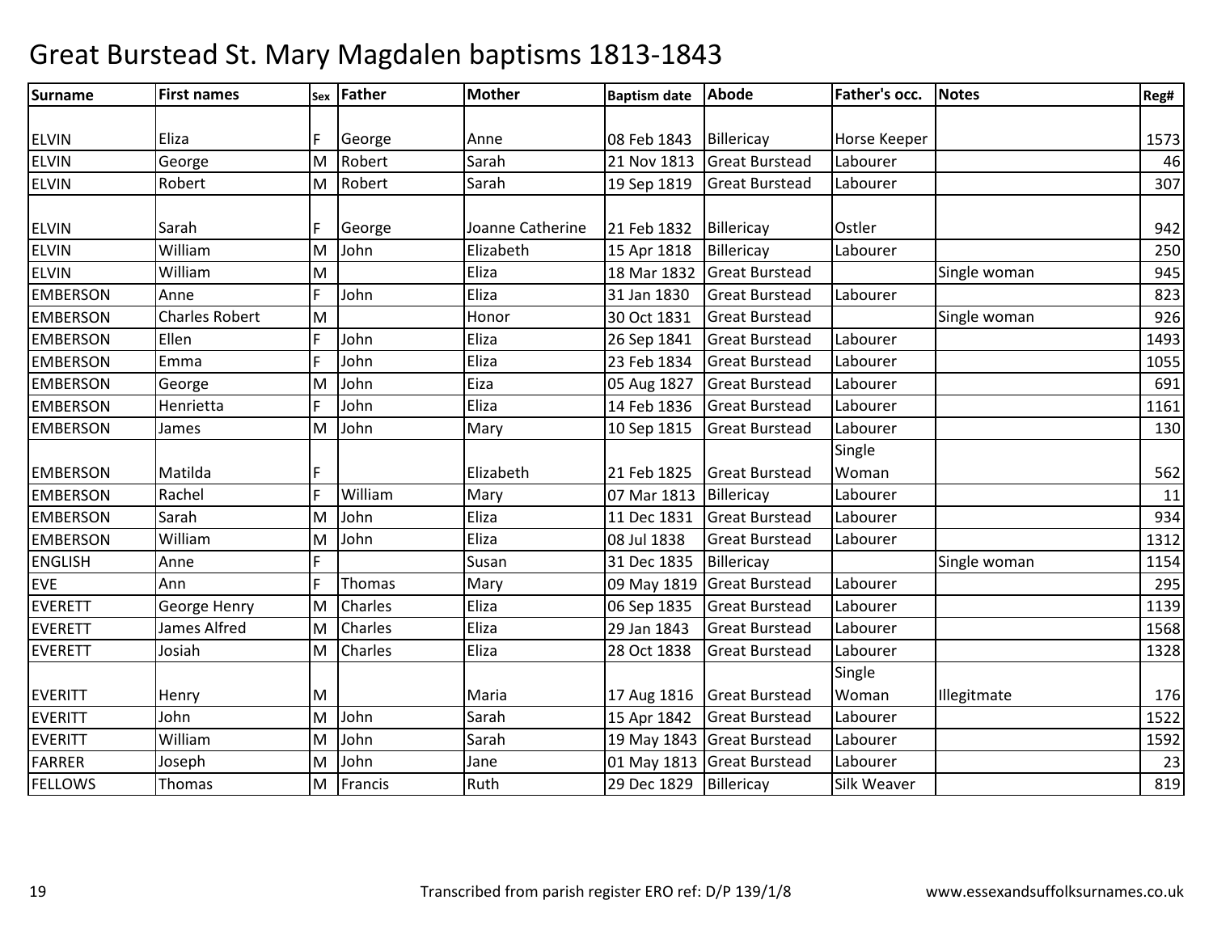# Great Burstead St. Mary Magdalen baptisms 1813-1843

| Surname | First names | Sex | Father | Mother | Baptism date | Abode | Father's occ. | Notes | Reg# |
|---|---|---|---|---|---|---|---|---|---|
| ELVIN | Eliza | F | George | Anne | 08 Feb 1843 | Billericay | Horse Keeper | | 1573 |
| ELVIN | George | M | Robert | Sarah | 21 Nov 1813 | Great Burstead | Labourer | | 46 |
| ELVIN | Robert | M | Robert | Sarah | 19 Sep 1819 | Great Burstead | Labourer | | 307 |
| ELVIN | Sarah | F | George | Joanne Catherine | 21 Feb 1832 | Billericay | Ostler | | 942 |
| ELVIN | William | M | John | Elizabeth | 15 Apr 1818 | Billericay | Labourer | | 250 |
| ELVIN | William | M | | Eliza | 18 Mar 1832 | Great Burstead | | Single woman | 945 |
| EMBERSON | Anne | F | John | Eliza | 31 Jan 1830 | Great Burstead | Labourer | | 823 |
| EMBERSON | Charles Robert | M | | Honor | 30 Oct 1831 | Great Burstead | | Single woman | 926 |
| EMBERSON | Ellen | F | John | Eliza | 26 Sep 1841 | Great Burstead | Labourer | | 1493 |
| EMBERSON | Emma | F | John | Eliza | 23 Feb 1834 | Great Burstead | Labourer | | 1055 |
| EMBERSON | George | M | John | Eiza | 05 Aug 1827 | Great Burstead | Labourer | | 691 |
| EMBERSON | Henrietta | F | John | Eliza | 14 Feb 1836 | Great Burstead | Labourer | | 1161 |
| EMBERSON | James | M | John | Mary | 10 Sep 1815 | Great Burstead | Labourer | | 130 |
| EMBERSON | Matilda | F | | Elizabeth | 21 Feb 1825 | Great Burstead | Single Woman | | 562 |
| EMBERSON | Rachel | F | William | Mary | 07 Mar 1813 | Billericay | Labourer | | 11 |
| EMBERSON | Sarah | M | John | Eliza | 11 Dec 1831 | Great Burstead | Labourer | | 934 |
| EMBERSON | William | M | John | Eliza | 08 Jul 1838 | Great Burstead | Labourer | | 1312 |
| ENGLISH | Anne | F | | Susan | 31 Dec 1835 | Billericay | | Single woman | 1154 |
| EVE | Ann | F | Thomas | Mary | 09 May 1819 | Great Burstead | Labourer | | 295 |
| EVERETT | George Henry | M | Charles | Eliza | 06 Sep 1835 | Great Burstead | Labourer | | 1139 |
| EVERETT | James Alfred | M | Charles | Eliza | 29 Jan 1843 | Great Burstead | Labourer | | 1568 |
| EVERETT | Josiah | M | Charles | Eliza | 28 Oct 1838 | Great Burstead | Labourer | | 1328 |
| EVERITT | Henry | M | | Maria | 17 Aug 1816 | Great Burstead | Single Woman | Illegitmate | 176 |
| EVERITT | John | M | John | Sarah | 15 Apr 1842 | Great Burstead | Labourer | | 1522 |
| EVERITT | William | M | John | Sarah | 19 May 1843 | Great Burstead | Labourer | | 1592 |
| FARRER | Joseph | M | John | Jane | 01 May 1813 | Great Burstead | Labourer | | 23 |
| FELLOWS | Thomas | M | Francis | Ruth | 29 Dec 1829 | Billericay | Silk Weaver | | 819 |

Transcribed from parish register ERO ref: D/P 139/1/8

www.essexandsuffolksurnames.co.uk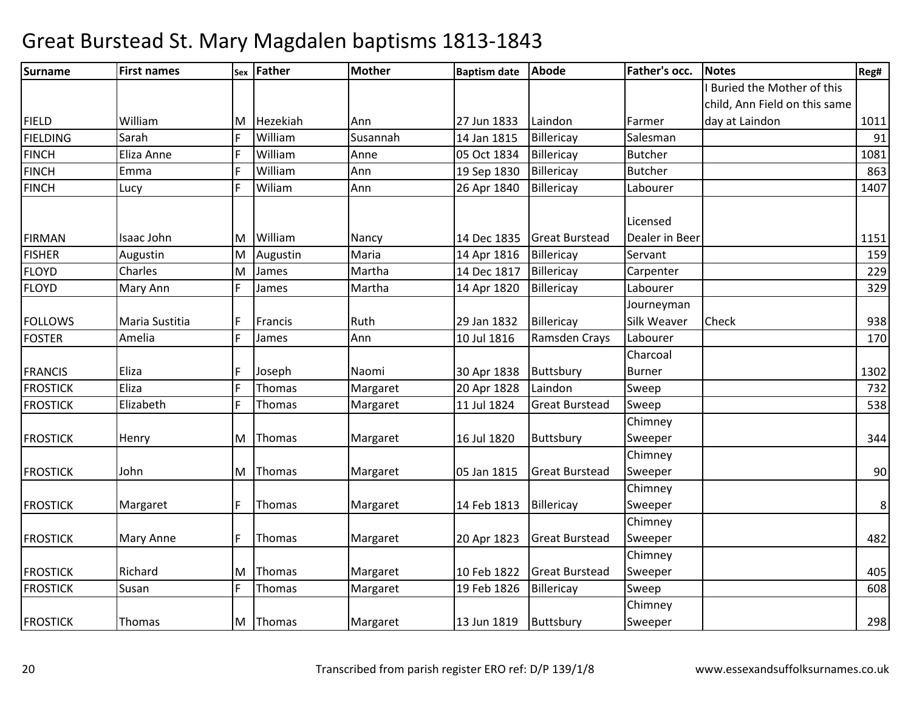# Great Burstead St. Mary Magdalen baptisms 1813-1843

| Surname | First names | Sex | Father | Mother | Baptism date | Abode | Father's occ. | Notes | Reg# |
|---|---|---|---|---|---|---|---|---|---|
| FIELD | William | M | Hezekiah | Ann | 27 Jun 1833 | Laindon | Farmer | I Buried the Mother of this child, Ann Field on this same day at Laindon | 1011 |
| FIELDING | Sarah | F | William | Susannah | 14 Jan 1815 | Billericay | Salesman | | 91 |
| FINCH | Eliza Anne | F | William | Anne | 05 Oct 1834 | Billericay | Butcher | | 1081 |
| FINCH | Emma | F | William | Ann | 19 Sep 1830 | Billericay | Butcher | | 863 |
| FINCH | Lucy | F | Wiliam | Ann | 26 Apr 1840 | Billericay | Labourer | | 1407 |
| FIRMAN | Isaac John | M | William | Nancy | 14 Dec 1835 | Great Burstead | Licensed Dealer in Beer | | 1151 |
| FISHER | Augustin | M | Augustin | Maria | 14 Apr 1816 | Billericay | Servant | | 159 |
| FLOYD | Charles | M | James | Martha | 14 Dec 1817 | Billericay | Carpenter | | 229 |
| FLOYD | Mary Ann | F | James | Martha | 14 Apr 1820 | Billericay | Labourer | | 329 |
| FOLLOWS | Maria Sustitia | F | Francis | Ruth | 29 Jan 1832 | Billericay | Journeyman Silk Weaver | Check | 938 |
| FOSTER | Amelia | F | James | Ann | 10 Jul 1816 | Ramsden Crays | Labourer | | 170 |
| FRANCIS | Eliza | F | Joseph | Naomi | 30 Apr 1838 | Buttsbury | Charcoal Burner | | 1302 |
| FROSTICK | Eliza | F | Thomas | Margaret | 20 Apr 1828 | Laindon | Sweep | | 732 |
| FROSTICK | Elizabeth | F | Thomas | Margaret | 11 Jul 1824 | Great Burstead | Sweep | | 538 |
| FROSTICK | Henry | M | Thomas | Margaret | 16 Jul 1820 | Buttsbury | Chimney Sweeper | | 344 |
| FROSTICK | John | M | Thomas | Margaret | 05 Jan 1815 | Great Burstead | Chimney Sweeper | | 90 |
| FROSTICK | Margaret | F | Thomas | Margaret | 14 Feb 1813 | Billericay | Chimney Sweeper | | 8 |
| FROSTICK | Mary Anne | F | Thomas | Margaret | 20 Apr 1823 | Great Burstead | Chimney Sweeper | | 482 |
| FROSTICK | Richard | M | Thomas | Margaret | 10 Feb 1822 | Great Burstead | Chimney Sweeper | | 405 |
| FROSTICK | Susan | F | Thomas | Margaret | 19 Feb 1826 | Billericay | Sweep | | 608 |
| FROSTICK | Thomas | M | Thomas | Margaret | 13 Jun 1819 | Buttsbury | Chimney Sweeper | | 298 |

Transcribed from parish register ERO ref: D/P 139/1/8 www.essexandsuffolksurnames.co.uk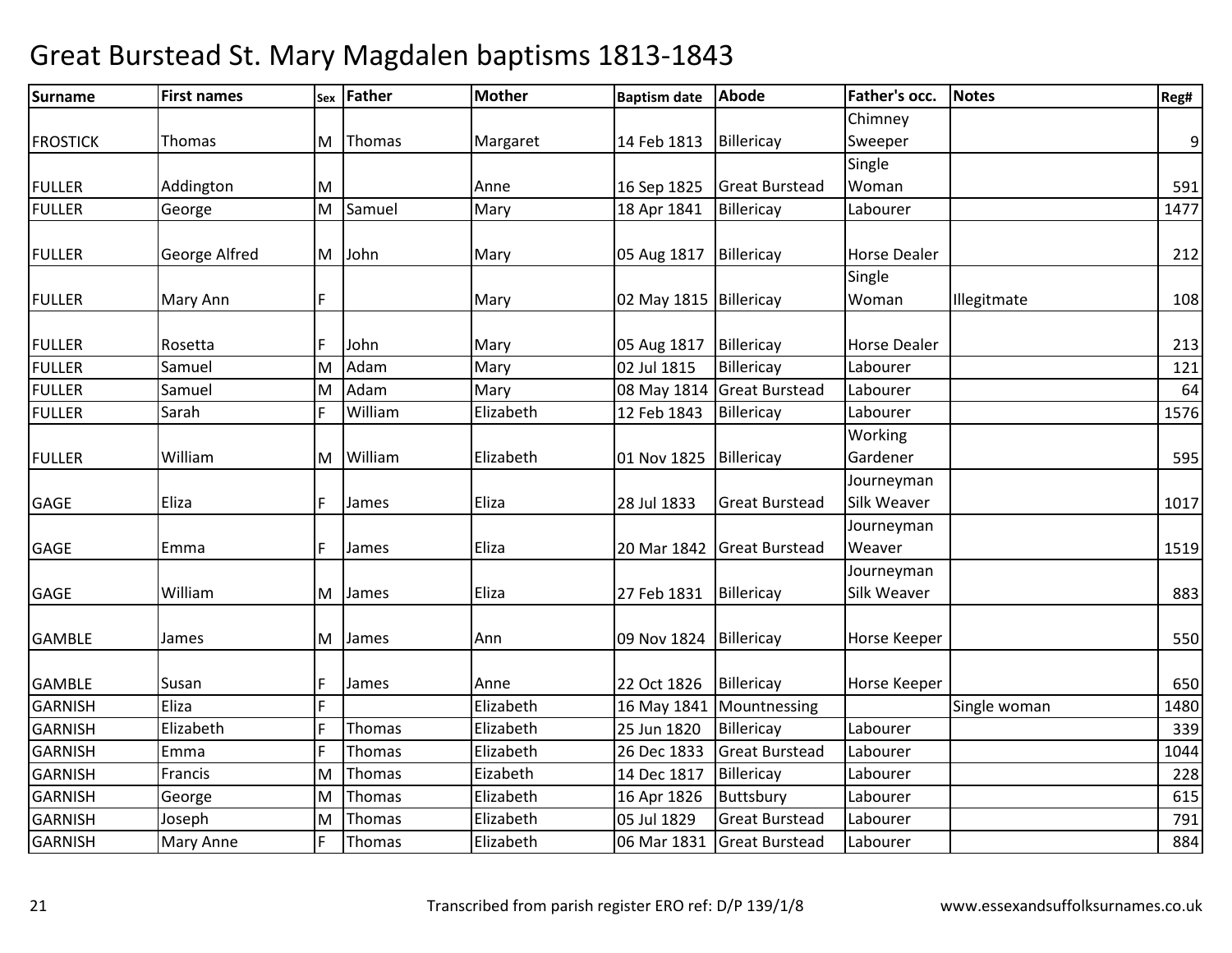# Great Burstead St. Mary Magdalen baptisms 1813-1843

| Surname | First names | Sex | Father | Mother | Baptism date | Abode | Father's occ. | Notes | Reg# |
|---|---|---|---|---|---|---|---|---|---|
| FROSTICK | Thomas | M | Thomas | Margaret | 14 Feb 1813 | Billericay | Chimney Sweeper | | 9 |
| FULLER | Addington | M | | Anne | 16 Sep 1825 | Great Burstead | Single Woman | | 591 |
| FULLER | George | M | Samuel | Mary | 18 Apr 1841 | Billericay | Labourer | | 1477 |
| FULLER | George Alfred | M | John | Mary | 05 Aug 1817 | Billericay | Horse Dealer | | 212 |
| FULLER | Mary Ann | F | | Mary | 02 May 1815 | Billericay | Single Woman | Illegitmate | 108 |
| FULLER | Rosetta | F | John | Mary | 05 Aug 1817 | Billericay | Horse Dealer | | 213 |
| FULLER | Samuel | M | Adam | Mary | 02 Jul 1815 | Billericay | Labourer | | 121 |
| FULLER | Samuel | M | Adam | Mary | 08 May 1814 | Great Burstead | Labourer | | 64 |
| FULLER | Sarah | F | William | Elizabeth | 12 Feb 1843 | Billericay | Labourer | | 1576 |
| FULLER | William | M | William | Elizabeth | 01 Nov 1825 | Billericay | Working Gardener | | 595 |
| GAGE | Eliza | F | James | Eliza | 28 Jul 1833 | Great Burstead | Journeyman Silk Weaver | | 1017 |
| GAGE | Emma | F | James | Eliza | 20 Mar 1842 | Great Burstead | Journeyman Weaver | | 1519 |
| GAGE | William | M | James | Eliza | 27 Feb 1831 | Billericay | Journeyman Silk Weaver | | 883 |
| GAMBLE | James | M | James | Ann | 09 Nov 1824 | Billericay | Horse Keeper | | 550 |
| GAMBLE | Susan | F | James | Anne | 22 Oct 1826 | Billericay | Horse Keeper | | 650 |
| GARNISH | Eliza | F | | Elizabeth | 16 May 1841 | Mountnessing | | Single woman | 1480 |
| GARNISH | Elizabeth | F | Thomas | Elizabeth | 25 Jun 1820 | Billericay | Labourer | | 339 |
| GARNISH | Emma | F | Thomas | Elizabeth | 26 Dec 1833 | Great Burstead | Labourer | | 1044 |
| GARNISH | Francis | M | Thomas | Eizabeth | 14 Dec 1817 | Billericay | Labourer | | 228 |
| GARNISH | George | M | Thomas | Elizabeth | 16 Apr 1826 | Buttsbury | Labourer | | 615 |
| GARNISH | Joseph | M | Thomas | Elizabeth | 05 Jul 1829 | Great Burstead | Labourer | | 791 |
| GARNISH | Mary Anne | F | Thomas | Elizabeth | 06 Mar 1831 | Great Burstead | Labourer | | 884 |

Transcribed from parish register ERO ref: D/P 139/1/8 www.essexandsuffolksurnames.co.uk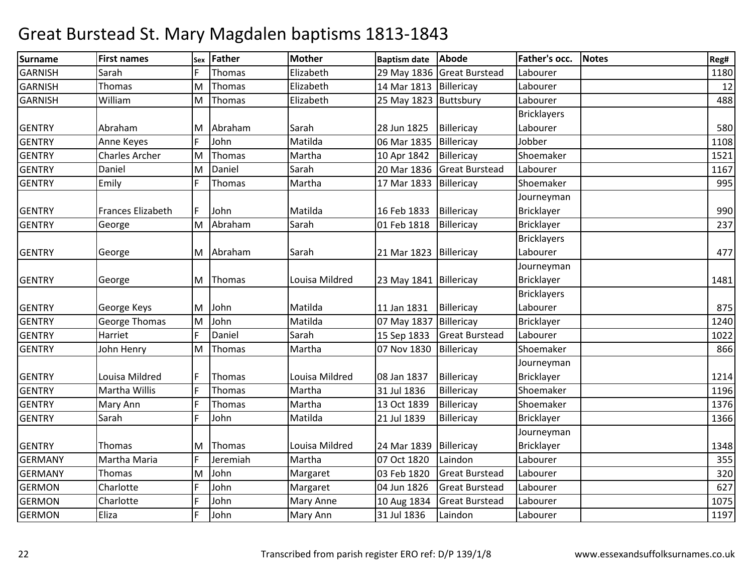# Great Burstead St. Mary Magdalen baptisms 1813-1843

| Surname | First names | Sex | Father | Mother | Baptism date | Abode | Father's occ. | Notes | Reg# |
|---|---|---|---|---|---|---|---|---|---|
| GARNISH | Sarah | F | Thomas | Elizabeth | 29 May 1836 | Great Burstead | Labourer | | 1180 |
| GARNISH | Thomas | M | Thomas | Elizabeth | 14 Mar 1813 | Billericay | Labourer | | 12 |
| GARNISH | William | M | Thomas | Elizabeth | 25 May 1823 | Buttsbury | Labourer | | 488 |
| GENTRY | Abraham | M | Abraham | Sarah | 28 Jun 1825 | Billericay | Bricklayers Labourer | | 580 |
| GENTRY | Anne Keyes | F | John | Matilda | 06 Mar 1835 | Billericay | Jobber | | 1108 |
| GENTRY | Charles Archer | M | Thomas | Martha | 10 Apr 1842 | Billericay | Shoemaker | | 1521 |
| GENTRY | Daniel | M | Daniel | Sarah | 20 Mar 1836 | Great Burstead | Labourer | | 1167 |
| GENTRY | Emily | F | Thomas | Martha | 17 Mar 1833 | Billericay | Shoemaker | | 995 |
| GENTRY | Frances Elizabeth | F | John | Matilda | 16 Feb 1833 | Billericay | Journeyman Bricklayer | | 990 |
| GENTRY | George | M | Abraham | Sarah | 01 Feb 1818 | Billericay | Bricklayer | | 237 |
| GENTRY | George | M | Abraham | Sarah | 21 Mar 1823 | Billericay | Bricklayers Labourer | | 477 |
| GENTRY | George | M | Thomas | Louisa Mildred | 23 May 1841 | Billericay | Journeyman Bricklayer | | 1481 |
| GENTRY | George Keys | M | John | Matilda | 11 Jan 1831 | Billericay | Bricklayers Labourer | | 875 |
| GENTRY | George Thomas | M | John | Matilda | 07 May 1837 | Billericay | Bricklayer | | 1240 |
| GENTRY | Harriet | F | Daniel | Sarah | 15 Sep 1833 | Great Burstead | Labourer | | 1022 |
| GENTRY | John Henry | M | Thomas | Martha | 07 Nov 1830 | Billericay | Shoemaker | | 866 |
| GENTRY | Louisa Mildred | F | Thomas | Louisa Mildred | 08 Jan 1837 | Billericay | Journeyman Bricklayer | | 1214 |
| GENTRY | Martha Willis | F | Thomas | Martha | 31 Jul 1836 | Billericay | Shoemaker | | 1196 |
| GENTRY | Mary Ann | F | Thomas | Martha | 13 Oct 1839 | Billericay | Shoemaker | | 1376 |
| GENTRY | Sarah | F | John | Matilda | 21 Jul 1839 | Billericay | Bricklayer | | 1366 |
| GENTRY | Thomas | M | Thomas | Louisa Mildred | 24 Mar 1839 | Billericay | Journeyman Bricklayer | | 1348 |
| GERMANY | Martha Maria | F | Jeremiah | Martha | 07 Oct 1820 | Laindon | Labourer | | 355 |
| GERMANY | Thomas | M | John | Margaret | 03 Feb 1820 | Great Burstead | Labourer | | 320 |
| GERMON | Charlotte | F | John | Margaret | 04 Jun 1826 | Great Burstead | Labourer | | 627 |
| GERMON | Charlotte | F | John | Mary Anne | 10 Aug 1834 | Great Burstead | Labourer | | 1075 |
| GERMON | Eliza | F | John | Mary Ann | 31 Jul 1836 | Laindon | Labourer | | 1197 |

Transcribed from parish register ERO ref: D/P 139/1/8 www.essexandsuffolksurnames.co.uk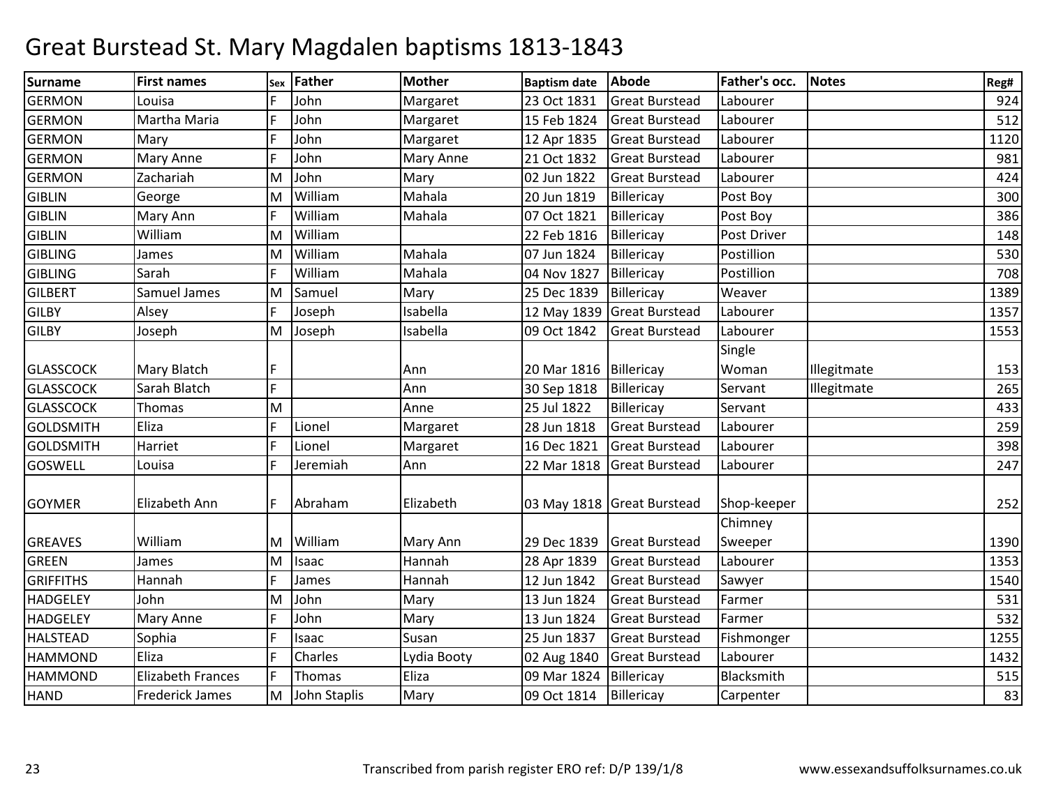# Great Burstead St. Mary Magdalen baptisms 1813-1843

| Surname | First names | Sex | Father | Mother | Baptism date | Abode | Father's occ. | Notes | Reg# |
|---|---|---|---|---|---|---|---|---|---|
| GERMON | Louisa | F | John | Margaret | 23 Oct 1831 | Great Burstead | Labourer | | 924 |
| GERMON | Martha Maria | F | John | Margaret | 15 Feb 1824 | Great Burstead | Labourer | | 512 |
| GERMON | Mary | F | John | Margaret | 12 Apr 1835 | Great Burstead | Labourer | | 1120 |
| GERMON | Mary Anne | F | John | Mary Anne | 21 Oct 1832 | Great Burstead | Labourer | | 981 |
| GERMON | Zachariah | M | John | Mary | 02 Jun 1822 | Great Burstead | Labourer | | 424 |
| GIBLIN | George | M | William | Mahala | 20 Jun 1819 | Billericay | Post Boy | | 300 |
| GIBLIN | Mary Ann | F | William | Mahala | 07 Oct 1821 | Billericay | Post Boy | | 386 |
| GIBLIN | William | M | William | | 22 Feb 1816 | Billericay | Post Driver | | 148 |
| GIBLING | James | M | William | Mahala | 07 Jun 1824 | Billericay | Postillion | | 530 |
| GIBLING | Sarah | F | William | Mahala | 04 Nov 1827 | Billericay | Postillion | | 708 |
| GILBERT | Samuel James | M | Samuel | Mary | 25 Dec 1839 | Billericay | Weaver | | 1389 |
| GILBY | Alsey | F | Joseph | Isabella | 12 May 1839 | Great Burstead | Labourer | | 1357 |
| GILBY | Joseph | M | Joseph | Isabella | 09 Oct 1842 | Great Burstead | Labourer | | 1553 |
| GLASSCOCK | Mary Blatch | F | | Ann | 20 Mar 1816 | Billericay | Single Woman | Illegitmate | 153 |
| GLASSCOCK | Sarah Blatch | F | | Ann | 30 Sep 1818 | Billericay | Servant | Illegitmate | 265 |
| GLASSCOCK | Thomas | M | | Anne | 25 Jul 1822 | Billericay | Servant | | 433 |
| GOLDSMITH | Eliza | F | Lionel | Margaret | 28 Jun 1818 | Great Burstead | Labourer | | 259 |
| GOLDSMITH | Harriet | F | Lionel | Margaret | 16 Dec 1821 | Great Burstead | Labourer | | 398 |
| GOSWELL | Louisa | F | Jeremiah | Ann | 22 Mar 1818 | Great Burstead | Labourer | | 247 |
| GOYMER | Elizabeth Ann | F | Abraham | Elizabeth | 03 May 1818 | Great Burstead | Shop-keeper | | 252 |
| GREAVES | William | M | William | Mary Ann | 29 Dec 1839 | Great Burstead | Chimney Sweeper | | 1390 |
| GREEN | James | M | Isaac | Hannah | 28 Apr 1839 | Great Burstead | Labourer | | 1353 |
| GRIFFITHS | Hannah | F | James | Hannah | 12 Jun 1842 | Great Burstead | Sawyer | | 1540 |
| HADGELEY | John | M | John | Mary | 13 Jun 1824 | Great Burstead | Farmer | | 531 |
| HADGELEY | Mary Anne | F | John | Mary | 13 Jun 1824 | Great Burstead | Farmer | | 532 |
| HALSTEAD | Sophia | F | Isaac | Susan | 25 Jun 1837 | Great Burstead | Fishmonger | | 1255 |
| HAMMOND | Eliza | F | Charles | Lydia Booty | 02 Aug 1840 | Great Burstead | Labourer | | 1432 |
| HAMMOND | Elizabeth Frances | F | Thomas | Eliza | 09 Mar 1824 | Billericay | Blacksmith | | 515 |
| HAND | Frederick James | M | John Staplis | Mary | 09 Oct 1814 | Billericay | Carpenter | | 83 |

Transcribed from parish register ERO ref: D/P 139/1/8

www.essexandsuffolksurnames.co.uk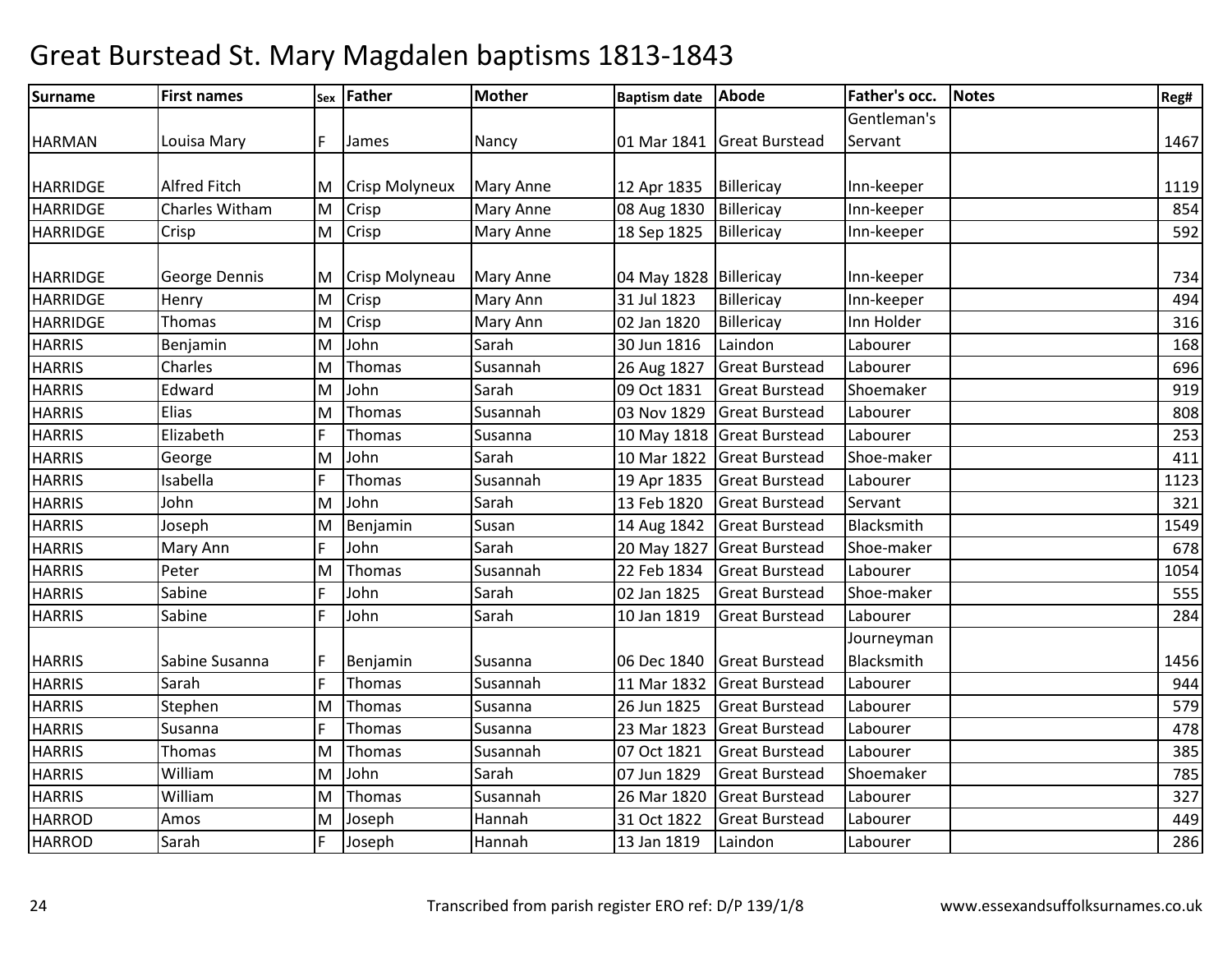# Great Burstead St. Mary Magdalen baptisms 1813-1843

| Surname | First names | Sex | Father | Mother | Baptism date | Abode | Father's occ. | Notes | Reg# |
|---|---|---|---|---|---|---|---|---|---|
| HARMAN | Louisa Mary | F | James | Nancy | 01 Mar 1841 | Great Burstead | Gentleman's Servant | | 1467 |
| HARRIDGE | Alfred Fitch | M | Crisp Molyneux | Mary Anne | 12 Apr 1835 | Billericay | Inn-keeper | | 1119 |
| HARRIDGE | Charles Witham | M | Crisp | Mary Anne | 08 Aug 1830 | Billericay | Inn-keeper | | 854 |
| HARRIDGE | Crisp | M | Crisp | Mary Anne | 18 Sep 1825 | Billericay | Inn-keeper | | 592 |
| HARRIDGE | George Dennis | M | Crisp Molyneau | Mary Anne | 04 May 1828 | Billericay | Inn-keeper | | 734 |
| HARRIDGE | Henry | M | Crisp | Mary Ann | 31 Jul 1823 | Billericay | Inn-keeper | | 494 |
| HARRIDGE | Thomas | M | Crisp | Mary Ann | 02 Jan 1820 | Billericay | Inn Holder | | 316 |
| HARRIS | Benjamin | M | John | Sarah | 30 Jun 1816 | Laindon | Labourer | | 168 |
| HARRIS | Charles | M | Thomas | Susannah | 26 Aug 1827 | Great Burstead | Labourer | | 696 |
| HARRIS | Edward | M | John | Sarah | 09 Oct 1831 | Great Burstead | Shoemaker | | 919 |
| HARRIS | Elias | M | Thomas | Susannah | 03 Nov 1829 | Great Burstead | Labourer | | 808 |
| HARRIS | Elizabeth | F | Thomas | Susanna | 10 May 1818 | Great Burstead | Labourer | | 253 |
| HARRIS | George | M | John | Sarah | 10 Mar 1822 | Great Burstead | Shoe-maker | | 411 |
| HARRIS | Isabella | F | Thomas | Susannah | 19 Apr 1835 | Great Burstead | Labourer | | 1123 |
| HARRIS | John | M | John | Sarah | 13 Feb 1820 | Great Burstead | Servant | | 321 |
| HARRIS | Joseph | M | Benjamin | Susan | 14 Aug 1842 | Great Burstead | Blacksmith | | 1549 |
| HARRIS | Mary Ann | F | John | Sarah | 20 May 1827 | Great Burstead | Shoe-maker | | 678 |
| HARRIS | Peter | M | Thomas | Susannah | 22 Feb 1834 | Great Burstead | Labourer | | 1054 |
| HARRIS | Sabine | F | John | Sarah | 02 Jan 1825 | Great Burstead | Shoe-maker | | 555 |
| HARRIS | Sabine | F | John | Sarah | 10 Jan 1819 | Great Burstead | Labourer | | 284 |
| HARRIS | Sabine Susanna | F | Benjamin | Susanna | 06 Dec 1840 | Great Burstead | Journeyman Blacksmith | | 1456 |
| HARRIS | Sarah | F | Thomas | Susannah | 11 Mar 1832 | Great Burstead | Labourer | | 944 |
| HARRIS | Stephen | M | Thomas | Susanna | 26 Jun 1825 | Great Burstead | Labourer | | 579 |
| HARRIS | Susanna | F | Thomas | Susanna | 23 Mar 1823 | Great Burstead | Labourer | | 478 |
| HARRIS | Thomas | M | Thomas | Susannah | 07 Oct 1821 | Great Burstead | Labourer | | 385 |
| HARRIS | William | M | John | Sarah | 07 Jun 1829 | Great Burstead | Shoemaker | | 785 |
| HARRIS | William | M | Thomas | Susannah | 26 Mar 1820 | Great Burstead | Labourer | | 327 |
| HARROD | Amos | M | Joseph | Hannah | 31 Oct 1822 | Great Burstead | Labourer | | 449 |
| HARROD | Sarah | F | Joseph | Hannah | 13 Jan 1819 | Laindon | Labourer | | 286 |

Transcribed from parish register ERO ref: D/P 139/1/8 www.essexandsuffolksurnames.co.uk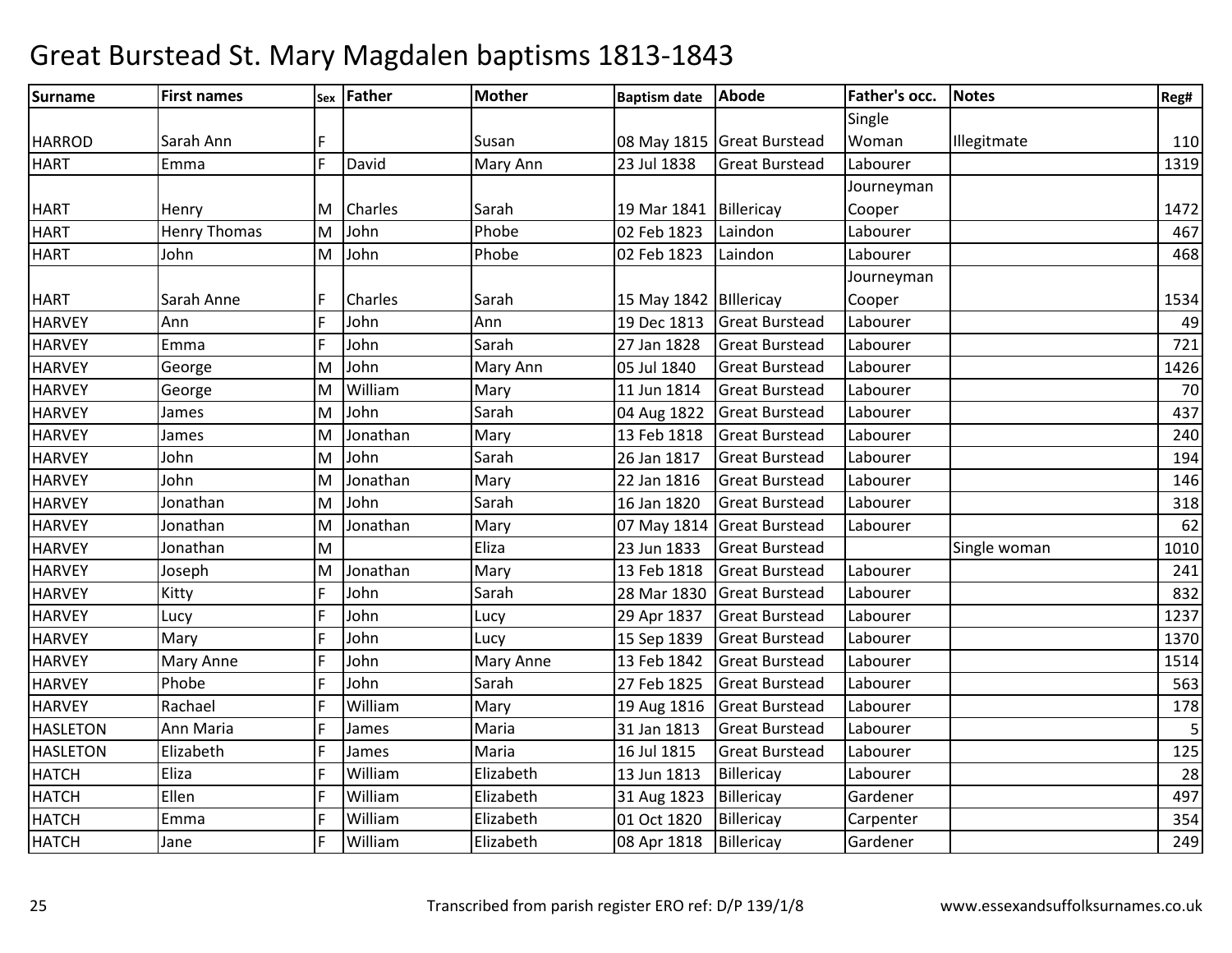# Great Burstead St. Mary Magdalen baptisms 1813-1843

| Surname | First names | Sex | Father | Mother | Baptism date | Abode | Father's occ. | Notes | Reg# |
|---|---|---|---|---|---|---|---|---|---|
| HARROD | Sarah Ann | F | | Susan | 08 May 1815 | Great Burstead | Single Woman | Illegitmate | 110 |
| HART | Emma | F | David | Mary Ann | 23 Jul 1838 | Great Burstead | Labourer | | 1319 |
| HART | Henry | M | Charles | Sarah | 19 Mar 1841 | Billericay | Journeyman Cooper | | 1472 |
| HART | Henry Thomas | M | John | Phobe | 02 Feb 1823 | Laindon | Labourer | | 467 |
| HART | John | M | John | Phobe | 02 Feb 1823 | Laindon | Labourer | | 468 |
| HART | Sarah Anne | F | Charles | Sarah | 15 May 1842 | BIllericay | Journeyman Cooper | | 1534 |
| HARVEY | Ann | F | John | Ann | 19 Dec 1813 | Great Burstead | Labourer | | 49 |
| HARVEY | Emma | F | John | Sarah | 27 Jan 1828 | Great Burstead | Labourer | | 721 |
| HARVEY | George | M | John | Mary Ann | 05 Jul 1840 | Great Burstead | Labourer | | 1426 |
| HARVEY | George | M | William | Mary | 11 Jun 1814 | Great Burstead | Labourer | | 70 |
| HARVEY | James | M | John | Sarah | 04 Aug 1822 | Great Burstead | Labourer | | 437 |
| HARVEY | James | M | Jonathan | Mary | 13 Feb 1818 | Great Burstead | Labourer | | 240 |
| HARVEY | John | M | John | Sarah | 26 Jan 1817 | Great Burstead | Labourer | | 194 |
| HARVEY | John | M | Jonathan | Mary | 22 Jan 1816 | Great Burstead | Labourer | | 146 |
| HARVEY | Jonathan | M | John | Sarah | 16 Jan 1820 | Great Burstead | Labourer | | 318 |
| HARVEY | Jonathan | M | Jonathan | Mary | 07 May 1814 | Great Burstead | Labourer | | 62 |
| HARVEY | Jonathan | M | | Eliza | 23 Jun 1833 | Great Burstead | | Single woman | 1010 |
| HARVEY | Joseph | M | Jonathan | Mary | 13 Feb 1818 | Great Burstead | Labourer | | 241 |
| HARVEY | Kitty | F | John | Sarah | 28 Mar 1830 | Great Burstead | Labourer | | 832 |
| HARVEY | Lucy | F | John | Lucy | 29 Apr 1837 | Great Burstead | Labourer | | 1237 |
| HARVEY | Mary | F | John | Lucy | 15 Sep 1839 | Great Burstead | Labourer | | 1370 |
| HARVEY | Mary Anne | F | John | Mary Anne | 13 Feb 1842 | Great Burstead | Labourer | | 1514 |
| HARVEY | Phobe | F | John | Sarah | 27 Feb 1825 | Great Burstead | Labourer | | 563 |
| HARVEY | Rachael | F | William | Mary | 19 Aug 1816 | Great Burstead | Labourer | | 178 |
| HASLETON | Ann Maria | F | James | Maria | 31 Jan 1813 | Great Burstead | Labourer | | 5 |
| HASLETON | Elizabeth | F | James | Maria | 16 Jul 1815 | Great Burstead | Labourer | | 125 |
| HATCH | Eliza | F | William | Elizabeth | 13 Jun 1813 | Billericay | Labourer | | 28 |
| HATCH | Ellen | F | William | Elizabeth | 31 Aug 1823 | Billericay | Gardener | | 497 |
| HATCH | Emma | F | William | Elizabeth | 01 Oct 1820 | Billericay | Carpenter | | 354 |
| HATCH | Jane | F | William | Elizabeth | 08 Apr 1818 | Billericay | Gardener | | 249 |

Transcribed from parish register ERO ref: D/P 139/1/8 www.essexandsuffolksurnames.co.uk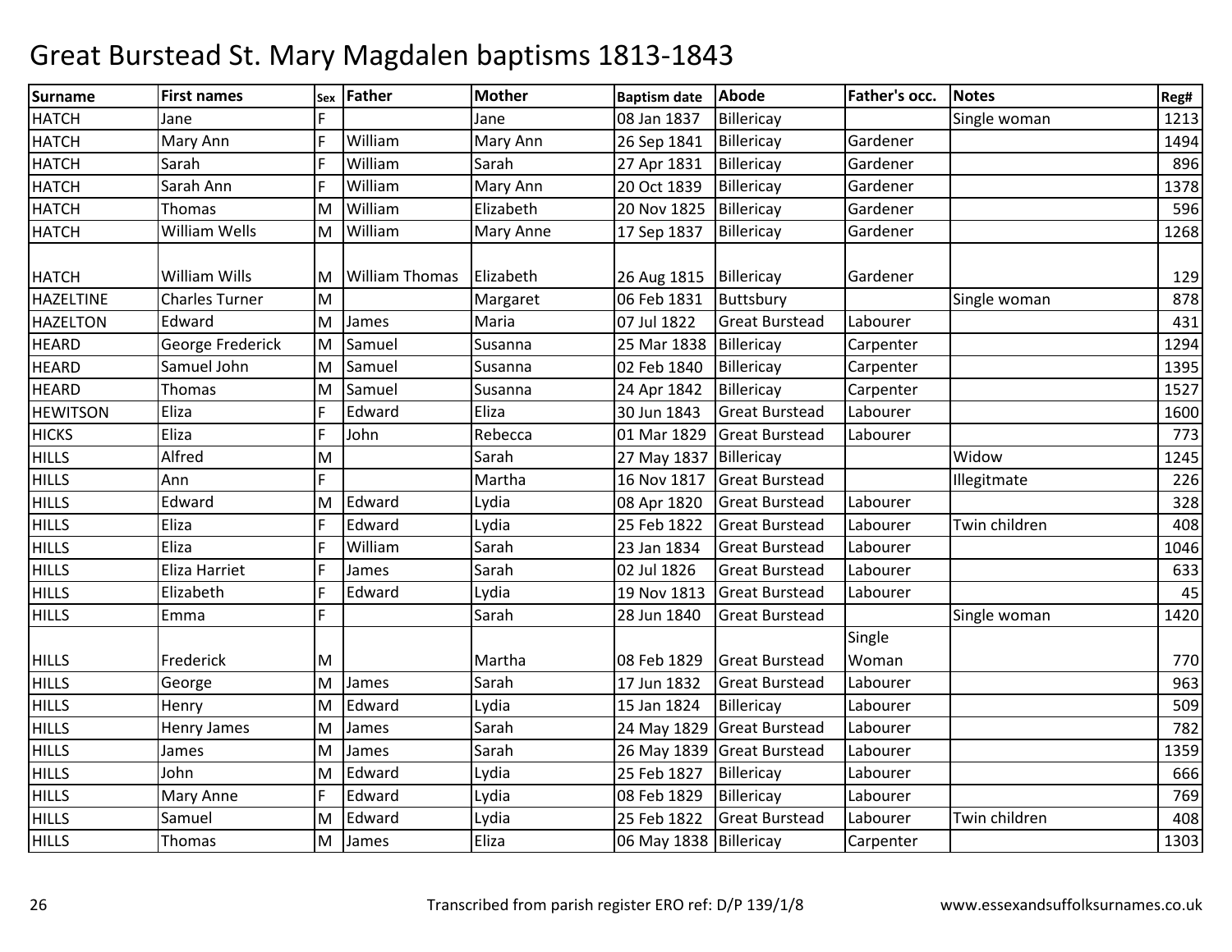# Great Burstead St. Mary Magdalen baptisms 1813-1843

| Surname | First names | Sex | Father | Mother | Baptism date | Abode | Father's occ. | Notes | Reg# |
|---|---|---|---|---|---|---|---|---|---|
| HATCH | Jane | F | | Jane | 08 Jan 1837 | Billericay | | Single woman | 1213 |
| HATCH | Mary Ann | F | William | Mary Ann | 26 Sep 1841 | Billericay | Gardener | | 1494 |
| HATCH | Sarah | F | William | Sarah | 27 Apr 1831 | Billericay | Gardener | | 896 |
| HATCH | Sarah Ann | F | William | Mary Ann | 20 Oct 1839 | Billericay | Gardener | | 1378 |
| HATCH | Thomas | M | William | Elizabeth | 20 Nov 1825 | Billericay | Gardener | | 596 |
| HATCH | William Wells | M | William | Mary Anne | 17 Sep 1837 | Billericay | Gardener | | 1268 |
| HATCH | William Wills | M | William Thomas | Elizabeth | 26 Aug 1815 | Billericay | Gardener | | 129 |
| HAZELTINE | Charles Turner | M | | Margaret | 06 Feb 1831 | Buttsbury | | Single woman | 878 |
| HAZELTON | Edward | M | James | Maria | 07 Jul 1822 | Great Burstead | Labourer | | 431 |
| HEARD | George Frederick | M | Samuel | Susanna | 25 Mar 1838 | Billericay | Carpenter | | 1294 |
| HEARD | Samuel John | M | Samuel | Susanna | 02 Feb 1840 | Billericay | Carpenter | | 1395 |
| HEARD | Thomas | M | Samuel | Susanna | 24 Apr 1842 | Billericay | Carpenter | | 1527 |
| HEWITSON | Eliza | F | Edward | Eliza | 30 Jun 1843 | Great Burstead | Labourer | | 1600 |
| HICKS | Eliza | F | John | Rebecca | 01 Mar 1829 | Great Burstead | Labourer | | 773 |
| HILLS | Alfred | M | | Sarah | 27 May 1837 | Billericay | | Widow | 1245 |
| HILLS | Ann | F | | Martha | 16 Nov 1817 | Great Burstead | | Illegitmate | 226 |
| HILLS | Edward | M | Edward | Lydia | 08 Apr 1820 | Great Burstead | Labourer | | 328 |
| HILLS | Eliza | F | Edward | Lydia | 25 Feb 1822 | Great Burstead | Labourer | Twin children | 408 |
| HILLS | Eliza | F | William | Sarah | 23 Jan 1834 | Great Burstead | Labourer | | 1046 |
| HILLS | Eliza Harriet | F | James | Sarah | 02 Jul 1826 | Great Burstead | Labourer | | 633 |
| HILLS | Elizabeth | F | Edward | Lydia | 19 Nov 1813 | Great Burstead | Labourer | | 45 |
| HILLS | Emma | F | | Sarah | 28 Jun 1840 | Great Burstead | | Single woman | 1420 |
| HILLS | Frederick | M | | Martha | 08 Feb 1829 | Great Burstead | Single Woman | | 770 |
| HILLS | George | M | James | Sarah | 17 Jun 1832 | Great Burstead | Labourer | | 963 |
| HILLS | Henry | M | Edward | Lydia | 15 Jan 1824 | Billericay | Labourer | | 509 |
| HILLS | Henry James | M | James | Sarah | 24 May 1829 | Great Burstead | Labourer | | 782 |
| HILLS | James | M | James | Sarah | 26 May 1839 | Great Burstead | Labourer | | 1359 |
| HILLS | John | M | Edward | Lydia | 25 Feb 1827 | Billericay | Labourer | | 666 |
| HILLS | Mary Anne | F | Edward | Lydia | 08 Feb 1829 | Billericay | Labourer | | 769 |
| HILLS | Samuel | M | Edward | Lydia | 25 Feb 1822 | Great Burstead | Labourer | Twin children | 408 |
| HILLS | Thomas | M | James | Eliza | 06 May 1838 | Billericay | Carpenter | | 1303 |

Transcribed from parish register ERO ref: D/P 139/1/8 www.essexandsuffolksurnames.co.uk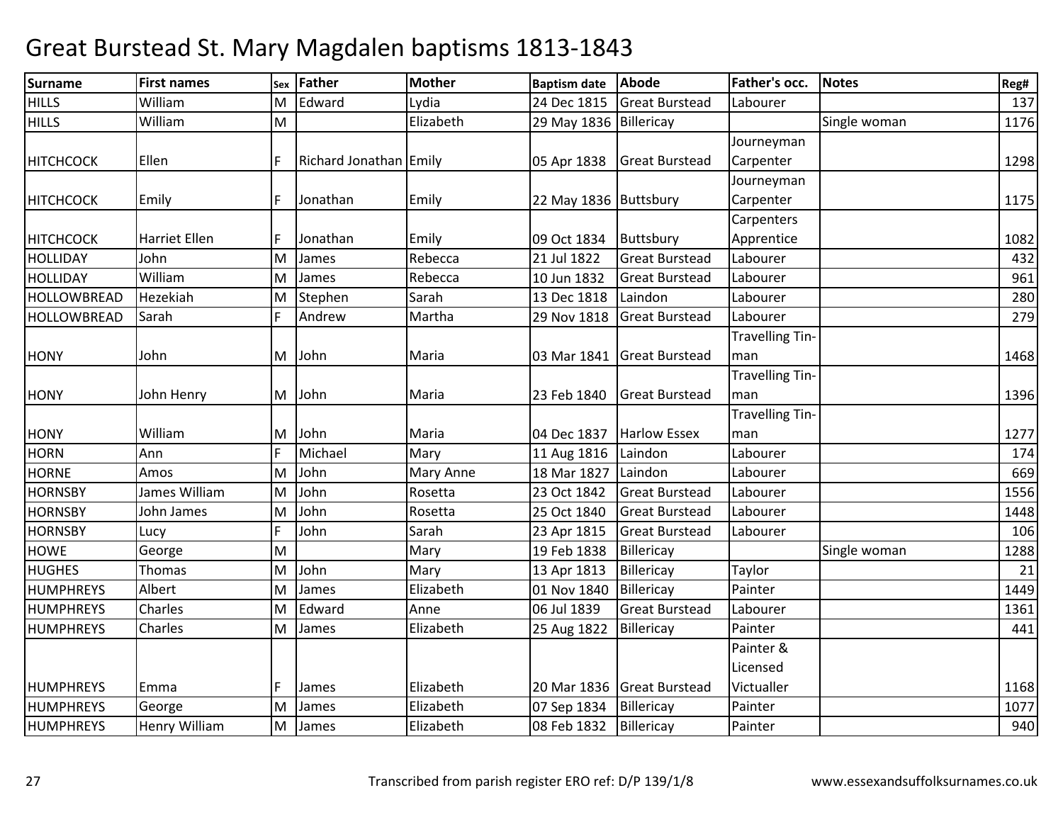# Great Burstead St. Mary Magdalen baptisms 1813-1843

| Surname | First names | Sex | Father | Mother | Baptism date | Abode | Father's occ. | Notes | Reg# |
|---|---|---|---|---|---|---|---|---|---|
| HILLS | William | M | Edward | Lydia | 24 Dec 1815 | Great Burstead | Labourer | | 137 |
| HILLS | William | M | | Elizabeth | 29 May 1836 | Billericay | | Single woman | 1176 |
| HITCHCOCK | Ellen | F | Richard Jonathan | Emily | 05 Apr 1838 | Great Burstead | Journeyman Carpenter | | 1298 |
| HITCHCOCK | Emily | F | Jonathan | Emily | 22 May 1836 | Buttsbury | Journeyman Carpenter | | 1175 |
| HITCHCOCK | Harriet Ellen | F | Jonathan | Emily | 09 Oct 1834 | Buttsbury | Carpenters Apprentice | | 1082 |
| HOLLIDAY | John | M | James | Rebecca | 21 Jul 1822 | Great Burstead | Labourer | | 432 |
| HOLLIDAY | William | M | James | Rebecca | 10 Jun 1832 | Great Burstead | Labourer | | 961 |
| HOLLOWBREAD | Hezekiah | M | Stephen | Sarah | 13 Dec 1818 | Laindon | Labourer | | 280 |
| HOLLOWBREAD | Sarah | F | Andrew | Martha | 29 Nov 1818 | Great Burstead | Labourer | | 279 |
| HONY | John | M | John | Maria | 03 Mar 1841 | Great Burstead | Travelling Tin-man | | 1468 |
| HONY | John Henry | M | John | Maria | 23 Feb 1840 | Great Burstead | Travelling Tin-man | | 1396 |
| HONY | William | M | John | Maria | 04 Dec 1837 | Harlow Essex | Travelling Tin-man | | 1277 |
| HORN | Ann | F | Michael | Mary | 11 Aug 1816 | Laindon | Labourer | | 174 |
| HORNE | Amos | M | John | Mary Anne | 18 Mar 1827 | Laindon | Labourer | | 669 |
| HORNSBY | James William | M | John | Rosetta | 23 Oct 1842 | Great Burstead | Labourer | | 1556 |
| HORNSBY | John James | M | John | Rosetta | 25 Oct 1840 | Great Burstead | Labourer | | 1448 |
| HORNSBY | Lucy | F | John | Sarah | 23 Apr 1815 | Great Burstead | Labourer | | 106 |
| HOWE | George | M | | Mary | 19 Feb 1838 | Billericay | | Single woman | 1288 |
| HUGHES | Thomas | M | John | Mary | 13 Apr 1813 | Billericay | Taylor | | 21 |
| HUMPHREYS | Albert | M | James | Elizabeth | 01 Nov 1840 | Billericay | Painter | | 1449 |
| HUMPHREYS | Charles | M | Edward | Anne | 06 Jul 1839 | Great Burstead | Labourer | | 1361 |
| HUMPHREYS | Charles | M | James | Elizabeth | 25 Aug 1822 | Billericay | Painter | | 441 |
| HUMPHREYS | Emma | F | James | Elizabeth | 20 Mar 1836 | Great Burstead | Painter & Licensed Victualler | | 1168 |
| HUMPHREYS | George | M | James | Elizabeth | 07 Sep 1834 | Billericay | Painter | | 1077 |
| HUMPHREYS | Henry William | M | James | Elizabeth | 08 Feb 1832 | Billericay | Painter | | 940 |

Transcribed from parish register ERO ref: D/P 139/1/8 www.essexandsuffolksurnames.co.uk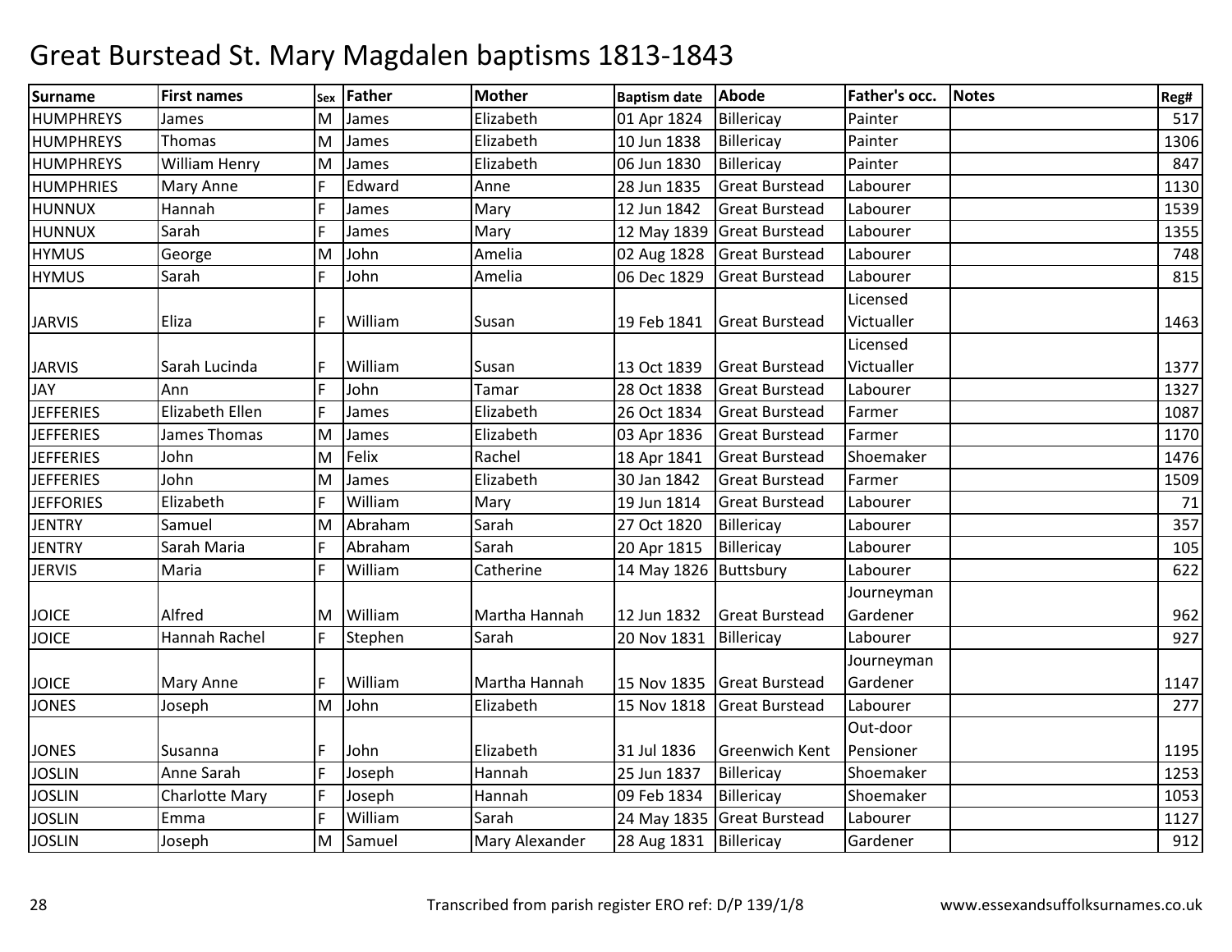# Great Burstead St. Mary Magdalen baptisms 1813-1843

| Surname | First names | Sex | Father | Mother | Baptism date | Abode | Father's occ. | Notes | Reg# |
|---|---|---|---|---|---|---|---|---|---|
| HUMPHREYS | James | M | James | Elizabeth | 01 Apr 1824 | Billericay | Painter | | 517 |
| HUMPHREYS | Thomas | M | James | Elizabeth | 10 Jun 1838 | Billericay | Painter | | 1306 |
| HUMPHREYS | William Henry | M | James | Elizabeth | 06 Jun 1830 | Billericay | Painter | | 847 |
| HUMPHRIES | Mary Anne | F | Edward | Anne | 28 Jun 1835 | Great Burstead | Labourer | | 1130 |
| HUNNUX | Hannah | F | James | Mary | 12 Jun 1842 | Great Burstead | Labourer | | 1539 |
| HUNNUX | Sarah | F | James | Mary | 12 May 1839 | Great Burstead | Labourer | | 1355 |
| HYMUS | George | M | John | Amelia | 02 Aug 1828 | Great Burstead | Labourer | | 748 |
| HYMUS | Sarah | F | John | Amelia | 06 Dec 1829 | Great Burstead | Labourer | | 815 |
| JARVIS | Eliza | F | William | Susan | 19 Feb 1841 | Great Burstead | Licensed Victualler | | 1463 |
| JARVIS | Sarah Lucinda | F | William | Susan | 13 Oct 1839 | Great Burstead | Licensed Victualler | | 1377 |
| JAY | Ann | F | John | Tamar | 28 Oct 1838 | Great Burstead | Labourer | | 1327 |
| JEFFERIES | Elizabeth Ellen | F | James | Elizabeth | 26 Oct 1834 | Great Burstead | Farmer | | 1087 |
| JEFFERIES | James Thomas | M | James | Elizabeth | 03 Apr 1836 | Great Burstead | Farmer | | 1170 |
| JEFFERIES | John | M | Felix | Rachel | 18 Apr 1841 | Great Burstead | Shoemaker | | 1476 |
| JEFFERIES | John | M | James | Elizabeth | 30 Jan 1842 | Great Burstead | Farmer | | 1509 |
| JEFFORIES | Elizabeth | F | William | Mary | 19 Jun 1814 | Great Burstead | Labourer | | 71 |
| JENTRY | Samuel | M | Abraham | Sarah | 27 Oct 1820 | Billericay | Labourer | | 357 |
| JENTRY | Sarah Maria | F | Abraham | Sarah | 20 Apr 1815 | Billericay | Labourer | | 105 |
| JERVIS | Maria | F | William | Catherine | 14 May 1826 | Buttsbury | Labourer | | 622 |
| JOICE | Alfred | M | William | Martha Hannah | 12 Jun 1832 | Great Burstead | Journeyman Gardener | | 962 |
| JOICE | Hannah Rachel | F | Stephen | Sarah | 20 Nov 1831 | Billericay | Labourer | | 927 |
| JOICE | Mary Anne | F | William | Martha Hannah | 15 Nov 1835 | Great Burstead | Journeyman Gardener | | 1147 |
| JONES | Joseph | M | John | Elizabeth | 15 Nov 1818 | Great Burstead | Labourer | | 277 |
| JONES | Susanna | F | John | Elizabeth | 31 Jul 1836 | Greenwich Kent | Out-door Pensioner | | 1195 |
| JOSLIN | Anne Sarah | F | Joseph | Hannah | 25 Jun 1837 | Billericay | Shoemaker | | 1253 |
| JOSLIN | Charlotte Mary | F | Joseph | Hannah | 09 Feb 1834 | Billericay | Shoemaker | | 1053 |
| JOSLIN | Emma | F | William | Sarah | 24 May 1835 | Great Burstead | Labourer | | 1127 |
| JOSLIN | Joseph | M | Samuel | Mary Alexander | 28 Aug 1831 | Billericay | Gardener | | 912 |

Transcribed from parish register ERO ref: D/P 139/1/8

www.essexandsuffolksurnames.co.uk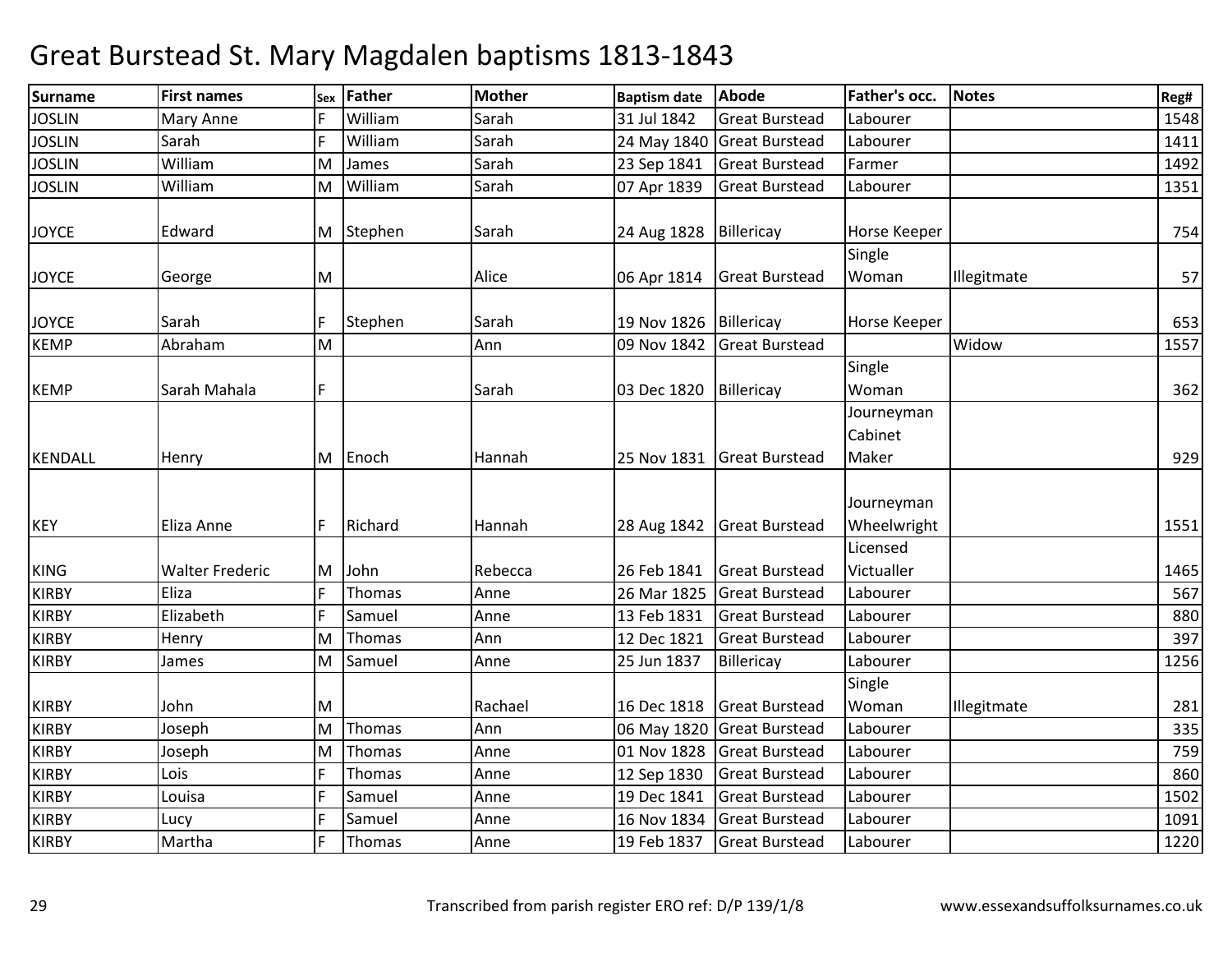# Great Burstead St. Mary Magdalen baptisms 1813-1843

| Surname | First names | Sex | Father | Mother | Baptism date | Abode | Father's occ. | Notes | Reg# |
|---|---|---|---|---|---|---|---|---|---|
| JOSLIN | Mary Anne | F | William | Sarah | 31 Jul 1842 | Great Burstead | Labourer | | 1548 |
| JOSLIN | Sarah | F | William | Sarah | 24 May 1840 | Great Burstead | Labourer | | 1411 |
| JOSLIN | William | M | James | Sarah | 23 Sep 1841 | Great Burstead | Farmer | | 1492 |
| JOSLIN | William | M | William | Sarah | 07 Apr 1839 | Great Burstead | Labourer | | 1351 |
| JOYCE | Edward | M | Stephen | Sarah | 24 Aug 1828 | Billericay | Horse Keeper | | 754 |
| JOYCE | George | M | | Alice | 06 Apr 1814 | Great Burstead | Single Woman | Illegitmate | 57 |
| JOYCE | Sarah | F | Stephen | Sarah | 19 Nov 1826 | Billericay | Horse Keeper | | 653 |
| KEMP | Abraham | M | | Ann | 09 Nov 1842 | Great Burstead | | Widow | 1557 |
| KEMP | Sarah Mahala | F | | Sarah | 03 Dec 1820 | Billericay | Single Woman | | 362 |
| KENDALL | Henry | M | Enoch | Hannah | 25 Nov 1831 | Great Burstead | Journeyman Cabinet Maker | | 929 |
| KEY | Eliza Anne | F | Richard | Hannah | 28 Aug 1842 | Great Burstead | Journeyman Wheelwright | | 1551 |
| KING | Walter Frederic | M | John | Rebecca | 26 Feb 1841 | Great Burstead | Licensed Victualler | | 1465 |
| KIRBY | Eliza | F | Thomas | Anne | 26 Mar 1825 | Great Burstead | Labourer | | 567 |
| KIRBY | Elizabeth | F | Samuel | Anne | 13 Feb 1831 | Great Burstead | Labourer | | 880 |
| KIRBY | Henry | M | Thomas | Ann | 12 Dec 1821 | Great Burstead | Labourer | | 397 |
| KIRBY | James | M | Samuel | Anne | 25 Jun 1837 | Billericay | Labourer | | 1256 |
| KIRBY | John | M | | Rachael | 16 Dec 1818 | Great Burstead | Single Woman | Illegitmate | 281 |
| KIRBY | Joseph | M | Thomas | Ann | 06 May 1820 | Great Burstead | Labourer | | 335 |
| KIRBY | Joseph | M | Thomas | Anne | 01 Nov 1828 | Great Burstead | Labourer | | 759 |
| KIRBY | Lois | F | Thomas | Anne | 12 Sep 1830 | Great Burstead | Labourer | | 860 |
| KIRBY | Louisa | F | Samuel | Anne | 19 Dec 1841 | Great Burstead | Labourer | | 1502 |
| KIRBY | Lucy | F | Samuel | Anne | 16 Nov 1834 | Great Burstead | Labourer | | 1091 |
| KIRBY | Martha | F | Thomas | Anne | 19 Feb 1837 | Great Burstead | Labourer | | 1220 |

Transcribed from parish register ERO ref: D/P 139/1/8

www.essexandsuffolksurnames.co.uk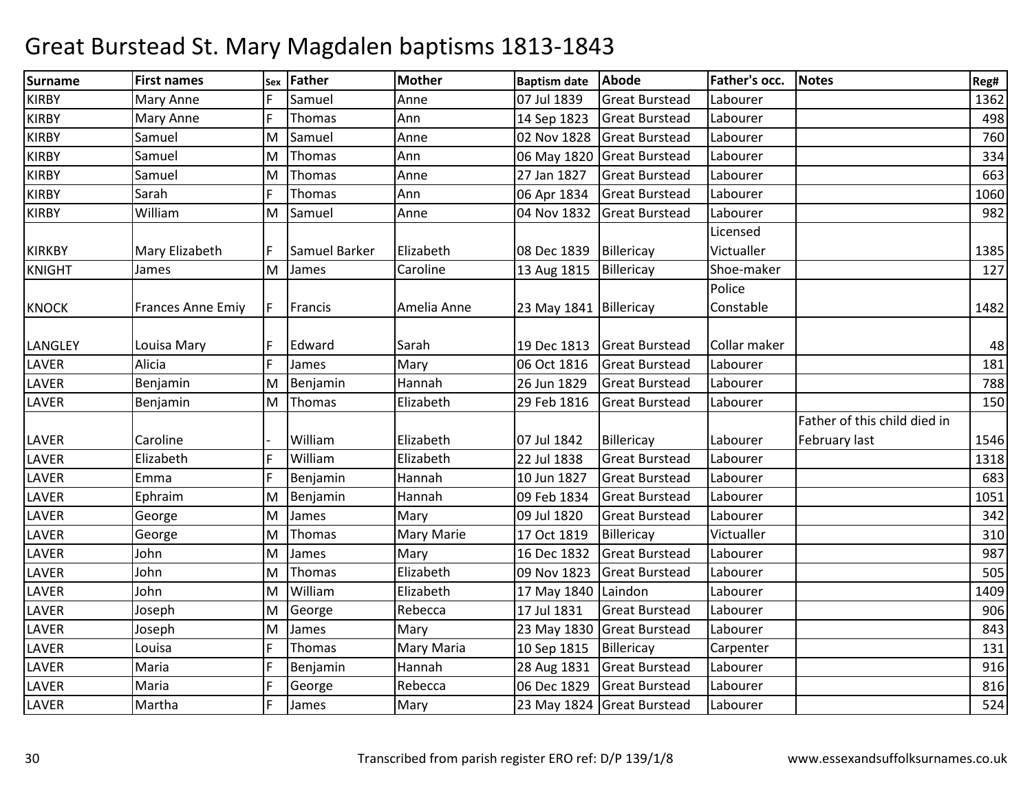# Great Burstead St. Mary Magdalen baptisms 1813-1843

| Surname | First names | Sex | Father | Mother | Baptism date | Abode | Father's occ. | Notes | Reg# |
|---|---|---|---|---|---|---|---|---|---|
| KIRBY | Mary Anne | F | Samuel | Anne | 07 Jul 1839 | Great Burstead | Labourer | | 1362 |
| KIRBY | Mary Anne | F | Thomas | Ann | 14 Sep 1823 | Great Burstead | Labourer | | 498 |
| KIRBY | Samuel | M | Samuel | Anne | 02 Nov 1828 | Great Burstead | Labourer | | 760 |
| KIRBY | Samuel | M | Thomas | Ann | 06 May 1820 | Great Burstead | Labourer | | 334 |
| KIRBY | Samuel | M | Thomas | Anne | 27 Jan 1827 | Great Burstead | Labourer | | 663 |
| KIRBY | Sarah | F | Thomas | Ann | 06 Apr 1834 | Great Burstead | Labourer | | 1060 |
| KIRBY | William | M | Samuel | Anne | 04 Nov 1832 | Great Burstead | Labourer | | 982 |
| KIRKBY | Mary Elizabeth | F | Samuel Barker | Elizabeth | 08 Dec 1839 | Billericay | Licensed Victualler | | 1385 |
| KNIGHT | James | M | James | Caroline | 13 Aug 1815 | Billericay | Shoe-maker | | 127 |
| KNOCK | Frances Anne Emiy | F | Francis | Amelia Anne | 23 May 1841 | Billericay | Police Constable | | 1482 |
| LANGLEY | Louisa Mary | F | Edward | Sarah | 19 Dec 1813 | Great Burstead | Collar maker | | 48 |
| LAVER | Alicia | F | James | Mary | 06 Oct 1816 | Great Burstead | Labourer | | 181 |
| LAVER | Benjamin | M | Benjamin | Hannah | 26 Jun 1829 | Great Burstead | Labourer | | 788 |
| LAVER | Benjamin | M | Thomas | Elizabeth | 29 Feb 1816 | Great Burstead | Labourer | | 150 |
| LAVER | Caroline | - | William | Elizabeth | 07 Jul 1842 | Billericay | Labourer | Father of this child died in February last | 1546 |
| LAVER | Elizabeth | F | William | Elizabeth | 22 Jul 1838 | Great Burstead | Labourer | | 1318 |
| LAVER | Emma | F | Benjamin | Hannah | 10 Jun 1827 | Great Burstead | Labourer | | 683 |
| LAVER | Ephraim | M | Benjamin | Hannah | 09 Feb 1834 | Great Burstead | Labourer | | 1051 |
| LAVER | George | M | James | Mary | 09 Jul 1820 | Great Burstead | Labourer | | 342 |
| LAVER | George | M | Thomas | Mary Marie | 17 Oct 1819 | Billericay | Victualler | | 310 |
| LAVER | John | M | James | Mary | 16 Dec 1832 | Great Burstead | Labourer | | 987 |
| LAVER | John | M | Thomas | Elizabeth | 09 Nov 1823 | Great Burstead | Labourer | | 505 |
| LAVER | John | M | William | Elizabeth | 17 May 1840 | Laindon | Labourer | | 1409 |
| LAVER | Joseph | M | George | Rebecca | 17 Jul 1831 | Great Burstead | Labourer | | 906 |
| LAVER | Joseph | M | James | Mary | 23 May 1830 | Great Burstead | Labourer | | 843 |
| LAVER | Louisa | F | Thomas | Mary Maria | 10 Sep 1815 | Billericay | Carpenter | | 131 |
| LAVER | Maria | F | Benjamin | Hannah | 28 Aug 1831 | Great Burstead | Labourer | | 916 |
| LAVER | Maria | F | George | Rebecca | 06 Dec 1829 | Great Burstead | Labourer | | 816 |
| LAVER | Martha | F | James | Mary | 23 May 1824 | Great Burstead | Labourer | | 524 |

Transcribed from parish register ERO ref: D/P 139/1/8

www.essexandsuffolksurnames.co.uk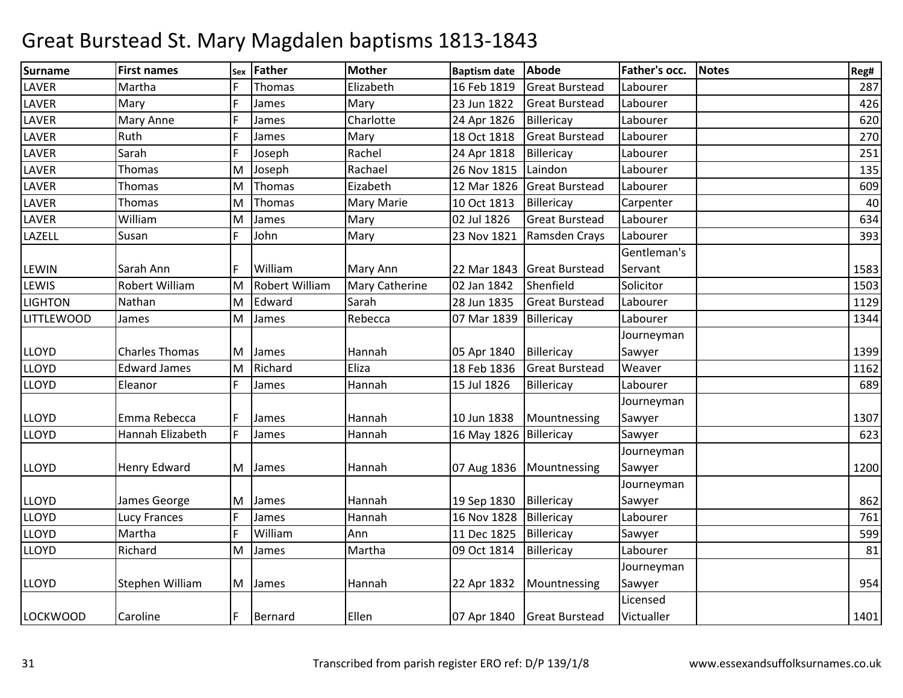# Great Burstead St. Mary Magdalen baptisms 1813-1843

| Surname | First names | Sex | Father | Mother | Baptism date | Abode | Father's occ. | Notes | Reg# |
|---|---|---|---|---|---|---|---|---|---|
| LAVER | Martha | F | Thomas | Elizabeth | 16 Feb 1819 | Great Burstead | Labourer | | 287 |
| LAVER | Mary | F | James | Mary | 23 Jun 1822 | Great Burstead | Labourer | | 426 |
| LAVER | Mary Anne | F | James | Charlotte | 24 Apr 1826 | Billericay | Labourer | | 620 |
| LAVER | Ruth | F | James | Mary | 18 Oct 1818 | Great Burstead | Labourer | | 270 |
| LAVER | Sarah | F | Joseph | Rachel | 24 Apr 1818 | Billericay | Labourer | | 251 |
| LAVER | Thomas | M | Joseph | Rachael | 26 Nov 1815 | Laindon | Labourer | | 135 |
| LAVER | Thomas | M | Thomas | Eizabeth | 12 Mar 1826 | Great Burstead | Labourer | | 609 |
| LAVER | Thomas | M | Thomas | Mary Marie | 10 Oct 1813 | Billericay | Carpenter | | 40 |
| LAVER | William | M | James | Mary | 02 Jul 1826 | Great Burstead | Labourer | | 634 |
| LAZELL | Susan | F | John | Mary | 23 Nov 1821 | Ramsden Crays | Labourer | | 393 |
| LEWIN | Sarah Ann | F | William | Mary Ann | 22 Mar 1843 | Great Burstead | Gentleman's Servant | | 1583 |
| LEWIS | Robert William | M | Robert William | Mary Catherine | 02 Jan 1842 | Shenfield | Solicitor | | 1503 |
| LIGHTON | Nathan | M | Edward | Sarah | 28 Jun 1835 | Great Burstead | Labourer | | 1129 |
| LITTLEWOOD | James | M | James | Rebecca | 07 Mar 1839 | Billericay | Labourer | | 1344 |
| LLOYD | Charles Thomas | M | James | Hannah | 05 Apr 1840 | Billericay | Journeyman Sawyer | | 1399 |
| LLOYD | Edward James | M | Richard | Eliza | 18 Feb 1836 | Great Burstead | Weaver | | 1162 |
| LLOYD | Eleanor | F | James | Hannah | 15 Jul 1826 | Billericay | Labourer | | 689 |
| LLOYD | Emma Rebecca | F | James | Hannah | 10 Jun 1838 | Mountnessing | Journeyman Sawyer | | 1307 |
| LLOYD | Hannah Elizabeth | F | James | Hannah | 16 May 1826 | Billericay | Sawyer | | 623 |
| LLOYD | Henry Edward | M | James | Hannah | 07 Aug 1836 | Mountnessing | Journeyman Sawyer | | 1200 |
| LLOYD | James George | M | James | Hannah | 19 Sep 1830 | Billericay | Journeyman Sawyer | | 862 |
| LLOYD | Lucy Frances | F | James | Hannah | 16 Nov 1828 | Billericay | Labourer | | 761 |
| LLOYD | Martha | F | William | Ann | 11 Dec 1825 | Billericay | Sawyer | | 599 |
| LLOYD | Richard | M | James | Martha | 09 Oct 1814 | Billericay | Labourer | | 81 |
| LLOYD | Stephen William | M | James | Hannah | 22 Apr 1832 | Mountnessing | Journeyman Sawyer | | 954 |
| LOCKWOOD | Caroline | F | Bernard | Ellen | 07 Apr 1840 | Great Burstead | Licensed Victualler | | 1401 |

Transcribed from parish register ERO ref: D/P 139/1/8

www.essexandsuffolksurnames.co.uk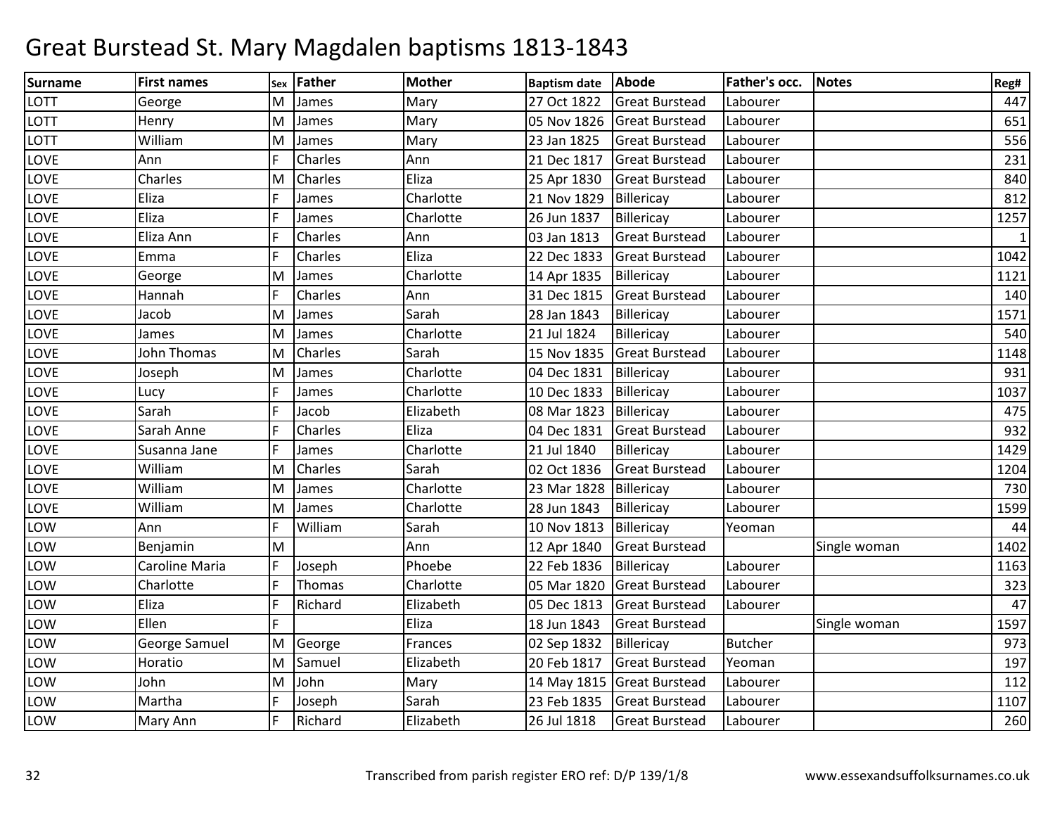# Great Burstead St. Mary Magdalen baptisms 1813-1843

| Surname | First names | Sex | Father | Mother | Baptism date | Abode | Father's occ. | Notes | Reg# |
|---|---|---|---|---|---|---|---|---|---|
| LOTT | George | M | James | Mary | 27 Oct 1822 | Great Burstead | Labourer | | 447 |
| LOTT | Henry | M | James | Mary | 05 Nov 1826 | Great Burstead | Labourer | | 651 |
| LOTT | William | M | James | Mary | 23 Jan 1825 | Great Burstead | Labourer | | 556 |
| LOVE | Ann | F | Charles | Ann | 21 Dec 1817 | Great Burstead | Labourer | | 231 |
| LOVE | Charles | M | Charles | Eliza | 25 Apr 1830 | Great Burstead | Labourer | | 840 |
| LOVE | Eliza | F | James | Charlotte | 21 Nov 1829 | Billericay | Labourer | | 812 |
| LOVE | Eliza | F | James | Charlotte | 26 Jun 1837 | Billericay | Labourer | | 1257 |
| LOVE | Eliza Ann | F | Charles | Ann | 03 Jan 1813 | Great Burstead | Labourer | | 1 |
| LOVE | Emma | F | Charles | Eliza | 22 Dec 1833 | Great Burstead | Labourer | | 1042 |
| LOVE | George | M | James | Charlotte | 14 Apr 1835 | Billericay | Labourer | | 1121 |
| LOVE | Hannah | F | Charles | Ann | 31 Dec 1815 | Great Burstead | Labourer | | 140 |
| LOVE | Jacob | M | James | Sarah | 28 Jan 1843 | Billericay | Labourer | | 1571 |
| LOVE | James | M | James | Charlotte | 21 Jul 1824 | Billericay | Labourer | | 540 |
| LOVE | John Thomas | M | Charles | Sarah | 15 Nov 1835 | Great Burstead | Labourer | | 1148 |
| LOVE | Joseph | M | James | Charlotte | 04 Dec 1831 | Billericay | Labourer | | 931 |
| LOVE | Lucy | F | James | Charlotte | 10 Dec 1833 | Billericay | Labourer | | 1037 |
| LOVE | Sarah | F | Jacob | Elizabeth | 08 Mar 1823 | Billericay | Labourer | | 475 |
| LOVE | Sarah Anne | F | Charles | Eliza | 04 Dec 1831 | Great Burstead | Labourer | | 932 |
| LOVE | Susanna Jane | F | James | Charlotte | 21 Jul 1840 | Billericay | Labourer | | 1429 |
| LOVE | William | M | Charles | Sarah | 02 Oct 1836 | Great Burstead | Labourer | | 1204 |
| LOVE | William | M | James | Charlotte | 23 Mar 1828 | Billericay | Labourer | | 730 |
| LOVE | William | M | James | Charlotte | 28 Jun 1843 | Billericay | Labourer | | 1599 |
| LOW | Ann | F | William | Sarah | 10 Nov 1813 | Billericay | Yeoman | | 44 |
| LOW | Benjamin | M | | Ann | 12 Apr 1840 | Great Burstead | | Single woman | 1402 |
| LOW | Caroline Maria | F | Joseph | Phoebe | 22 Feb 1836 | Billericay | Labourer | | 1163 |
| LOW | Charlotte | F | Thomas | Charlotte | 05 Mar 1820 | Great Burstead | Labourer | | 323 |
| LOW | Eliza | F | Richard | Elizabeth | 05 Dec 1813 | Great Burstead | Labourer | | 47 |
| LOW | Ellen | F | | Eliza | 18 Jun 1843 | Great Burstead | | Single woman | 1597 |
| LOW | George Samuel | M | George | Frances | 02 Sep 1832 | Billericay | Butcher | | 973 |
| LOW | Horatio | M | Samuel | Elizabeth | 20 Feb 1817 | Great Burstead | Yeoman | | 197 |
| LOW | John | M | John | Mary | 14 May 1815 | Great Burstead | Labourer | | 112 |
| LOW | Martha | F | Joseph | Sarah | 23 Feb 1835 | Great Burstead | Labourer | | 1107 |
| LOW | Mary Ann | F | Richard | Elizabeth | 26 Jul 1818 | Great Burstead | Labourer | | 260 |

Transcribed from parish register ERO ref: D/P 139/1/8 www.essexandsuffolksurnames.co.uk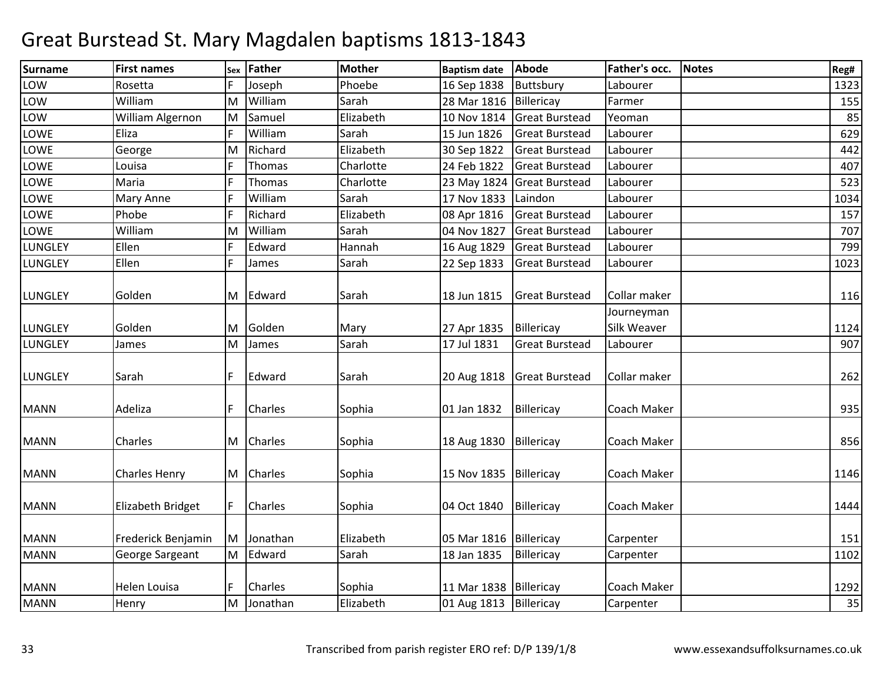# Great Burstead St. Mary Magdalen baptisms 1813-1843

| Surname | First names | Sex | Father | Mother | Baptism date | Abode | Father's occ. | Notes | Reg# |
|---|---|---|---|---|---|---|---|---|---|
| LOW | Rosetta | F | Joseph | Phoebe | 16 Sep 1838 | Buttsbury | Labourer | | 1323 |
| LOW | William | M | William | Sarah | 28 Mar 1816 | Billericay | Farmer | | 155 |
| LOW | William Algernon | M | Samuel | Elizabeth | 10 Nov 1814 | Great Burstead | Yeoman | | 85 |
| LOWE | Eliza | F | William | Sarah | 15 Jun 1826 | Great Burstead | Labourer | | 629 |
| LOWE | George | M | Richard | Elizabeth | 30 Sep 1822 | Great Burstead | Labourer | | 442 |
| LOWE | Louisa | F | Thomas | Charlotte | 24 Feb 1822 | Great Burstead | Labourer | | 407 |
| LOWE | Maria | F | Thomas | Charlotte | 23 May 1824 | Great Burstead | Labourer | | 523 |
| LOWE | Mary Anne | F | William | Sarah | 17 Nov 1833 | Laindon | Labourer | | 1034 |
| LOWE | Phobe | F | Richard | Elizabeth | 08 Apr 1816 | Great Burstead | Labourer | | 157 |
| LOWE | William | M | William | Sarah | 04 Nov 1827 | Great Burstead | Labourer | | 707 |
| LUNGLEY | Ellen | F | Edward | Hannah | 16 Aug 1829 | Great Burstead | Labourer | | 799 |
| LUNGLEY | Ellen | F | James | Sarah | 22 Sep 1833 | Great Burstead | Labourer | | 1023 |
| LUNGLEY | Golden | M | Edward | Sarah | 18 Jun 1815 | Great Burstead | Collar maker | | 116 |
| LUNGLEY | Golden | M | Golden | Mary | 27 Apr 1835 | Billericay | Journeyman Silk Weaver | | 1124 |
| LUNGLEY | James | M | James | Sarah | 17 Jul 1831 | Great Burstead | Labourer | | 907 |
| LUNGLEY | Sarah | F | Edward | Sarah | 20 Aug 1818 | Great Burstead | Collar maker | | 262 |
| MANN | Adeliza | F | Charles | Sophia | 01 Jan 1832 | Billericay | Coach Maker | | 935 |
| MANN | Charles | M | Charles | Sophia | 18 Aug 1830 | Billericay | Coach Maker | | 856 |
| MANN | Charles Henry | M | Charles | Sophia | 15 Nov 1835 | Billericay | Coach Maker | | 1146 |
| MANN | Elizabeth Bridget | F | Charles | Sophia | 04 Oct 1840 | Billericay | Coach Maker | | 1444 |
| MANN | Frederick Benjamin | M | Jonathan | Elizabeth | 05 Mar 1816 | Billericay | Carpenter | | 151 |
| MANN | George Sargeant | M | Edward | Sarah | 18 Jan 1835 | Billericay | Carpenter | | 1102 |
| MANN | Helen Louisa | F | Charles | Sophia | 11 Mar 1838 | Billericay | Coach Maker | | 1292 |
| MANN | Henry | M | Jonathan | Elizabeth | 01 Aug 1813 | Billericay | Carpenter | | 35 |

Transcribed from parish register ERO ref: D/P 139/1/8 www.essexandsuffolksurnames.co.uk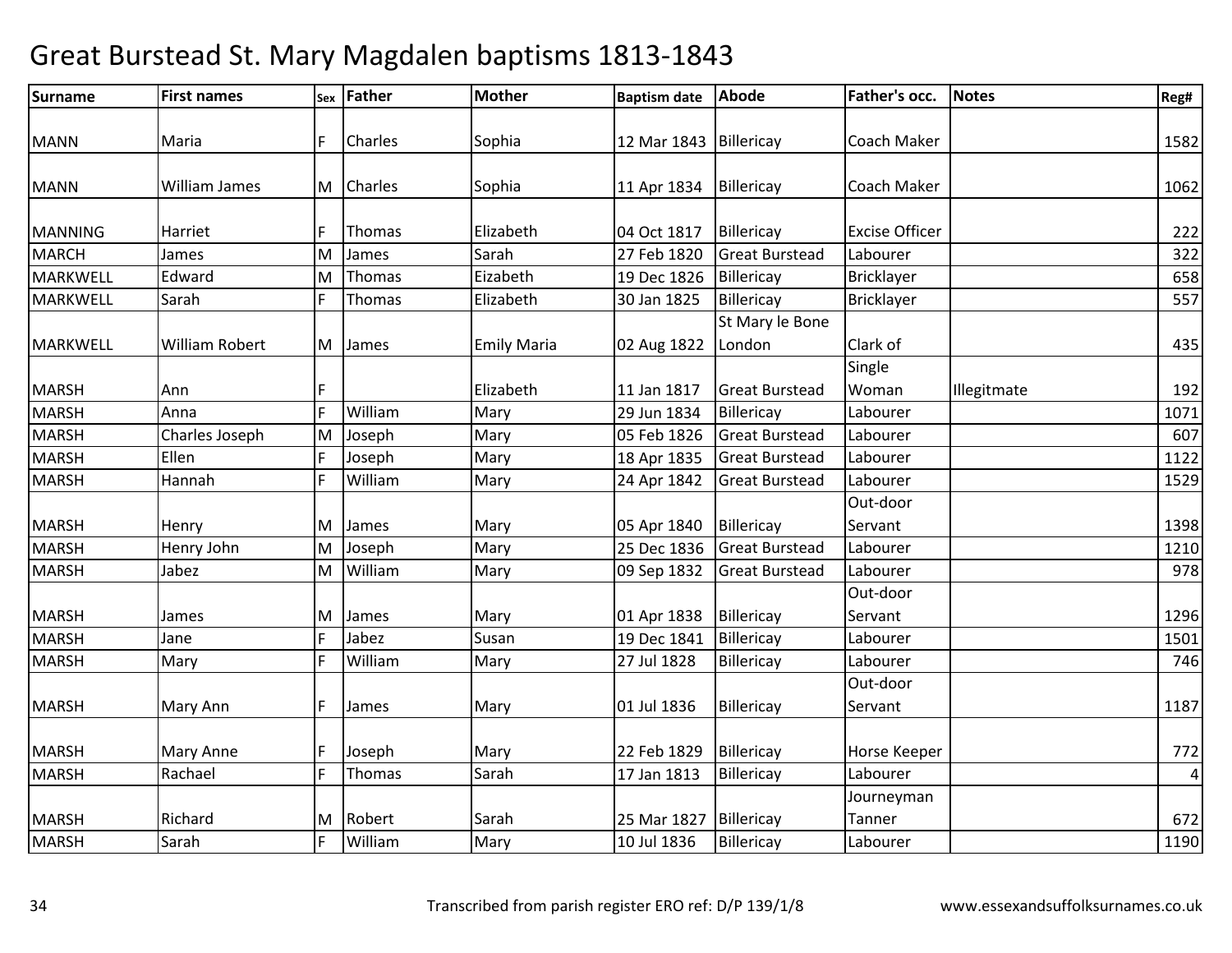# Great Burstead St. Mary Magdalen baptisms 1813-1843

| Surname | First names | Sex | Father | Mother | Baptism date | Abode | Father's occ. | Notes | Reg# |
|---|---|---|---|---|---|---|---|---|---|
| MANN | Maria | F | Charles | Sophia | 12 Mar 1843 | Billericay | Coach Maker | | 1582 |
| MANN | William James | M | Charles | Sophia | 11 Apr 1834 | Billericay | Coach Maker | | 1062 |
| MANNING | Harriet | F | Thomas | Elizabeth | 04 Oct 1817 | Billericay | Excise Officer | | 222 |
| MARCH | James | M | James | Sarah | 27 Feb 1820 | Great Burstead | Labourer | | 322 |
| MARKWELL | Edward | M | Thomas | Eizabeth | 19 Dec 1826 | Billericay | Bricklayer | | 658 |
| MARKWELL | Sarah | F | Thomas | Elizabeth | 30 Jan 1825 | Billericay | Bricklayer | | 557 |
| MARKWELL | William Robert | M | James | Emily Maria | 02 Aug 1822 | St Mary le Bone London | Clark of | | 435 |
| MARSH | Ann | F | | Elizabeth | 11 Jan 1817 | Great Burstead | Single Woman | Illegitmate | 192 |
| MARSH | Anna | F | William | Mary | 29 Jun 1834 | Billericay | Labourer | | 1071 |
| MARSH | Charles Joseph | M | Joseph | Mary | 05 Feb 1826 | Great Burstead | Labourer | | 607 |
| MARSH | Ellen | F | Joseph | Mary | 18 Apr 1835 | Great Burstead | Labourer | | 1122 |
| MARSH | Hannah | F | William | Mary | 24 Apr 1842 | Great Burstead | Labourer | | 1529 |
| MARSH | Henry | M | James | Mary | 05 Apr 1840 | Billericay | Out-door Servant | | 1398 |
| MARSH | Henry John | M | Joseph | Mary | 25 Dec 1836 | Great Burstead | Labourer | | 1210 |
| MARSH | Jabez | M | William | Mary | 09 Sep 1832 | Great Burstead | Labourer | | 978 |
| MARSH | James | M | James | Mary | 01 Apr 1838 | Billericay | Out-door Servant | | 1296 |
| MARSH | Jane | F | Jabez | Susan | 19 Dec 1841 | Billericay | Labourer | | 1501 |
| MARSH | Mary | F | William | Mary | 27 Jul 1828 | Billericay | Labourer | | 746 |
| MARSH | Mary Ann | F | James | Mary | 01 Jul 1836 | Billericay | Out-door Servant | | 1187 |
| MARSH | Mary Anne | F | Joseph | Mary | 22 Feb 1829 | Billericay | Horse Keeper | | 772 |
| MARSH | Rachael | F | Thomas | Sarah | 17 Jan 1813 | Billericay | Labourer | | 4 |
| MARSH | Richard | M | Robert | Sarah | 25 Mar 1827 | Billericay | Journeyman Tanner | | 672 |
| MARSH | Sarah | F | William | Mary | 10 Jul 1836 | Billericay | Labourer | | 1190 |

Transcribed from parish register ERO ref: D/P 139/1/8

www.essexandsuffolksurnames.co.uk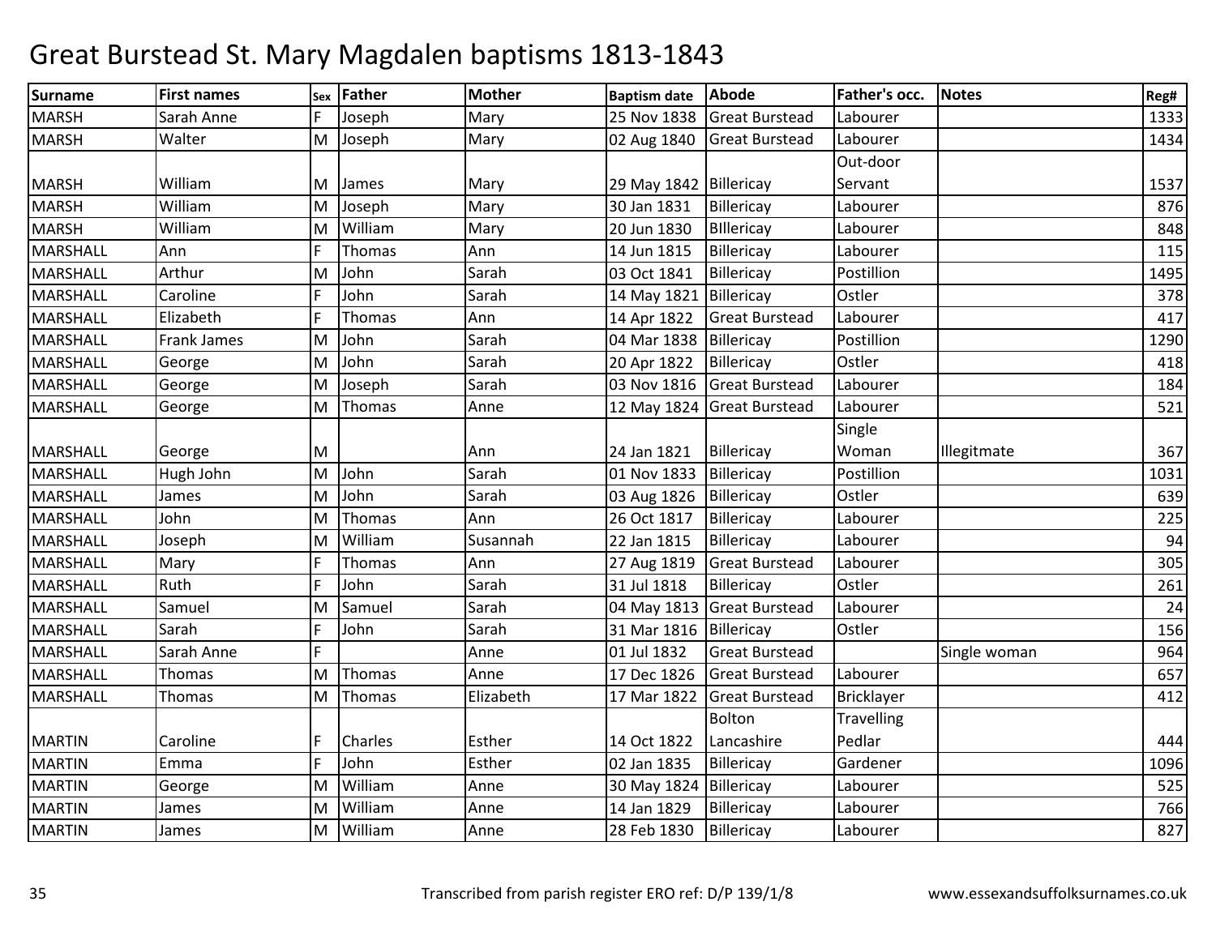# Great Burstead St. Mary Magdalen baptisms 1813-1843

| Surname | First names | Sex | Father | Mother | Baptism date | Abode | Father's occ. | Notes | Reg# |
|---|---|---|---|---|---|---|---|---|---|
| MARSH | Sarah Anne | F | Joseph | Mary | 25 Nov 1838 | Great Burstead | Labourer | | 1333 |
| MARSH | Walter | M | Joseph | Mary | 02 Aug 1840 | Great Burstead | Labourer | | 1434 |
| MARSH | William | M | James | Mary | 29 May 1842 | Billericay | Out-door Servant | | 1537 |
| MARSH | William | M | Joseph | Mary | 30 Jan 1831 | Billericay | Labourer | | 876 |
| MARSH | William | M | William | Mary | 20 Jun 1830 | BIllericay | Labourer | | 848 |
| MARSHALL | Ann | F | Thomas | Ann | 14 Jun 1815 | Billericay | Labourer | | 115 |
| MARSHALL | Arthur | M | John | Sarah | 03 Oct 1841 | Billericay | Postillion | | 1495 |
| MARSHALL | Caroline | F | John | Sarah | 14 May 1821 | Billericay | Ostler | | 378 |
| MARSHALL | Elizabeth | F | Thomas | Ann | 14 Apr 1822 | Great Burstead | Labourer | | 417 |
| MARSHALL | Frank James | M | John | Sarah | 04 Mar 1838 | Billericay | Postillion | | 1290 |
| MARSHALL | George | M | John | Sarah | 20 Apr 1822 | Billericay | Ostler | | 418 |
| MARSHALL | George | M | Joseph | Sarah | 03 Nov 1816 | Great Burstead | Labourer | | 184 |
| MARSHALL | George | M | Thomas | Anne | 12 May 1824 | Great Burstead | Labourer | | 521 |
| MARSHALL | George | M | | Ann | 24 Jan 1821 | Billericay | Single Woman | Illegitmate | 367 |
| MARSHALL | Hugh John | M | John | Sarah | 01 Nov 1833 | Billericay | Postillion | | 1031 |
| MARSHALL | James | M | John | Sarah | 03 Aug 1826 | Billericay | Ostler | | 639 |
| MARSHALL | John | M | Thomas | Ann | 26 Oct 1817 | Billericay | Labourer | | 225 |
| MARSHALL | Joseph | M | William | Susannah | 22 Jan 1815 | Billericay | Labourer | | 94 |
| MARSHALL | Mary | F | Thomas | Ann | 27 Aug 1819 | Great Burstead | Labourer | | 305 |
| MARSHALL | Ruth | F | John | Sarah | 31 Jul 1818 | Billericay | Ostler | | 261 |
| MARSHALL | Samuel | M | Samuel | Sarah | 04 May 1813 | Great Burstead | Labourer | | 24 |
| MARSHALL | Sarah | F | John | Sarah | 31 Mar 1816 | Billericay | Ostler | | 156 |
| MARSHALL | Sarah Anne | F | | Anne | 01 Jul 1832 | Great Burstead | | Single woman | 964 |
| MARSHALL | Thomas | M | Thomas | Anne | 17 Dec 1826 | Great Burstead | Labourer | | 657 |
| MARSHALL | Thomas | M | Thomas | Elizabeth | 17 Mar 1822 | Great Burstead | Bricklayer | | 412 |
| MARTIN | Caroline | F | Charles | Esther | 14 Oct 1822 | Bolton Lancashire | Travelling Pedlar | | 444 |
| MARTIN | Emma | F | John | Esther | 02 Jan 1835 | Billericay | Gardener | | 1096 |
| MARTIN | George | M | William | Anne | 30 May 1824 | Billericay | Labourer | | 525 |
| MARTIN | James | M | William | Anne | 14 Jan 1829 | Billericay | Labourer | | 766 |
| MARTIN | James | M | William | Anne | 28 Feb 1830 | Billericay | Labourer | | 827 |

Transcribed from parish register ERO ref: D/P 139/1/8 www.essexandsuffolksurnames.co.uk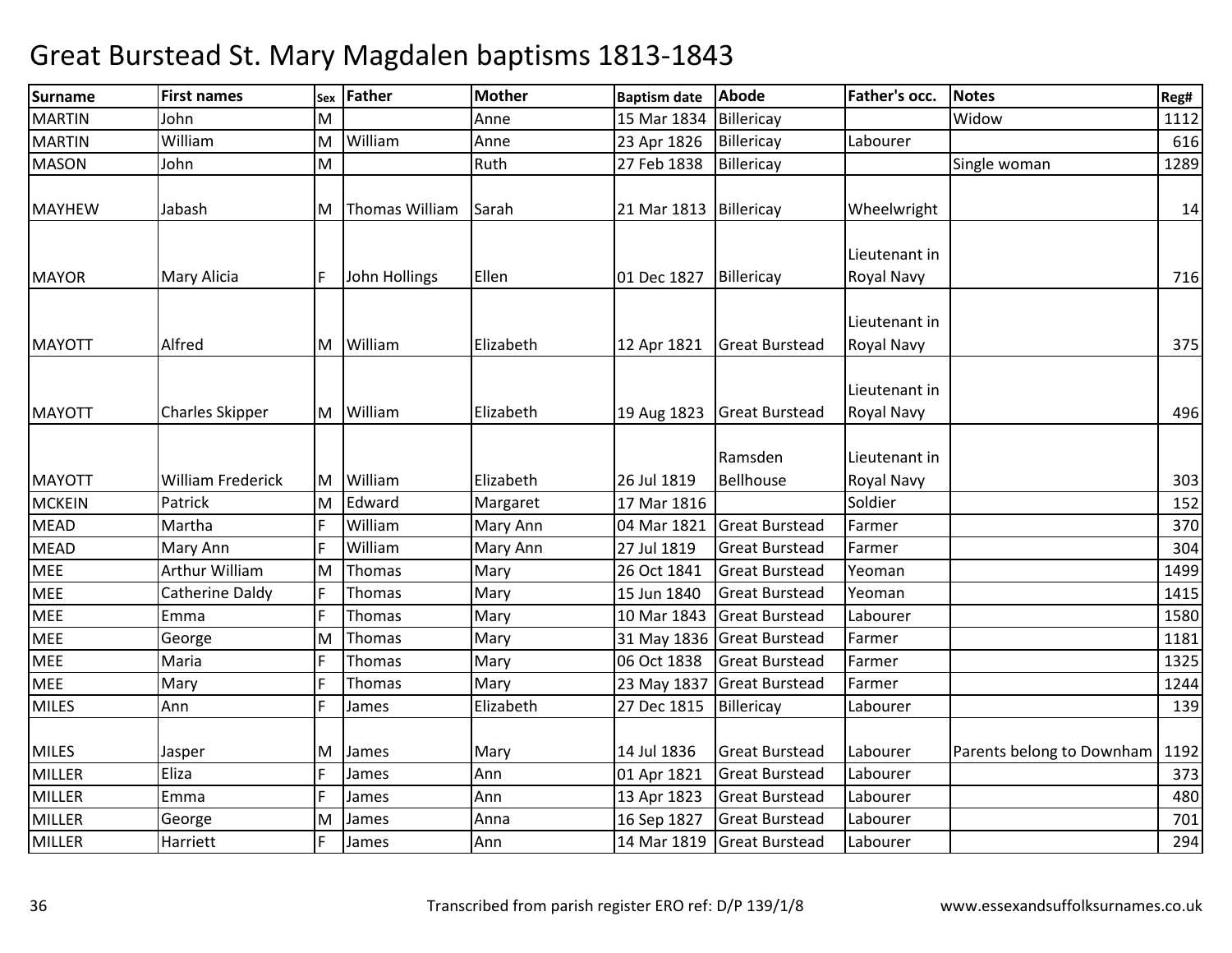# Great Burstead St. Mary Magdalen baptisms 1813-1843

| Surname | First names | Sex | Father | Mother | Baptism date | Abode | Father's occ. | Notes | Reg# |
|---|---|---|---|---|---|---|---|---|---|
| MARTIN | John | M | | Anne | 15 Mar 1834 | Billericay | | Widow | 1112 |
| MARTIN | William | M | William | Anne | 23 Apr 1826 | Billericay | Labourer | | 616 |
| MASON | John | M | | Ruth | 27 Feb 1838 | Billericay | | Single woman | 1289 |
| MAYHEW | Jabash | M | Thomas William | Sarah | 21 Mar 1813 | Billericay | Wheelwright | | 14 |
| MAYOR | Mary Alicia | F | John Hollings | Ellen | 01 Dec 1827 | Billericay | Lieutenant in Royal Navy | | 716 |
| MAYOTT | Alfred | M | William | Elizabeth | 12 Apr 1821 | Great Burstead | Lieutenant in Royal Navy | | 375 |
| MAYOTT | Charles Skipper | M | William | Elizabeth | 19 Aug 1823 | Great Burstead | Lieutenant in Royal Navy | | 496 |
| MAYOTT | William Frederick | M | William | Elizabeth | 26 Jul 1819 | Ramsden Bellhouse | Lieutenant in Royal Navy | | 303 |
| MCKEIN | Patrick | M | Edward | Margaret | 17 Mar 1816 | | Soldier | | 152 |
| MEAD | Martha | F | William | Mary Ann | 04 Mar 1821 | Great Burstead | Farmer | | 370 |
| MEAD | Mary Ann | F | William | Mary Ann | 27 Jul 1819 | Great Burstead | Farmer | | 304 |
| MEE | Arthur William | M | Thomas | Mary | 26 Oct 1841 | Great Burstead | Yeoman | | 1499 |
| MEE | Catherine Daldy | F | Thomas | Mary | 15 Jun 1840 | Great Burstead | Yeoman | | 1415 |
| MEE | Emma | F | Thomas | Mary | 10 Mar 1843 | Great Burstead | Labourer | | 1580 |
| MEE | George | M | Thomas | Mary | 31 May 1836 | Great Burstead | Farmer | | 1181 |
| MEE | Maria | F | Thomas | Mary | 06 Oct 1838 | Great Burstead | Farmer | | 1325 |
| MEE | Mary | F | Thomas | Mary | 23 May 1837 | Great Burstead | Farmer | | 1244 |
| MILES | Ann | F | James | Elizabeth | 27 Dec 1815 | Billericay | Labourer | | 139 |
| MILES | Jasper | M | James | Mary | 14 Jul 1836 | Great Burstead | Labourer | Parents belong to Downham | 1192 |
| MILLER | Eliza | F | James | Ann | 01 Apr 1821 | Great Burstead | Labourer | | 373 |
| MILLER | Emma | F | James | Ann | 13 Apr 1823 | Great Burstead | Labourer | | 480 |
| MILLER | George | M | James | Anna | 16 Sep 1827 | Great Burstead | Labourer | | 701 |
| MILLER | Harriett | F | James | Ann | 14 Mar 1819 | Great Burstead | Labourer | | 294 |

Transcribed from parish register ERO ref: D/P 139/1/8 www.essexandsuffolksurnames.co.uk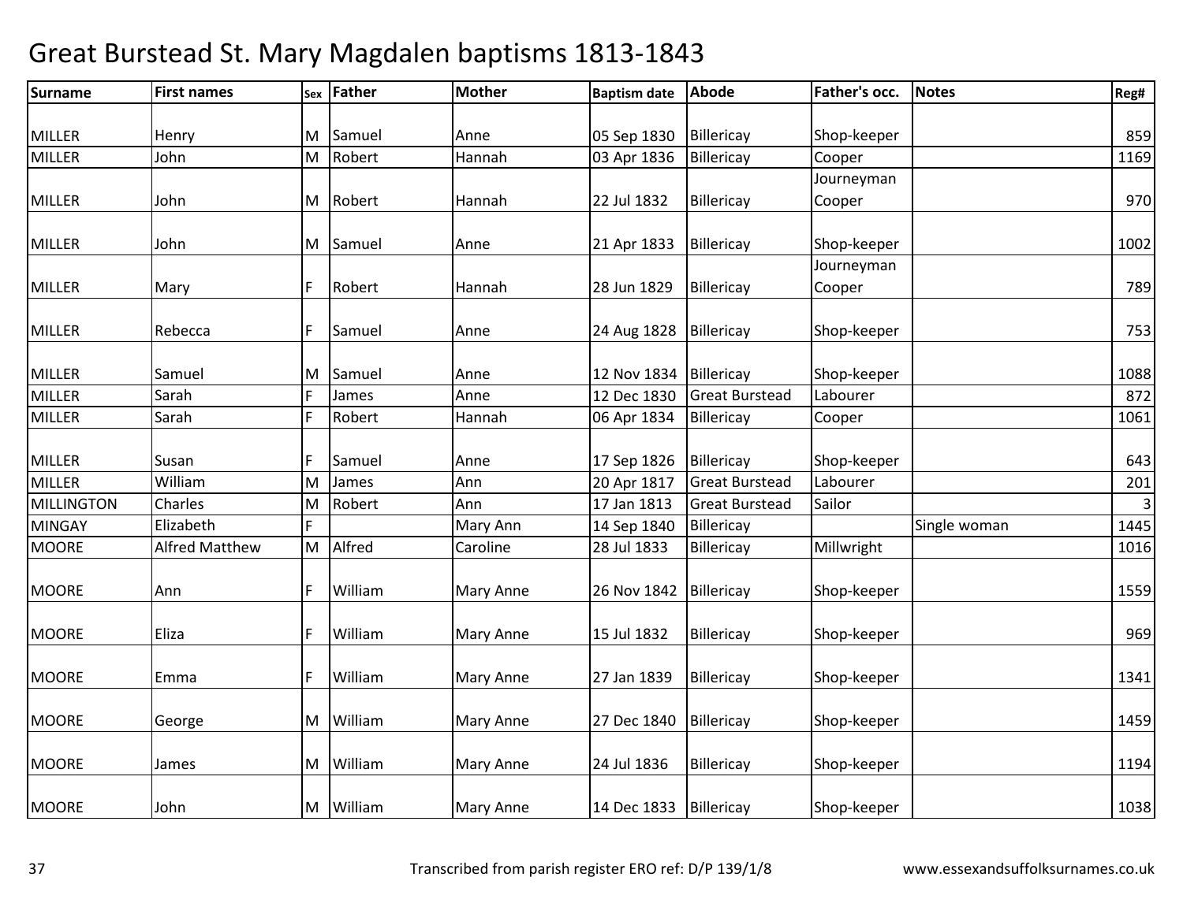# Great Burstead St. Mary Magdalen baptisms 1813-1843

| Surname | First names | Sex | Father | Mother | Baptism date | Abode | Father's occ. | Notes | Reg# |
|---|---|---|---|---|---|---|---|---|---|
| MILLER | Henry | M | Samuel | Anne | 05 Sep 1830 | Billericay | Shop-keeper | | 859 |
| MILLER | John | M | Robert | Hannah | 03 Apr 1836 | Billericay | Cooper | | 1169 |
| MILLER | John | M | Robert | Hannah | 22 Jul 1832 | Billericay | Journeyman Cooper | | 970 |
| MILLER | John | M | Samuel | Anne | 21 Apr 1833 | Billericay | Shop-keeper | | 1002 |
| MILLER | Mary | F | Robert | Hannah | 28 Jun 1829 | Billericay | Journeyman Cooper | | 789 |
| MILLER | Rebecca | F | Samuel | Anne | 24 Aug 1828 | Billericay | Shop-keeper | | 753 |
| MILLER | Samuel | M | Samuel | Anne | 12 Nov 1834 | Billericay | Shop-keeper | | 1088 |
| MILLER | Sarah | F | James | Anne | 12 Dec 1830 | Great Burstead | Labourer | | 872 |
| MILLER | Sarah | F | Robert | Hannah | 06 Apr 1834 | Billericay | Cooper | | 1061 |
| MILLER | Susan | F | Samuel | Anne | 17 Sep 1826 | Billericay | Shop-keeper | | 643 |
| MILLER | William | M | James | Ann | 20 Apr 1817 | Great Burstead | Labourer | | 201 |
| MILLINGTON | Charles | M | Robert | Ann | 17 Jan 1813 | Great Burstead | Sailor | | 3 |
| MINGAY | Elizabeth | F | | Mary Ann | 14 Sep 1840 | Billericay | | Single woman | 1445 |
| MOORE | Alfred Matthew | M | Alfred | Caroline | 28 Jul 1833 | Billericay | Millwright | | 1016 |
| MOORE | Ann | F | William | Mary Anne | 26 Nov 1842 | Billericay | Shop-keeper | | 1559 |
| MOORE | Eliza | F | William | Mary Anne | 15 Jul 1832 | Billericay | Shop-keeper | | 969 |
| MOORE | Emma | F | William | Mary Anne | 27 Jan 1839 | Billericay | Shop-keeper | | 1341 |
| MOORE | George | M | William | Mary Anne | 27 Dec 1840 | Billericay | Shop-keeper | | 1459 |
| MOORE | James | M | William | Mary Anne | 24 Jul 1836 | Billericay | Shop-keeper | | 1194 |
| MOORE | John | M | William | Mary Anne | 14 Dec 1833 | Billericay | Shop-keeper | | 1038 |

Transcribed from parish register ERO ref: D/P 139/1/8

www.essexandsuffolksurnames.co.uk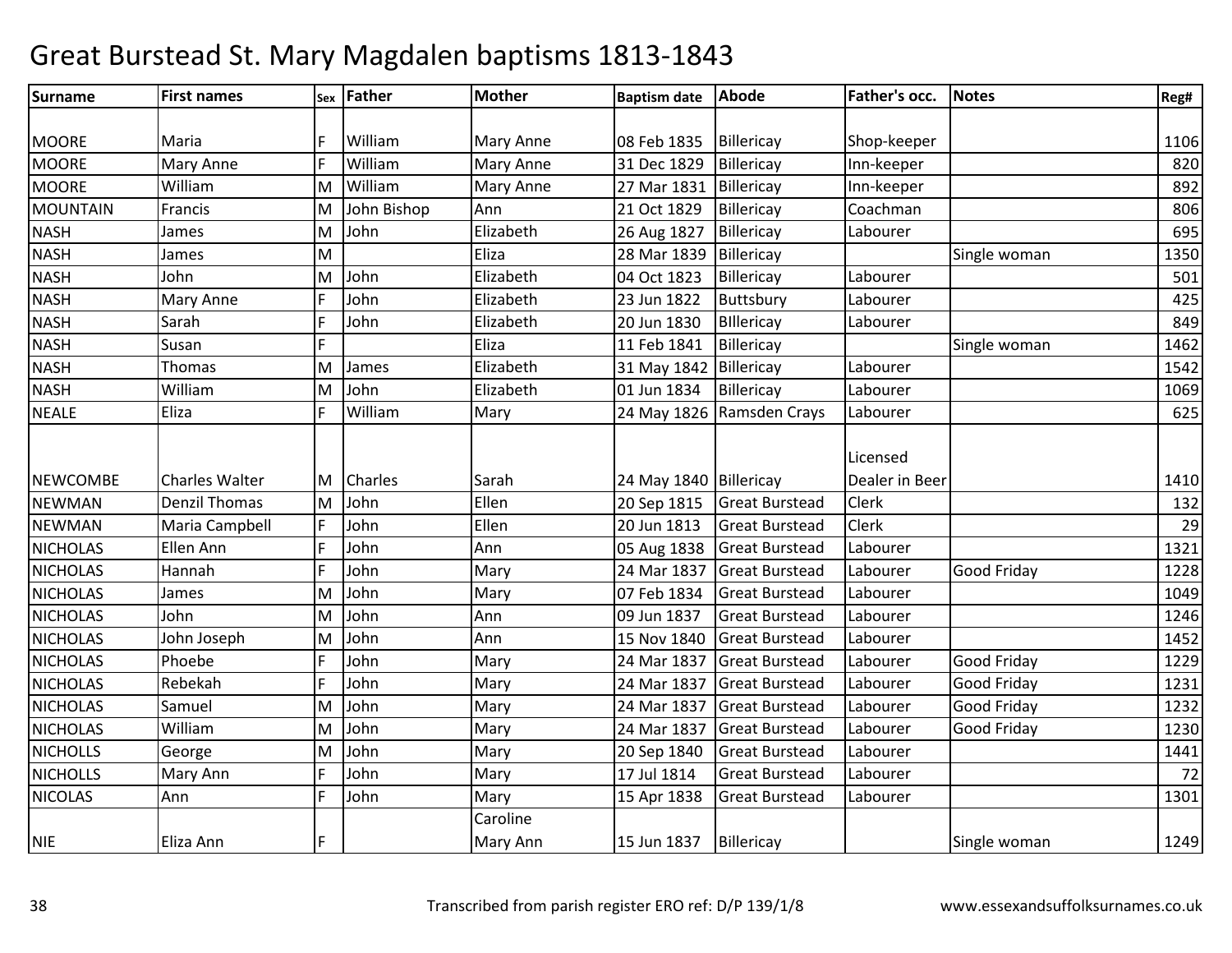# Great Burstead St. Mary Magdalen baptisms 1813-1843

| Surname | First names | Sex | Father | Mother | Baptism date | Abode | Father's occ. | Notes | Reg# |
|---|---|---|---|---|---|---|---|---|---|
| MOORE | Maria | F | William | Mary Anne | 08 Feb 1835 | Billericay | Shop-keeper | | 1106 |
| MOORE | Mary Anne | F | William | Mary Anne | 31 Dec 1829 | Billericay | Inn-keeper | | 820 |
| MOORE | William | M | William | Mary Anne | 27 Mar 1831 | Billericay | Inn-keeper | | 892 |
| MOUNTAIN | Francis | M | John Bishop | Ann | 21 Oct 1829 | Billericay | Coachman | | 806 |
| NASH | James | M | John | Elizabeth | 26 Aug 1827 | Billericay | Labourer | | 695 |
| NASH | James | M | | Eliza | 28 Mar 1839 | Billericay | | Single woman | 1350 |
| NASH | John | M | John | Elizabeth | 04 Oct 1823 | Billericay | Labourer | | 501 |
| NASH | Mary Anne | F | John | Elizabeth | 23 Jun 1822 | Buttsbury | Labourer | | 425 |
| NASH | Sarah | F | John | Elizabeth | 20 Jun 1830 | BIllericay | Labourer | | 849 |
| NASH | Susan | F | | Eliza | 11 Feb 1841 | Billericay | | Single woman | 1462 |
| NASH | Thomas | M | James | Elizabeth | 31 May 1842 | Billericay | Labourer | | 1542 |
| NASH | William | M | John | Elizabeth | 01 Jun 1834 | Billericay | Labourer | | 1069 |
| NEALE | Eliza | F | William | Mary | 24 May 1826 | Ramsden Crays | Labourer | | 625 |
| NEWCOMBE | Charles Walter | M | Charles | Sarah | 24 May 1840 | Billericay | Licensed Dealer in Beer | | 1410 |
| NEWMAN | Denzil Thomas | M | John | Ellen | 20 Sep 1815 | Great Burstead | Clerk | | 132 |
| NEWMAN | Maria Campbell | F | John | Ellen | 20 Jun 1813 | Great Burstead | Clerk | | 29 |
| NICHOLAS | Ellen Ann | F | John | Ann | 05 Aug 1838 | Great Burstead | Labourer | | 1321 |
| NICHOLAS | Hannah | F | John | Mary | 24 Mar 1837 | Great Burstead | Labourer | Good Friday | 1228 |
| NICHOLAS | James | M | John | Mary | 07 Feb 1834 | Great Burstead | Labourer | | 1049 |
| NICHOLAS | John | M | John | Ann | 09 Jun 1837 | Great Burstead | Labourer | | 1246 |
| NICHOLAS | John Joseph | M | John | Ann | 15 Nov 1840 | Great Burstead | Labourer | | 1452 |
| NICHOLAS | Phoebe | F | John | Mary | 24 Mar 1837 | Great Burstead | Labourer | Good Friday | 1229 |
| NICHOLAS | Rebekah | F | John | Mary | 24 Mar 1837 | Great Burstead | Labourer | Good Friday | 1231 |
| NICHOLAS | Samuel | M | John | Mary | 24 Mar 1837 | Great Burstead | Labourer | Good Friday | 1232 |
| NICHOLAS | William | M | John | Mary | 24 Mar 1837 | Great Burstead | Labourer | Good Friday | 1230 |
| NICHOLLS | George | M | John | Mary | 20 Sep 1840 | Great Burstead | Labourer | | 1441 |
| NICHOLLS | Mary Ann | F | John | Mary | 17 Jul 1814 | Great Burstead | Labourer | | 72 |
| NICOLAS | Ann | F | John | Mary | 15 Apr 1838 | Great Burstead | Labourer | | 1301 |
| NIE | Eliza Ann | F | | Caroline Mary Ann | 15 Jun 1837 | Billericay | | Single woman | 1249 |

Transcribed from parish register ERO ref: D/P 139/1/8

www.essexandsuffolksurnames.co.uk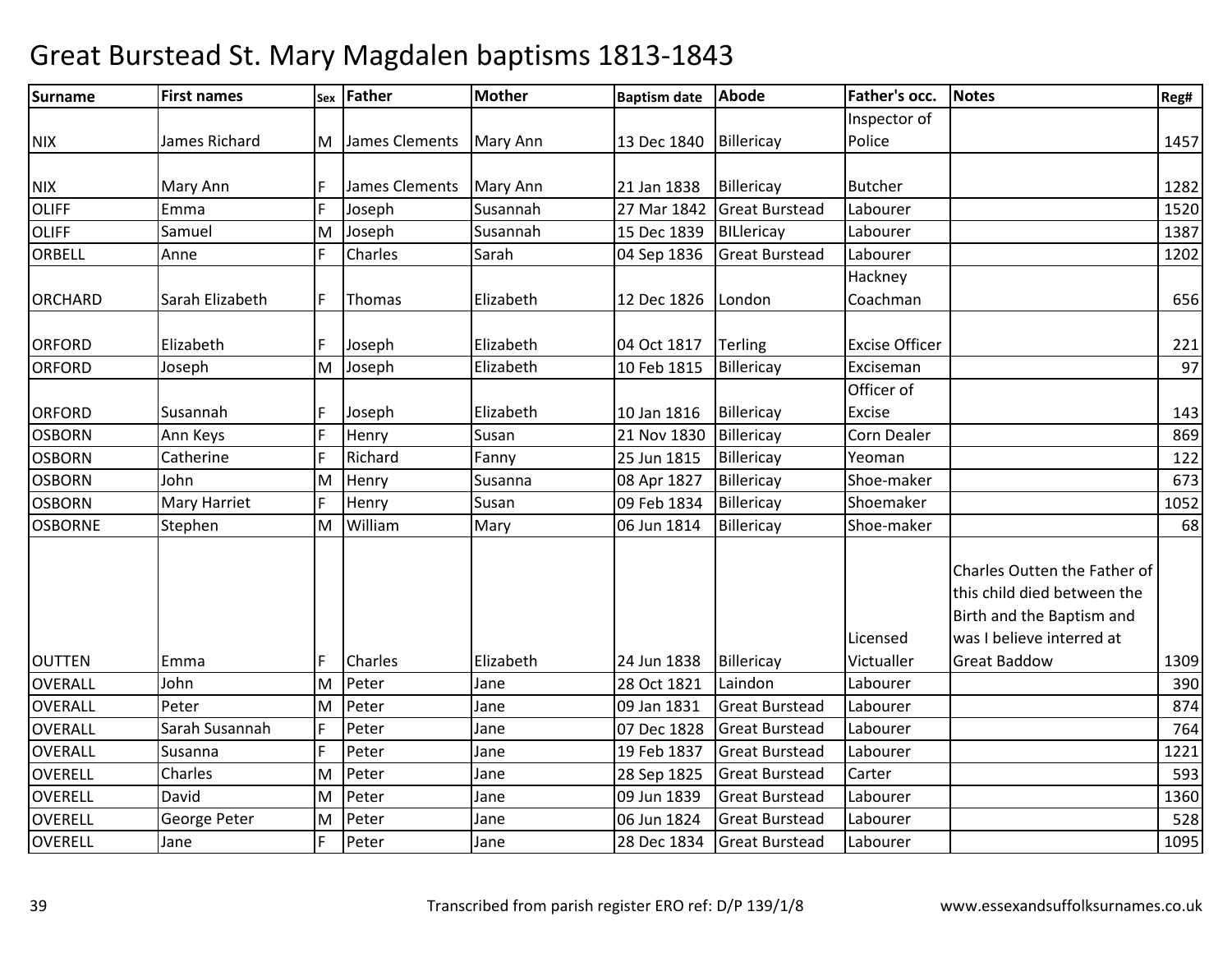# Great Burstead St. Mary Magdalen baptisms 1813-1843

| Surname | First names | Sex | Father | Mother | Baptism date | Abode | Father's occ. | Notes | Reg# |
|---|---|---|---|---|---|---|---|---|---|
| NIX | James Richard | M | James Clements | Mary Ann | 13 Dec 1840 | Billericay | Inspector of Police | | 1457 |
| NIX | Mary Ann | F | James Clements | Mary Ann | 21 Jan 1838 | Billericay | Butcher | | 1282 |
| OLIFF | Emma | F | Joseph | Susannah | 27 Mar 1842 | Great Burstead | Labourer | | 1520 |
| OLIFF | Samuel | M | Joseph | Susannah | 15 Dec 1839 | BILlericay | Labourer | | 1387 |
| ORBELL | Anne | F | Charles | Sarah | 04 Sep 1836 | Great Burstead | Labourer | | 1202 |
| ORCHARD | Sarah Elizabeth | F | Thomas | Elizabeth | 12 Dec 1826 | London | Hackney Coachman | | 656 |
| ORFORD | Elizabeth | F | Joseph | Elizabeth | 04 Oct 1817 | Terling | Excise Officer | | 221 |
| ORFORD | Joseph | M | Joseph | Elizabeth | 10 Feb 1815 | Billericay | Exciseman | | 97 |
| ORFORD | Susannah | F | Joseph | Elizabeth | 10 Jan 1816 | Billericay | Officer of Excise | | 143 |
| OSBORN | Ann Keys | F | Henry | Susan | 21 Nov 1830 | Billericay | Corn Dealer | | 869 |
| OSBORN | Catherine | F | Richard | Fanny | 25 Jun 1815 | Billericay | Yeoman | | 122 |
| OSBORN | John | M | Henry | Susanna | 08 Apr 1827 | Billericay | Shoe-maker | | 673 |
| OSBORN | Mary Harriet | F | Henry | Susan | 09 Feb 1834 | Billericay | Shoemaker | | 1052 |
| OSBORNE | Stephen | M | William | Mary | 06 Jun 1814 | Billericay | Shoe-maker | | 68 |
| OUTTEN | Emma | F | Charles | Elizabeth | 24 Jun 1838 | Billericay | Licensed Victualler | Charles Outten the Father of this child died between the Birth and the Baptism and was I believe interred at Great Baddow | 1309 |
| OVERALL | John | M | Peter | Jane | 28 Oct 1821 | Laindon | Labourer | | 390 |
| OVERALL | Peter | M | Peter | Jane | 09 Jan 1831 | Great Burstead | Labourer | | 874 |
| OVERALL | Sarah Susannah | F | Peter | Jane | 07 Dec 1828 | Great Burstead | Labourer | | 764 |
| OVERALL | Susanna | F | Peter | Jane | 19 Feb 1837 | Great Burstead | Labourer | | 1221 |
| OVERELL | Charles | M | Peter | Jane | 28 Sep 1825 | Great Burstead | Carter | | 593 |
| OVERELL | David | M | Peter | Jane | 09 Jun 1839 | Great Burstead | Labourer | | 1360 |
| OVERELL | George Peter | M | Peter | Jane | 06 Jun 1824 | Great Burstead | Labourer | | 528 |
| OVERELL | Jane | F | Peter | Jane | 28 Dec 1834 | Great Burstead | Labourer | | 1095 |

Transcribed from parish register ERO ref: D/P 139/1/8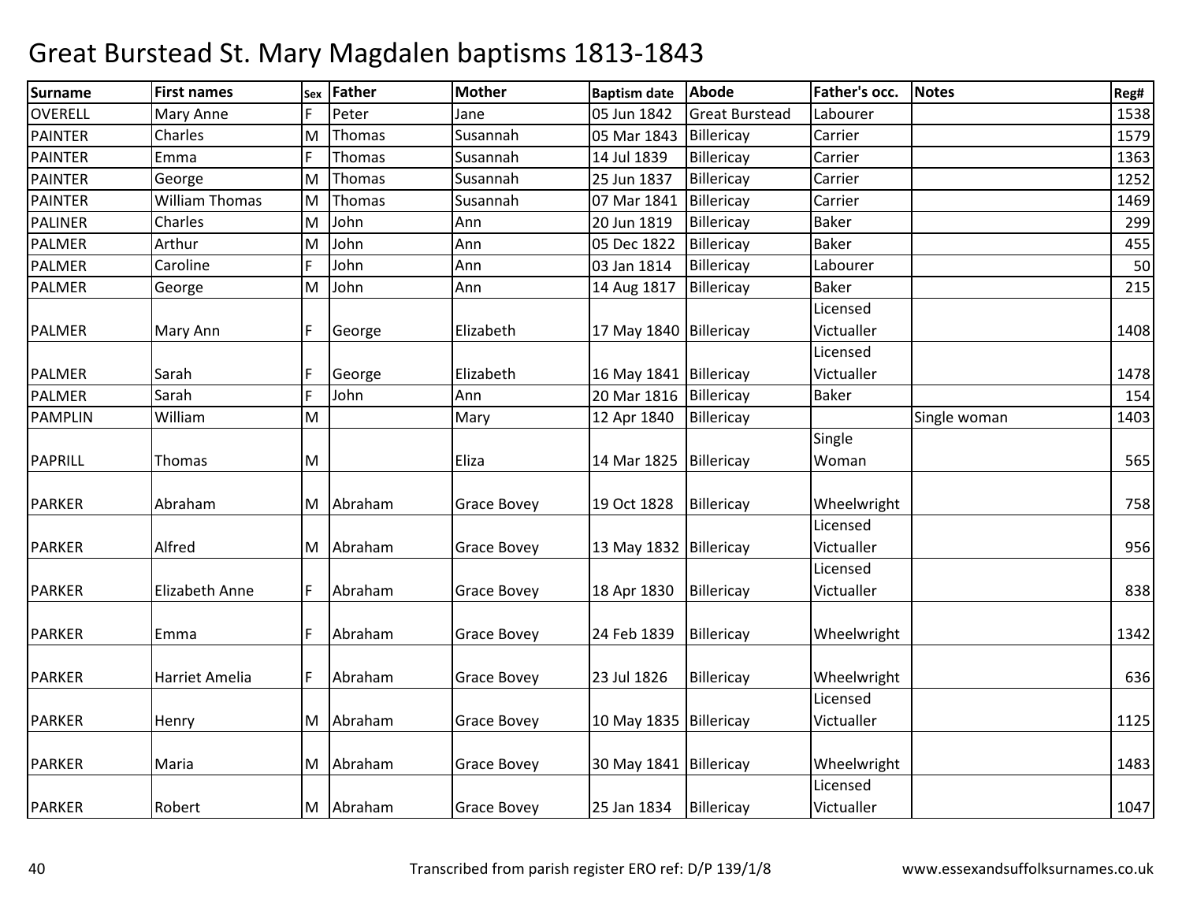# Great Burstead St. Mary Magdalen baptisms 1813-1843

| Surname | First names | Sex | Father | Mother | Baptism date | Abode | Father's occ. | Notes | Reg# |
|---|---|---|---|---|---|---|---|---|---|
| OVERELL | Mary Anne | F | Peter | Jane | 05 Jun 1842 | Great Burstead | Labourer | | 1538 |
| PAINTER | Charles | M | Thomas | Susannah | 05 Mar 1843 | Billericay | Carrier | | 1579 |
| PAINTER | Emma | F | Thomas | Susannah | 14 Jul 1839 | Billericay | Carrier | | 1363 |
| PAINTER | George | M | Thomas | Susannah | 25 Jun 1837 | Billericay | Carrier | | 1252 |
| PAINTER | William Thomas | M | Thomas | Susannah | 07 Mar 1841 | Billericay | Carrier | | 1469 |
| PALINER | Charles | M | John | Ann | 20 Jun 1819 | Billericay | Baker | | 299 |
| PALMER | Arthur | M | John | Ann | 05 Dec 1822 | Billericay | Baker | | 455 |
| PALMER | Caroline | F | John | Ann | 03 Jan 1814 | Billericay | Labourer | | 50 |
| PALMER | George | M | John | Ann | 14 Aug 1817 | Billericay | Baker | | 215 |
| PALMER | Mary Ann | F | George | Elizabeth | 17 May 1840 | Billericay | Licensed Victualler | | 1408 |
| PALMER | Sarah | F | George | Elizabeth | 16 May 1841 | Billericay | Licensed Victualler | | 1478 |
| PALMER | Sarah | F | John | Ann | 20 Mar 1816 | Billericay | Baker | | 154 |
| PAMPLIN | William | M | | Mary | 12 Apr 1840 | Billericay | | Single woman | 1403 |
| PAPRILL | Thomas | M | | Eliza | 14 Mar 1825 | Billericay | Single Woman | | 565 |
| PARKER | Abraham | M | Abraham | Grace Bovey | 19 Oct 1828 | Billericay | Wheelwright | | 758 |
| PARKER | Alfred | M | Abraham | Grace Bovey | 13 May 1832 | Billericay | Licensed Victualler | | 956 |
| PARKER | Elizabeth Anne | F | Abraham | Grace Bovey | 18 Apr 1830 | Billericay | Licensed Victualler | | 838 |
| PARKER | Emma | F | Abraham | Grace Bovey | 24 Feb 1839 | Billericay | Wheelwright | | 1342 |
| PARKER | Harriet Amelia | F | Abraham | Grace Bovey | 23 Jul 1826 | Billericay | Wheelwright | | 636 |
| PARKER | Henry | M | Abraham | Grace Bovey | 10 May 1835 | Billericay | Licensed Victualler | | 1125 |
| PARKER | Maria | M | Abraham | Grace Bovey | 30 May 1841 | Billericay | Wheelwright | | 1483 |
| PARKER | Robert | M | Abraham | Grace Bovey | 25 Jan 1834 | Billericay | Licensed Victualler | | 1047 |

Transcribed from parish register ERO ref: D/P 139/1/8 www.essexandsuffolksurnames.co.uk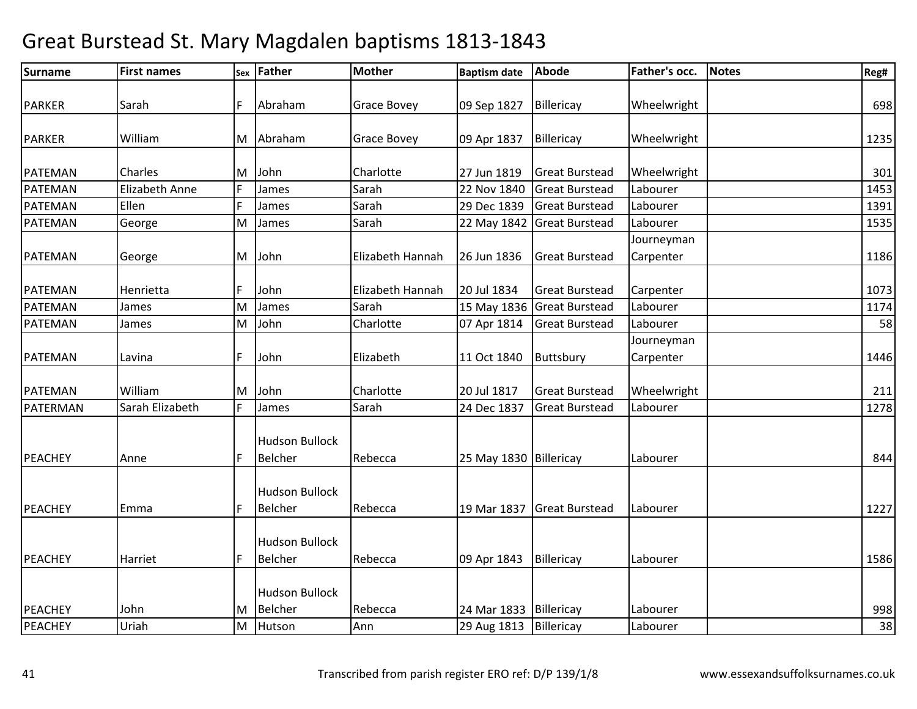# Great Burstead St. Mary Magdalen baptisms 1813-1843

| Surname | First names | Sex | Father | Mother | Baptism date | Abode | Father's occ. | Notes | Reg# |
|---|---|---|---|---|---|---|---|---|---|
| PARKER | Sarah | F | Abraham | Grace Bovey | 09 Sep 1827 | Billericay | Wheelwright | | 698 |
| PARKER | William | M | Abraham | Grace Bovey | 09 Apr 1837 | Billericay | Wheelwright | | 1235 |
| PATEMAN | Charles | M | John | Charlotte | 27 Jun 1819 | Great Burstead | Wheelwright | | 301 |
| PATEMAN | Elizabeth Anne | F | James | Sarah | 22 Nov 1840 | Great Burstead | Labourer | | 1453 |
| PATEMAN | Ellen | F | James | Sarah | 29 Dec 1839 | Great Burstead | Labourer | | 1391 |
| PATEMAN | George | M | James | Sarah | 22 May 1842 | Great Burstead | Labourer | | 1535 |
| PATEMAN | George | M | John | Elizabeth Hannah | 26 Jun 1836 | Great Burstead | Journeyman Carpenter | | 1186 |
| PATEMAN | Henrietta | F | John | Elizabeth Hannah | 20 Jul 1834 | Great Burstead | Carpenter | | 1073 |
| PATEMAN | James | M | James | Sarah | 15 May 1836 | Great Burstead | Labourer | | 1174 |
| PATEMAN | James | M | John | Charlotte | 07 Apr 1814 | Great Burstead | Labourer | | 58 |
| PATEMAN | Lavina | F | John | Elizabeth | 11 Oct 1840 | Buttsbury | Journeyman Carpenter | | 1446 |
| PATEMAN | William | M | John | Charlotte | 20 Jul 1817 | Great Burstead | Wheelwright | | 211 |
| PATERMAN | Sarah Elizabeth | F | James | Sarah | 24 Dec 1837 | Great Burstead | Labourer | | 1278 |
| PEACHEY | Anne | F | Hudson Bullock Belcher | Rebecca | 25 May 1830 | Billericay | Labourer | | 844 |
| PEACHEY | Emma | F | Hudson Bullock Belcher | Rebecca | 19 Mar 1837 | Great Burstead | Labourer | | 1227 |
| PEACHEY | Harriet | F | Hudson Bullock Belcher | Rebecca | 09 Apr 1843 | Billericay | Labourer | | 1586 |
| PEACHEY | John | M | Hudson Bullock Belcher | Rebecca | 24 Mar 1833 | Billericay | Labourer | | 998 |
| PEACHEY | Uriah | M | Hutson | Ann | 29 Aug 1813 | Billericay | Labourer | | 38 |

Transcribed from parish register ERO ref: D/P 139/1/8 www.essexandsuffolksurnames.co.uk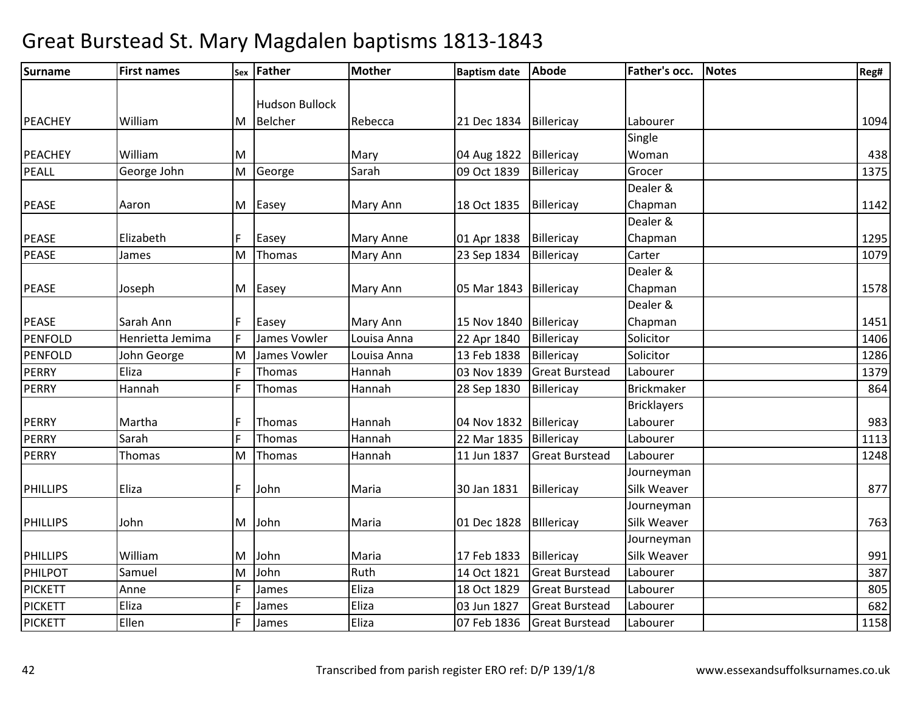# Great Burstead St. Mary Magdalen baptisms 1813-1843

| Surname | First names | Sex | Father | Mother | Baptism date | Abode | Father's occ. | Notes | Reg# |
|---|---|---|---|---|---|---|---|---|---|
| PEACHEY | William | M | Hudson Bullock Belcher | Rebecca | 21 Dec 1834 | Billericay | Labourer | | 1094 |
| PEACHEY | William | M | | Mary | 04 Aug 1822 | Billericay | Single Woman | | 438 |
| PEALL | George John | M | George | Sarah | 09 Oct 1839 | Billericay | Grocer | | 1375 |
| PEASE | Aaron | M | Easey | Mary Ann | 18 Oct 1835 | Billericay | Dealer & Chapman | | 1142 |
| PEASE | Elizabeth | F | Easey | Mary Anne | 01 Apr 1838 | Billericay | Dealer & Chapman | | 1295 |
| PEASE | James | M | Thomas | Mary Ann | 23 Sep 1834 | Billericay | Carter | | 1079 |
| PEASE | Joseph | M | Easey | Mary Ann | 05 Mar 1843 | Billericay | Dealer & Chapman | | 1578 |
| PEASE | Sarah Ann | F | Easey | Mary Ann | 15 Nov 1840 | Billericay | Dealer & Chapman | | 1451 |
| PENFOLD | Henrietta Jemima | F | James Vowler | Louisa Anna | 22 Apr 1840 | Billericay | Solicitor | | 1406 |
| PENFOLD | John George | M | James Vowler | Louisa Anna | 13 Feb 1838 | Billericay | Solicitor | | 1286 |
| PERRY | Eliza | F | Thomas | Hannah | 03 Nov 1839 | Great Burstead | Labourer | | 1379 |
| PERRY | Hannah | F | Thomas | Hannah | 28 Sep 1830 | Billericay | Brickmaker | | 864 |
| PERRY | Martha | F | Thomas | Hannah | 04 Nov 1832 | Billericay | Bricklayers Labourer | | 983 |
| PERRY | Sarah | F | Thomas | Hannah | 22 Mar 1835 | Billericay | Labourer | | 1113 |
| PERRY | Thomas | M | Thomas | Hannah | 11 Jun 1837 | Great Burstead | Labourer | | 1248 |
| PHILLIPS | Eliza | F | John | Maria | 30 Jan 1831 | Billericay | Journeyman Silk Weaver | | 877 |
| PHILLIPS | John | M | John | Maria | 01 Dec 1828 | BIllericay | Journeyman Silk Weaver | | 763 |
| PHILLIPS | William | M | John | Maria | 17 Feb 1833 | Billericay | Journeyman Silk Weaver | | 991 |
| PHILPOT | Samuel | M | John | Ruth | 14 Oct 1821 | Great Burstead | Labourer | | 387 |
| PICKETT | Anne | F | James | Eliza | 18 Oct 1829 | Great Burstead | Labourer | | 805 |
| PICKETT | Eliza | F | James | Eliza | 03 Jun 1827 | Great Burstead | Labourer | | 682 |
| PICKETT | Ellen | F | James | Eliza | 07 Feb 1836 | Great Burstead | Labourer | | 1158 |

Transcribed from parish register ERO ref: D/P 139/1/8 www.essexandsuffolksurnames.co.uk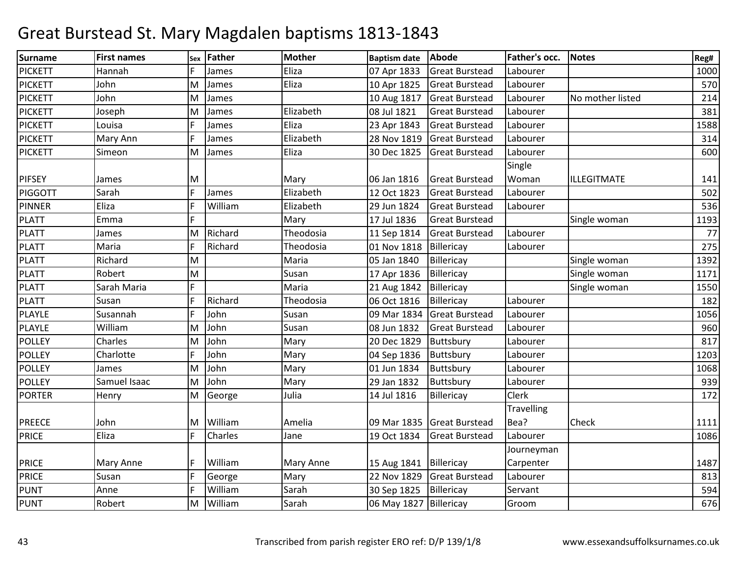# Great Burstead St. Mary Magdalen baptisms 1813-1843

| Surname | First names | Sex | Father | Mother | Baptism date | Abode | Father's occ. | Notes | Reg# |
|---|---|---|---|---|---|---|---|---|---|
| PICKETT | Hannah | F | James | Eliza | 07 Apr 1833 | Great Burstead | Labourer | | 1000 |
| PICKETT | John | M | James | Eliza | 10 Apr 1825 | Great Burstead | Labourer | | 570 |
| PICKETT | John | M | James | | 10 Aug 1817 | Great Burstead | Labourer | No mother listed | 214 |
| PICKETT | Joseph | M | James | Elizabeth | 08 Jul 1821 | Great Burstead | Labourer | | 381 |
| PICKETT | Louisa | F | James | Eliza | 23 Apr 1843 | Great Burstead | Labourer | | 1588 |
| PICKETT | Mary Ann | F | James | Elizabeth | 28 Nov 1819 | Great Burstead | Labourer | | 314 |
| PICKETT | Simeon | M | James | Eliza | 30 Dec 1825 | Great Burstead | Labourer | | 600 |
| PIFSEY | James | M | | Mary | 06 Jan 1816 | Great Burstead | Single Woman | ILLEGITMATE | 141 |
| PIGGOTT | Sarah | F | James | Elizabeth | 12 Oct 1823 | Great Burstead | Labourer | | 502 |
| PINNER | Eliza | F | William | Elizabeth | 29 Jun 1824 | Great Burstead | Labourer | | 536 |
| PLATT | Emma | F | | Mary | 17 Jul 1836 | Great Burstead | | Single woman | 1193 |
| PLATT | James | M | Richard | Theodosia | 11 Sep 1814 | Great Burstead | Labourer | | 77 |
| PLATT | Maria | F | Richard | Theodosia | 01 Nov 1818 | Billericay | Labourer | | 275 |
| PLATT | Richard | M | | Maria | 05 Jan 1840 | Billericay | | Single woman | 1392 |
| PLATT | Robert | M | | Susan | 17 Apr 1836 | Billericay | | Single woman | 1171 |
| PLATT | Sarah Maria | F | | Maria | 21 Aug 1842 | Billericay | | Single woman | 1550 |
| PLATT | Susan | F | Richard | Theodosia | 06 Oct 1816 | Billericay | Labourer | | 182 |
| PLAYLE | Susannah | F | John | Susan | 09 Mar 1834 | Great Burstead | Labourer | | 1056 |
| PLAYLE | William | M | John | Susan | 08 Jun 1832 | Great Burstead | Labourer | | 960 |
| POLLEY | Charles | M | John | Mary | 20 Dec 1829 | Buttsbury | Labourer | | 817 |
| POLLEY | Charlotte | F | John | Mary | 04 Sep 1836 | Buttsbury | Labourer | | 1203 |
| POLLEY | James | M | John | Mary | 01 Jun 1834 | Buttsbury | Labourer | | 1068 |
| POLLEY | Samuel Isaac | M | John | Mary | 29 Jan 1832 | Buttsbury | Labourer | | 939 |
| PORTER | Henry | M | George | Julia | 14 Jul 1816 | Billericay | Clerk | | 172 |
| PREECE | John | M | William | Amelia | 09 Mar 1835 | Great Burstead | Travelling Bea? | Check | 1111 |
| PRICE | Eliza | F | Charles | Jane | 19 Oct 1834 | Great Burstead | Labourer | | 1086 |
| PRICE | Mary Anne | F | William | Mary Anne | 15 Aug 1841 | Billericay | Journeyman Carpenter | | 1487 |
| PRICE | Susan | F | George | Mary | 22 Nov 1829 | Great Burstead | Labourer | | 813 |
| PUNT | Anne | F | William | Sarah | 30 Sep 1825 | Billericay | Servant | | 594 |
| PUNT | Robert | M | William | Sarah | 06 May 1827 | Billericay | Groom | | 676 |

Transcribed from parish register ERO ref: D/P 139/1/8 www.essexandsuffolksurnames.co.uk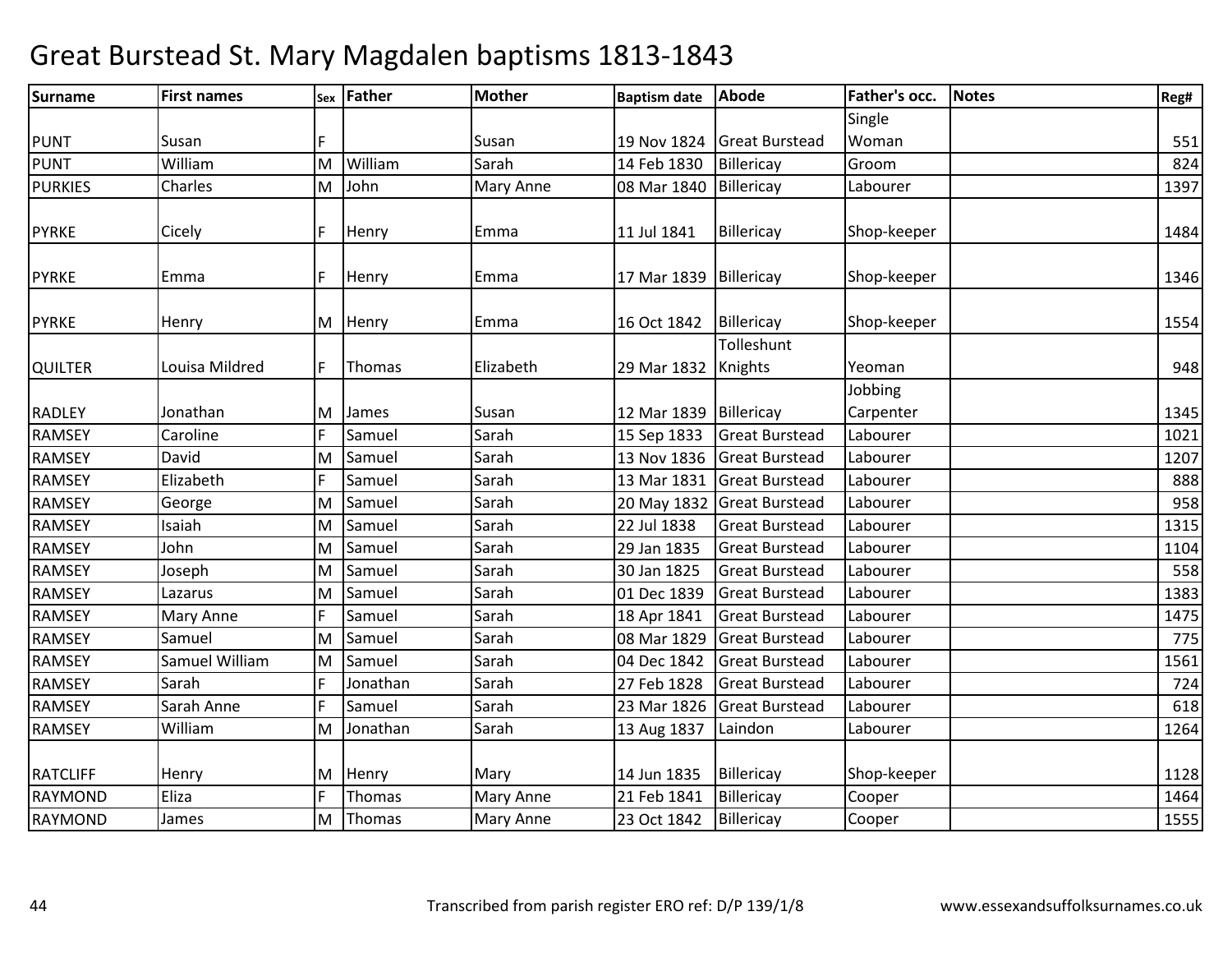# Great Burstead St. Mary Magdalen baptisms 1813-1843

| Surname | First names | Sex | Father | Mother | Baptism date | Abode | Father's occ. | Notes | Reg# |
|---|---|---|---|---|---|---|---|---|---|
| PUNT | Susan | F | | Susan | 19 Nov 1824 | Great Burstead | Single Woman | | 551 |
| PUNT | William | M | William | Sarah | 14 Feb 1830 | Billericay | Groom | | 824 |
| PURKIES | Charles | M | John | Mary Anne | 08 Mar 1840 | Billericay | Labourer | | 1397 |
| PYRKE | Cicely | F | Henry | Emma | 11 Jul 1841 | Billericay | Shop-keeper | | 1484 |
| PYRKE | Emma | F | Henry | Emma | 17 Mar 1839 | Billericay | Shop-keeper | | 1346 |
| PYRKE | Henry | M | Henry | Emma | 16 Oct 1842 | Billericay | Shop-keeper | | 1554 |
| QUILTER | Louisa Mildred | F | Thomas | Elizabeth | 29 Mar 1832 | Tolleshunt Knights | Yeoman | | 948 |
| RADLEY | Jonathan | M | James | Susan | 12 Mar 1839 | Billericay | Jobbing Carpenter | | 1345 |
| RAMSEY | Caroline | F | Samuel | Sarah | 15 Sep 1833 | Great Burstead | Labourer | | 1021 |
| RAMSEY | David | M | Samuel | Sarah | 13 Nov 1836 | Great Burstead | Labourer | | 1207 |
| RAMSEY | Elizabeth | F | Samuel | Sarah | 13 Mar 1831 | Great Burstead | Labourer | | 888 |
| RAMSEY | George | M | Samuel | Sarah | 20 May 1832 | Great Burstead | Labourer | | 958 |
| RAMSEY | Isaiah | M | Samuel | Sarah | 22 Jul 1838 | Great Burstead | Labourer | | 1315 |
| RAMSEY | John | M | Samuel | Sarah | 29 Jan 1835 | Great Burstead | Labourer | | 1104 |
| RAMSEY | Joseph | M | Samuel | Sarah | 30 Jan 1825 | Great Burstead | Labourer | | 558 |
| RAMSEY | Lazarus | M | Samuel | Sarah | 01 Dec 1839 | Great Burstead | Labourer | | 1383 |
| RAMSEY | Mary Anne | F | Samuel | Sarah | 18 Apr 1841 | Great Burstead | Labourer | | 1475 |
| RAMSEY | Samuel | M | Samuel | Sarah | 08 Mar 1829 | Great Burstead | Labourer | | 775 |
| RAMSEY | Samuel William | M | Samuel | Sarah | 04 Dec 1842 | Great Burstead | Labourer | | 1561 |
| RAMSEY | Sarah | F | Jonathan | Sarah | 27 Feb 1828 | Great Burstead | Labourer | | 724 |
| RAMSEY | Sarah Anne | F | Samuel | Sarah | 23 Mar 1826 | Great Burstead | Labourer | | 618 |
| RAMSEY | William | M | Jonathan | Sarah | 13 Aug 1837 | Laindon | Labourer | | 1264 |
| RATCLIFF | Henry | M | Henry | Mary | 14 Jun 1835 | Billericay | Shop-keeper | | 1128 |
| RAYMOND | Eliza | F | Thomas | Mary Anne | 21 Feb 1841 | Billericay | Cooper | | 1464 |
| RAYMOND | James | M | Thomas | Mary Anne | 23 Oct 1842 | Billericay | Cooper | | 1555 |

Transcribed from parish register ERO ref: D/P 139/1/8 www.essexandsuffolksurnames.co.uk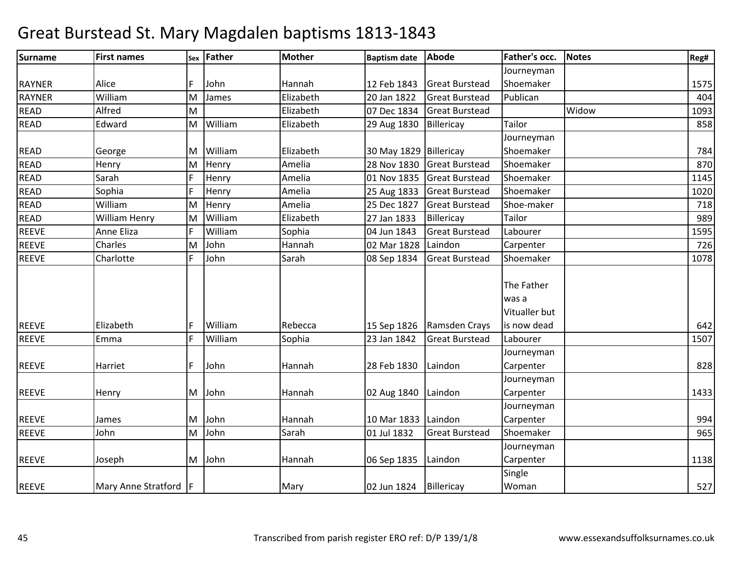# Great Burstead St. Mary Magdalen baptisms 1813-1843

| Surname | First names | Sex | Father | Mother | Baptism date | Abode | Father's occ. | Notes | Reg# |
|---|---|---|---|---|---|---|---|---|---|
| RAYNER | Alice | F | John | Hannah | 12 Feb 1843 | Great Burstead | Journeyman Shoemaker | | 1575 |
| RAYNER | William | M | James | Elizabeth | 20 Jan 1822 | Great Burstead | Publican | | 404 |
| READ | Alfred | M | | Elizabeth | 07 Dec 1834 | Great Burstead | | Widow | 1093 |
| READ | Edward | M | William | Elizabeth | 29 Aug 1830 | Billericay | Tailor | | 858 |
| READ | George | M | William | Elizabeth | 30 May 1829 | Billericay | Journeyman Shoemaker | | 784 |
| READ | Henry | M | Henry | Amelia | 28 Nov 1830 | Great Burstead | Shoemaker | | 870 |
| READ | Sarah | F | Henry | Amelia | 01 Nov 1835 | Great Burstead | Shoemaker | | 1145 |
| READ | Sophia | F | Henry | Amelia | 25 Aug 1833 | Great Burstead | Shoemaker | | 1020 |
| READ | William | M | Henry | Amelia | 25 Dec 1827 | Great Burstead | Shoe-maker | | 718 |
| READ | William Henry | M | William | Elizabeth | 27 Jan 1833 | Billericay | Tailor | | 989 |
| REEVE | Anne Eliza | F | William | Sophia | 04 Jun 1843 | Great Burstead | Labourer | | 1595 |
| REEVE | Charles | M | John | Hannah | 02 Mar 1828 | Laindon | Carpenter | | 726 |
| REEVE | Charlotte | F | John | Sarah | 08 Sep 1834 | Great Burstead | Shoemaker | | 1078 |
| REEVE | Elizabeth | F | William | Rebecca | 15 Sep 1826 | Ramsden Crays | The Father was a Vitualler but is now dead | | 642 |
| REEVE | Emma | F | William | Sophia | 23 Jan 1842 | Great Burstead | Labourer | | 1507 |
| REEVE | Harriet | F | John | Hannah | 28 Feb 1830 | Laindon | Journeyman Carpenter | | 828 |
| REEVE | Henry | M | John | Hannah | 02 Aug 1840 | Laindon | Journeyman Carpenter | | 1433 |
| REEVE | James | M | John | Hannah | 10 Mar 1833 | Laindon | Journeyman Carpenter | | 994 |
| REEVE | John | M | John | Sarah | 01 Jul 1832 | Great Burstead | Shoemaker | | 965 |
| REEVE | Joseph | M | John | Hannah | 06 Sep 1835 | Laindon | Journeyman Carpenter | | 1138 |
| REEVE | Mary Anne Stratford | F | | Mary | 02 Jun 1824 | Billericay | Single Woman | | 527 |

Transcribed from parish register ERO ref: D/P 139/1/8 www.essexandsuffolksurnames.co.uk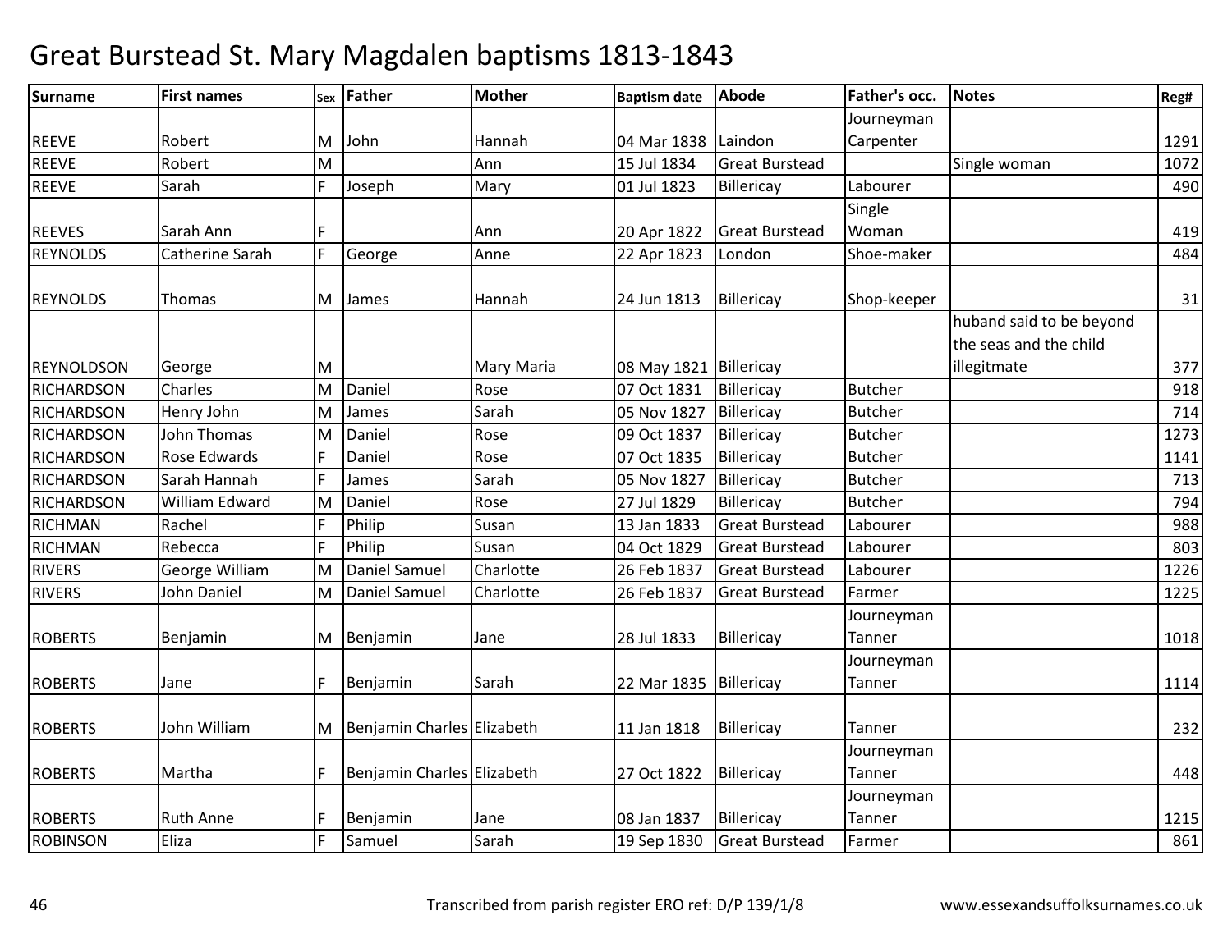# Great Burstead St. Mary Magdalen baptisms 1813-1843

| Surname | First names | Sex | Father | Mother | Baptism date | Abode | Father's occ. | Notes | Reg# |
|---|---|---|---|---|---|---|---|---|---|
| REEVE | Robert | M | John | Hannah | 04 Mar 1838 | Laindon | Journeyman Carpenter | | 1291 |
| REEVE | Robert | M | | Ann | 15 Jul 1834 | Great Burstead | | Single woman | 1072 |
| REEVE | Sarah | F | Joseph | Mary | 01 Jul 1823 | Billericay | Labourer | | 490 |
| REEVES | Sarah Ann | F | | Ann | 20 Apr 1822 | Great Burstead | Single Woman | | 419 |
| REYNOLDS | Catherine Sarah | F | George | Anne | 22 Apr 1823 | London | Shoe-maker | | 484 |
| REYNOLDS | Thomas | M | James | Hannah | 24 Jun 1813 | Billericay | Shop-keeper | | 31 |
| REYNOLDSON | George | M | | Mary Maria | 08 May 1821 | Billericay | | huband said to be beyond the seas and the child illegitmate | 377 |
| RICHARDSON | Charles | M | Daniel | Rose | 07 Oct 1831 | Billericay | Butcher | | 918 |
| RICHARDSON | Henry John | M | James | Sarah | 05 Nov 1827 | Billericay | Butcher | | 714 |
| RICHARDSON | John Thomas | M | Daniel | Rose | 09 Oct 1837 | Billericay | Butcher | | 1273 |
| RICHARDSON | Rose Edwards | F | Daniel | Rose | 07 Oct 1835 | Billericay | Butcher | | 1141 |
| RICHARDSON | Sarah Hannah | F | James | Sarah | 05 Nov 1827 | Billericay | Butcher | | 713 |
| RICHARDSON | William Edward | M | Daniel | Rose | 27 Jul 1829 | Billericay | Butcher | | 794 |
| RICHMAN | Rachel | F | Philip | Susan | 13 Jan 1833 | Great Burstead | Labourer | | 988 |
| RICHMAN | Rebecca | F | Philip | Susan | 04 Oct 1829 | Great Burstead | Labourer | | 803 |
| RIVERS | George William | M | Daniel Samuel | Charlotte | 26 Feb 1837 | Great Burstead | Labourer | | 1226 |
| RIVERS | John Daniel | M | Daniel Samuel | Charlotte | 26 Feb 1837 | Great Burstead | Farmer | | 1225 |
| ROBERTS | Benjamin | M | Benjamin | Jane | 28 Jul 1833 | Billericay | Journeyman Tanner | | 1018 |
| ROBERTS | Jane | F | Benjamin | Sarah | 22 Mar 1835 | Billericay | Journeyman Tanner | | 1114 |
| ROBERTS | John William | M | Benjamin Charles | Elizabeth | 11 Jan 1818 | Billericay | Tanner | | 232 |
| ROBERTS | Martha | F | Benjamin Charles | Elizabeth | 27 Oct 1822 | Billericay | Journeyman Tanner | | 448 |
| ROBERTS | Ruth Anne | F | Benjamin | Jane | 08 Jan 1837 | Billericay | Journeyman Tanner | | 1215 |
| ROBINSON | Eliza | F | Samuel | Sarah | 19 Sep 1830 | Great Burstead | Farmer | | 861 |

Transcribed from parish register ERO ref: D/P 139/1/8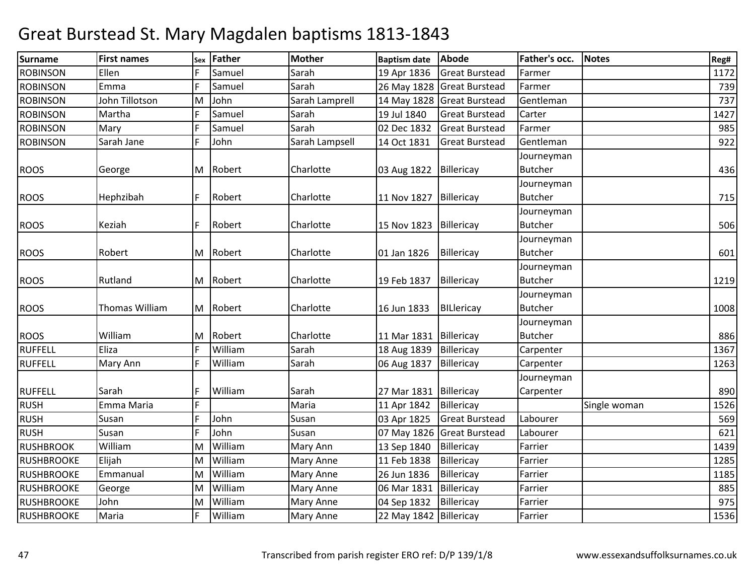# Great Burstead St. Mary Magdalen baptisms 1813-1843

| Surname | First names | Sex | Father | Mother | Baptism date | Abode | Father's occ. | Notes | Reg# |
|---|---|---|---|---|---|---|---|---|---|
| ROBINSON | Ellen | F | Samuel | Sarah | 19 Apr 1836 | Great Burstead | Farmer | | 1172 |
| ROBINSON | Emma | F | Samuel | Sarah | 26 May 1828 | Great Burstead | Farmer | | 739 |
| ROBINSON | John Tillotson | M | John | Sarah Lamprell | 14 May 1828 | Great Burstead | Gentleman | | 737 |
| ROBINSON | Martha | F | Samuel | Sarah | 19 Jul 1840 | Great Burstead | Carter | | 1427 |
| ROBINSON | Mary | F | Samuel | Sarah | 02 Dec 1832 | Great Burstead | Farmer | | 985 |
| ROBINSON | Sarah Jane | F | John | Sarah Lampsell | 14 Oct 1831 | Great Burstead | Gentleman | | 922 |
| ROOS | George | M | Robert | Charlotte | 03 Aug 1822 | Billericay | Journeyman Butcher | | 436 |
| ROOS | Hephzibah | F | Robert | Charlotte | 11 Nov 1827 | Billericay | Journeyman Butcher | | 715 |
| ROOS | Keziah | F | Robert | Charlotte | 15 Nov 1823 | Billericay | Journeyman Butcher | | 506 |
| ROOS | Robert | M | Robert | Charlotte | 01 Jan 1826 | Billericay | Journeyman Butcher | | 601 |
| ROOS | Rutland | M | Robert | Charlotte | 19 Feb 1837 | Billericay | Journeyman Butcher | | 1219 |
| ROOS | Thomas William | M | Robert | Charlotte | 16 Jun 1833 | BILlericay | Journeyman Butcher | | 1008 |
| ROOS | William | M | Robert | Charlotte | 11 Mar 1831 | Billericay | Journeyman Butcher | | 886 |
| RUFFELL | Eliza | F | William | Sarah | 18 Aug 1839 | Billericay | Carpenter | | 1367 |
| RUFFELL | Mary Ann | F | William | Sarah | 06 Aug 1837 | Billericay | Carpenter | | 1263 |
| RUFFELL | Sarah | F | William | Sarah | 27 Mar 1831 | Billericay | Journeyman Carpenter | | 890 |
| RUSH | Emma Maria | F | | Maria | 11 Apr 1842 | Billericay | | Single woman | 1526 |
| RUSH | Susan | F | John | Susan | 03 Apr 1825 | Great Burstead | Labourer | | 569 |
| RUSH | Susan | F | John | Susan | 07 May 1826 | Great Burstead | Labourer | | 621 |
| RUSHBROOK | William | M | William | Mary Ann | 13 Sep 1840 | Billericay | Farrier | | 1439 |
| RUSHBROOKE | Elijah | M | William | Mary Anne | 11 Feb 1838 | Billericay | Farrier | | 1285 |
| RUSHBROOKE | Emmanual | M | William | Mary Anne | 26 Jun 1836 | Billericay | Farrier | | 1185 |
| RUSHBROOKE | George | M | William | Mary Anne | 06 Mar 1831 | Billericay | Farrier | | 885 |
| RUSHBROOKE | John | M | William | Mary Anne | 04 Sep 1832 | Billericay | Farrier | | 975 |
| RUSHBROOKE | Maria | F | William | Mary Anne | 22 May 1842 | Billericay | Farrier | | 1536 |

Transcribed from parish register ERO ref: D/P 139/1/8

www.essexandsuffolksurnames.co.uk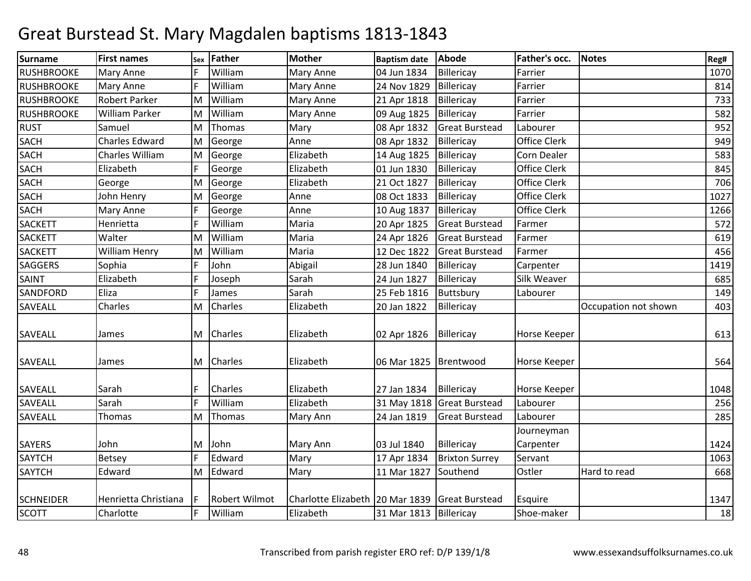# Great Burstead St. Mary Magdalen baptisms 1813-1843

| Surname | First names | Sex | Father | Mother | Baptism date | Abode | Father's occ. | Notes | Reg# |
|---|---|---|---|---|---|---|---|---|---|
| RUSHBROOKE | Mary Anne | F | William | Mary Anne | 04 Jun 1834 | Billericay | Farrier | | 1070 |
| RUSHBROOKE | Mary Anne | F | William | Mary Anne | 24 Nov 1829 | Billericay | Farrier | | 814 |
| RUSHBROOKE | Robert Parker | M | William | Mary Anne | 21 Apr 1818 | Billericay | Farrier | | 733 |
| RUSHBROOKE | William Parker | M | William | Mary Anne | 09 Aug 1825 | Billericay | Farrier | | 582 |
| RUST | Samuel | M | Thomas | Mary | 08 Apr 1832 | Great Burstead | Labourer | | 952 |
| SACH | Charles Edward | M | George | Anne | 08 Apr 1832 | Billericay | Office Clerk | | 949 |
| SACH | Charles William | M | George | Elizabeth | 14 Aug 1825 | Billericay | Corn Dealer | | 583 |
| SACH | Elizabeth | F | George | Elizabeth | 01 Jun 1830 | Billericay | Office Clerk | | 845 |
| SACH | George | M | George | Elizabeth | 21 Oct 1827 | Billericay | Office Clerk | | 706 |
| SACH | John Henry | M | George | Anne | 08 Oct 1833 | Billericay | Office Clerk | | 1027 |
| SACH | Mary Anne | F | George | Anne | 10 Aug 1837 | Billericay | Office Clerk | | 1266 |
| SACKETT | Henrietta | F | William | Maria | 20 Apr 1825 | Great Burstead | Farmer | | 572 |
| SACKETT | Walter | M | William | Maria | 24 Apr 1826 | Great Burstead | Farmer | | 619 |
| SACKETT | William Henry | M | William | Maria | 12 Dec 1822 | Great Burstead | Farmer | | 456 |
| SAGGERS | Sophia | F | John | Abigail | 28 Jun 1840 | Billericay | Carpenter | | 1419 |
| SAINT | Elizabeth | F | Joseph | Sarah | 24 Jun 1827 | Billericay | Silk Weaver | | 685 |
| SANDFORD | Eliza | F | James | Sarah | 25 Feb 1816 | Buttsbury | Labourer | | 149 |
| SAVEALL | Charles | M | Charles | Elizabeth | 20 Jan 1822 | Billericay | | Occupation not shown | 403 |
| SAVEALL | James | M | Charles | Elizabeth | 02 Apr 1826 | Billericay | Horse Keeper | | 613 |
| SAVEALL | James | M | Charles | Elizabeth | 06 Mar 1825 | Brentwood | Horse Keeper | | 564 |
| SAVEALL | Sarah | F | Charles | Elizabeth | 27 Jan 1834 | Billericay | Horse Keeper | | 1048 |
| SAVEALL | Sarah | F | William | Elizabeth | 31 May 1818 | Great Burstead | Labourer | | 256 |
| SAVEALL | Thomas | M | Thomas | Mary Ann | 24 Jan 1819 | Great Burstead | Labourer | | 285 |
| SAYERS | John | M | John | Mary Ann | 03 Jul 1840 | Billericay | Journeyman Carpenter | | 1424 |
| SAYTCH | Betsey | F | Edward | Mary | 17 Apr 1834 | Brixton Surrey | Servant | | 1063 |
| SAYTCH | Edward | M | Edward | Mary | 11 Mar 1827 | Southend | Ostler | Hard to read | 668 |
| SCHNEIDER | Henrietta Christiana | F | Robert Wilmot | Charlotte Elizabeth | 20 Mar 1839 | Great Burstead | Esquire | | 1347 |
| SCOTT | Charlotte | F | William | Elizabeth | 31 Mar 1813 | Billericay | Shoe-maker | | 18 |

Transcribed from parish register ERO ref: D/P 139/1/8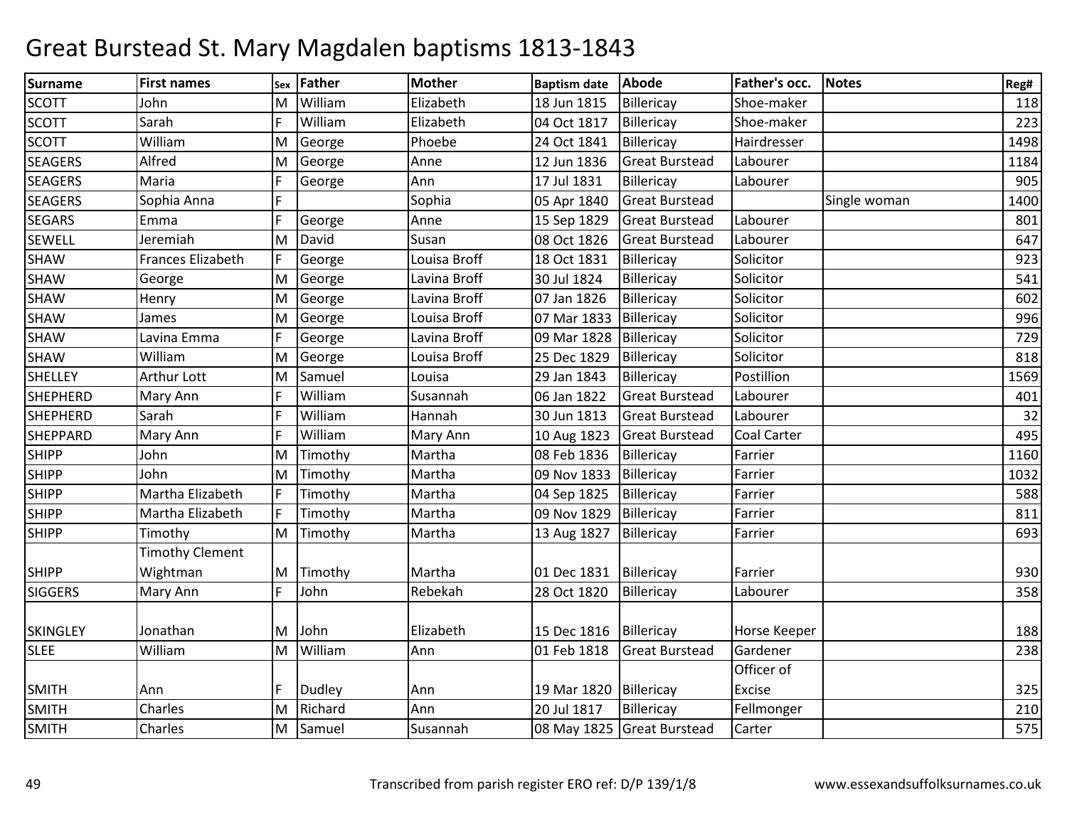# Great Burstead St. Mary Magdalen baptisms 1813-1843

| Surname | First names | Sex | Father | Mother | Baptism date | Abode | Father's occ. | Notes | Reg# |
|---|---|---|---|---|---|---|---|---|---|
| SCOTT | John | M | William | Elizabeth | 18 Jun 1815 | Billericay | Shoe-maker | | 118 |
| SCOTT | Sarah | F | William | Elizabeth | 04 Oct 1817 | Billericay | Shoe-maker | | 223 |
| SCOTT | William | M | George | Phoebe | 24 Oct 1841 | Billericay | Hairdresser | | 1498 |
| SEAGERS | Alfred | M | George | Anne | 12 Jun 1836 | Great Burstead | Labourer | | 1184 |
| SEAGERS | Maria | F | George | Ann | 17 Jul 1831 | Billericay | Labourer | | 905 |
| SEAGERS | Sophia Anna | F | | Sophia | 05 Apr 1840 | Great Burstead | | Single woman | 1400 |
| SEGARS | Emma | F | George | Anne | 15 Sep 1829 | Great Burstead | Labourer | | 801 |
| SEWELL | Jeremiah | M | David | Susan | 08 Oct 1826 | Great Burstead | Labourer | | 647 |
| SHAW | Frances Elizabeth | F | George | Louisa Broff | 18 Oct 1831 | Billericay | Solicitor | | 923 |
| SHAW | George | M | George | Lavina Broff | 30 Jul 1824 | Billericay | Solicitor | | 541 |
| SHAW | Henry | M | George | Lavina Broff | 07 Jan 1826 | Billericay | Solicitor | | 602 |
| SHAW | James | M | George | Louisa Broff | 07 Mar 1833 | Billericay | Solicitor | | 996 |
| SHAW | Lavina Emma | F | George | Lavina Broff | 09 Mar 1828 | Billericay | Solicitor | | 729 |
| SHAW | William | M | George | Louisa Broff | 25 Dec 1829 | Billericay | Solicitor | | 818 |
| SHELLEY | Arthur Lott | M | Samuel | Louisa | 29 Jan 1843 | Billericay | Postillion | | 1569 |
| SHEPHERD | Mary Ann | F | William | Susannah | 06 Jan 1822 | Great Burstead | Labourer | | 401 |
| SHEPHERD | Sarah | F | William | Hannah | 30 Jun 1813 | Great Burstead | Labourer | | 32 |
| SHEPPARD | Mary Ann | F | William | Mary Ann | 10 Aug 1823 | Great Burstead | Coal Carter | | 495 |
| SHIPP | John | M | Timothy | Martha | 08 Feb 1836 | Billericay | Farrier | | 1160 |
| SHIPP | John | M | Timothy | Martha | 09 Nov 1833 | Billericay | Farrier | | 1032 |
| SHIPP | Martha Elizabeth | F | Timothy | Martha | 04 Sep 1825 | Billericay | Farrier | | 588 |
| SHIPP | Martha Elizabeth | F | Timothy | Martha | 09 Nov 1829 | Billericay | Farrier | | 811 |
| SHIPP | Timothy | M | Timothy | Martha | 13 Aug 1827 | Billericay | Farrier | | 693 |
| SHIPP | Timothy Clement Wightman | M | Timothy | Martha | 01 Dec 1831 | Billericay | Farrier | | 930 |
| SIGGERS | Mary Ann | F | John | Rebekah | 28 Oct 1820 | Billericay | Labourer | | 358 |
| SKINGLEY | Jonathan | M | John | Elizabeth | 15 Dec 1816 | Billericay | Horse Keeper | | 188 |
| SLEE | William | M | William | Ann | 01 Feb 1818 | Great Burstead | Gardener | | 238 |
| SMITH | Ann | F | Dudley | Ann | 19 Mar 1820 | Billericay | Officer of Excise | | 325 |
| SMITH | Charles | M | Richard | Ann | 20 Jul 1817 | Billericay | Fellmonger | | 210 |
| SMITH | Charles | M | Samuel | Susannah | 08 May 1825 | Great Burstead | Carter | | 575 |

Transcribed from parish register ERO ref: D/P 139/1/8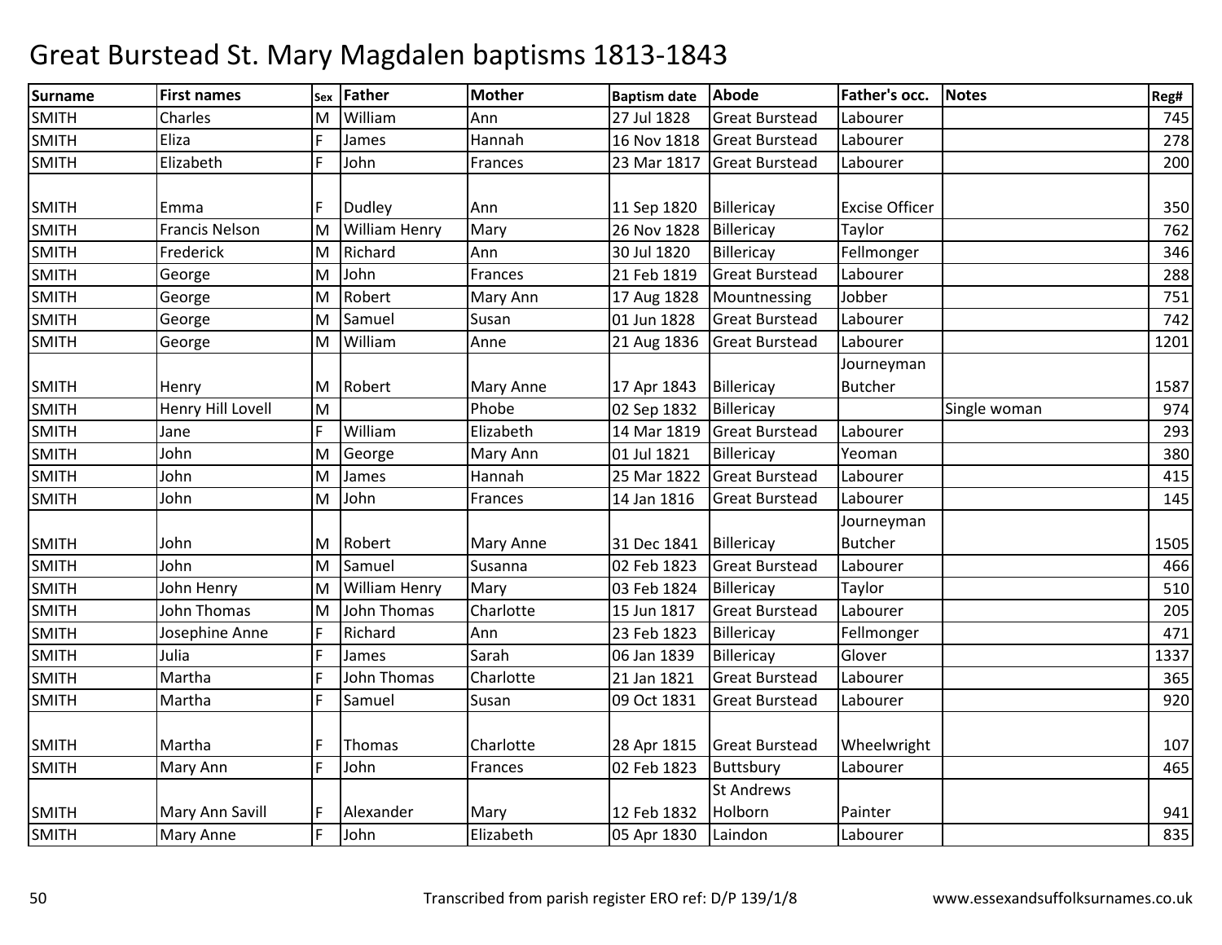# Great Burstead St. Mary Magdalen baptisms 1813-1843

| Surname | First names | Sex | Father | Mother | Baptism date | Abode | Father's occ. | Notes | Reg# |
|---|---|---|---|---|---|---|---|---|---|
| SMITH | Charles | M | William | Ann | 27 Jul 1828 | Great Burstead | Labourer | | 745 |
| SMITH | Eliza | F | James | Hannah | 16 Nov 1818 | Great Burstead | Labourer | | 278 |
| SMITH | Elizabeth | F | John | Frances | 23 Mar 1817 | Great Burstead | Labourer | | 200 |
| SMITH | Emma | F | Dudley | Ann | 11 Sep 1820 | Billericay | Excise Officer | | 350 |
| SMITH | Francis Nelson | M | William Henry | Mary | 26 Nov 1828 | Billericay | Taylor | | 762 |
| SMITH | Frederick | M | Richard | Ann | 30 Jul 1820 | Billericay | Fellmonger | | 346 |
| SMITH | George | M | John | Frances | 21 Feb 1819 | Great Burstead | Labourer | | 288 |
| SMITH | George | M | Robert | Mary Ann | 17 Aug 1828 | Mountnessing | Jobber | | 751 |
| SMITH | George | M | Samuel | Susan | 01 Jun 1828 | Great Burstead | Labourer | | 742 |
| SMITH | George | M | William | Anne | 21 Aug 1836 | Great Burstead | Labourer | | 1201 |
| SMITH | Henry | M | Robert | Mary Anne | 17 Apr 1843 | Billericay | Journeyman Butcher | | 1587 |
| SMITH | Henry Hill Lovell | M | | Phobe | 02 Sep 1832 | Billericay | | Single woman | 974 |
| SMITH | Jane | F | William | Elizabeth | 14 Mar 1819 | Great Burstead | Labourer | | 293 |
| SMITH | John | M | George | Mary Ann | 01 Jul 1821 | Billericay | Yeoman | | 380 |
| SMITH | John | M | James | Hannah | 25 Mar 1822 | Great Burstead | Labourer | | 415 |
| SMITH | John | M | John | Frances | 14 Jan 1816 | Great Burstead | Labourer | | 145 |
| SMITH | John | M | Robert | Mary Anne | 31 Dec 1841 | Billericay | Journeyman Butcher | | 1505 |
| SMITH | John | M | Samuel | Susanna | 02 Feb 1823 | Great Burstead | Labourer | | 466 |
| SMITH | John Henry | M | William Henry | Mary | 03 Feb 1824 | Billericay | Taylor | | 510 |
| SMITH | John Thomas | M | John Thomas | Charlotte | 15 Jun 1817 | Great Burstead | Labourer | | 205 |
| SMITH | Josephine Anne | F | Richard | Ann | 23 Feb 1823 | Billericay | Fellmonger | | 471 |
| SMITH | Julia | F | James | Sarah | 06 Jan 1839 | Billericay | Glover | | 1337 |
| SMITH | Martha | F | John Thomas | Charlotte | 21 Jan 1821 | Great Burstead | Labourer | | 365 |
| SMITH | Martha | F | Samuel | Susan | 09 Oct 1831 | Great Burstead | Labourer | | 920 |
| SMITH | Martha | F | Thomas | Charlotte | 28 Apr 1815 | Great Burstead | Wheelwright | | 107 |
| SMITH | Mary Ann | F | John | Frances | 02 Feb 1823 | Buttsbury | Labourer | | 465 |
| SMITH | Mary Ann Savill | F | Alexander | Mary | 12 Feb 1832 | St Andrews Holborn | Painter | | 941 |
| SMITH | Mary Anne | F | John | Elizabeth | 05 Apr 1830 | Laindon | Labourer | | 835 |

Transcribed from parish register ERO ref: D/P 139/1/8

www.essexandsuffolksurnames.co.uk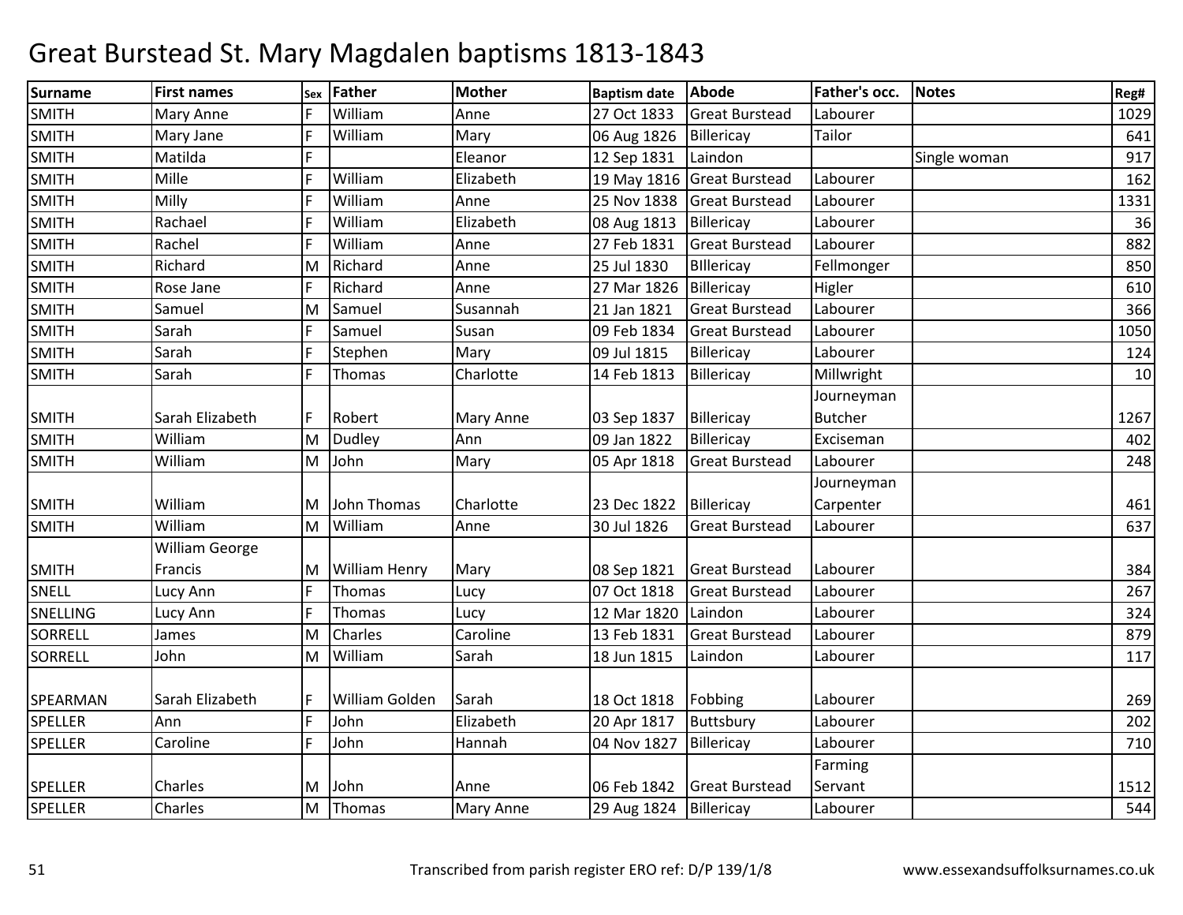# Great Burstead St. Mary Magdalen baptisms 1813-1843

| Surname | First names | Sex | Father | Mother | Baptism date | Abode | Father's occ. | Notes | Reg# |
|---|---|---|---|---|---|---|---|---|---|
| SMITH | Mary Anne | F | William | Anne | 27 Oct 1833 | Great Burstead | Labourer | | 1029 |
| SMITH | Mary Jane | F | William | Mary | 06 Aug 1826 | Billericay | Tailor | | 641 |
| SMITH | Matilda | F | | Eleanor | 12 Sep 1831 | Laindon | | Single woman | 917 |
| SMITH | Mille | F | William | Elizabeth | 19 May 1816 | Great Burstead | Labourer | | 162 |
| SMITH | Milly | F | William | Anne | 25 Nov 1838 | Great Burstead | Labourer | | 1331 |
| SMITH | Rachael | F | William | Elizabeth | 08 Aug 1813 | Billericay | Labourer | | 36 |
| SMITH | Rachel | F | William | Anne | 27 Feb 1831 | Great Burstead | Labourer | | 882 |
| SMITH | Richard | M | Richard | Anne | 25 Jul 1830 | BIllericay | Fellmonger | | 850 |
| SMITH | Rose Jane | F | Richard | Anne | 27 Mar 1826 | Billericay | Higler | | 610 |
| SMITH | Samuel | M | Samuel | Susannah | 21 Jan 1821 | Great Burstead | Labourer | | 366 |
| SMITH | Sarah | F | Samuel | Susan | 09 Feb 1834 | Great Burstead | Labourer | | 1050 |
| SMITH | Sarah | F | Stephen | Mary | 09 Jul 1815 | Billericay | Labourer | | 124 |
| SMITH | Sarah | F | Thomas | Charlotte | 14 Feb 1813 | Billericay | Millwright | | 10 |
| SMITH | Sarah Elizabeth | F | Robert | Mary Anne | 03 Sep 1837 | Billericay | Journeyman Butcher | | 1267 |
| SMITH | William | M | Dudley | Ann | 09 Jan 1822 | Billericay | Exciseman | | 402 |
| SMITH | William | M | John | Mary | 05 Apr 1818 | Great Burstead | Labourer | | 248 |
| SMITH | William | M | John Thomas | Charlotte | 23 Dec 1822 | Billericay | Journeyman Carpenter | | 461 |
| SMITH | William | M | William | Anne | 30 Jul 1826 | Great Burstead | Labourer | | 637 |
| SMITH | William George Francis | M | William Henry | Mary | 08 Sep 1821 | Great Burstead | Labourer | | 384 |
| SNELL | Lucy Ann | F | Thomas | Lucy | 07 Oct 1818 | Great Burstead | Labourer | | 267 |
| SNELLING | Lucy Ann | F | Thomas | Lucy | 12 Mar 1820 | Laindon | Labourer | | 324 |
| SORRELL | James | M | Charles | Caroline | 13 Feb 1831 | Great Burstead | Labourer | | 879 |
| SORRELL | John | M | William | Sarah | 18 Jun 1815 | Laindon | Labourer | | 117 |
| SPEARMAN | Sarah Elizabeth | F | William Golden | Sarah | 18 Oct 1818 | Fobbing | Labourer | | 269 |
| SPELLER | Ann | F | John | Elizabeth | 20 Apr 1817 | Buttsbury | Labourer | | 202 |
| SPELLER | Caroline | F | John | Hannah | 04 Nov 1827 | Billericay | Labourer | | 710 |
| SPELLER | Charles | M | John | Anne | 06 Feb 1842 | Great Burstead | Farming Servant | | 1512 |
| SPELLER | Charles | M | Thomas | Mary Anne | 29 Aug 1824 | Billericay | Labourer | | 544 |

Transcribed from parish register ERO ref: D/P 139/1/8 www.essexandsuffolksurnames.co.uk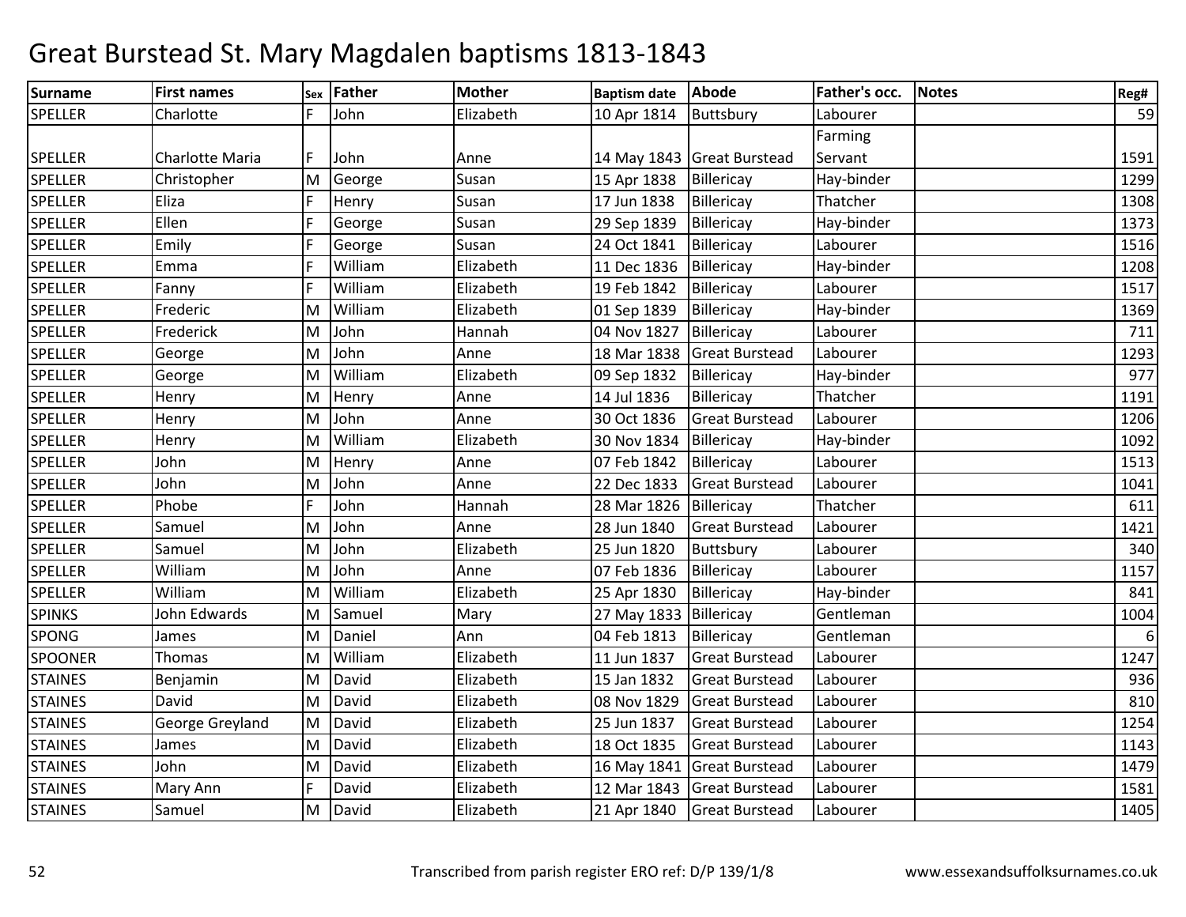# Great Burstead St. Mary Magdalen baptisms 1813-1843

| Surname | First names | Sex | Father | Mother | Baptism date | Abode | Father's occ. | Notes | Reg# |
|---|---|---|---|---|---|---|---|---|---|
| SPELLER | Charlotte | F | John | Elizabeth | 10 Apr 1814 | Buttsbury | Labourer | | 59 |
| SPELLER | Charlotte Maria | F | John | Anne | 14 May 1843 | Great Burstead | Farming Servant | | 1591 |
| SPELLER | Christopher | M | George | Susan | 15 Apr 1838 | Billericay | Hay-binder | | 1299 |
| SPELLER | Eliza | F | Henry | Susan | 17 Jun 1838 | Billericay | Thatcher | | 1308 |
| SPELLER | Ellen | F | George | Susan | 29 Sep 1839 | Billericay | Hay-binder | | 1373 |
| SPELLER | Emily | F | George | Susan | 24 Oct 1841 | Billericay | Labourer | | 1516 |
| SPELLER | Emma | F | William | Elizabeth | 11 Dec 1836 | Billericay | Hay-binder | | 1208 |
| SPELLER | Fanny | F | William | Elizabeth | 19 Feb 1842 | Billericay | Labourer | | 1517 |
| SPELLER | Frederic | M | William | Elizabeth | 01 Sep 1839 | Billericay | Hay-binder | | 1369 |
| SPELLER | Frederick | M | John | Hannah | 04 Nov 1827 | Billericay | Labourer | | 711 |
| SPELLER | George | M | John | Anne | 18 Mar 1838 | Great Burstead | Labourer | | 1293 |
| SPELLER | George | M | William | Elizabeth | 09 Sep 1832 | Billericay | Hay-binder | | 977 |
| SPELLER | Henry | M | Henry | Anne | 14 Jul 1836 | Billericay | Thatcher | | 1191 |
| SPELLER | Henry | M | John | Anne | 30 Oct 1836 | Great Burstead | Labourer | | 1206 |
| SPELLER | Henry | M | William | Elizabeth | 30 Nov 1834 | Billericay | Hay-binder | | 1092 |
| SPELLER | John | M | Henry | Anne | 07 Feb 1842 | Billericay | Labourer | | 1513 |
| SPELLER | John | M | John | Anne | 22 Dec 1833 | Great Burstead | Labourer | | 1041 |
| SPELLER | Phobe | F | John | Hannah | 28 Mar 1826 | Billericay | Thatcher | | 611 |
| SPELLER | Samuel | M | John | Anne | 28 Jun 1840 | Great Burstead | Labourer | | 1421 |
| SPELLER | Samuel | M | John | Elizabeth | 25 Jun 1820 | Buttsbury | Labourer | | 340 |
| SPELLER | William | M | John | Anne | 07 Feb 1836 | Billericay | Labourer | | 1157 |
| SPELLER | William | M | William | Elizabeth | 25 Apr 1830 | Billericay | Hay-binder | | 841 |
| SPINKS | John Edwards | M | Samuel | Mary | 27 May 1833 | Billericay | Gentleman | | 1004 |
| SPONG | James | M | Daniel | Ann | 04 Feb 1813 | Billericay | Gentleman | | 6 |
| SPOONER | Thomas | M | William | Elizabeth | 11 Jun 1837 | Great Burstead | Labourer | | 1247 |
| STAINES | Benjamin | M | David | Elizabeth | 15 Jan 1832 | Great Burstead | Labourer | | 936 |
| STAINES | David | M | David | Elizabeth | 08 Nov 1829 | Great Burstead | Labourer | | 810 |
| STAINES | George Greyland | M | David | Elizabeth | 25 Jun 1837 | Great Burstead | Labourer | | 1254 |
| STAINES | James | M | David | Elizabeth | 18 Oct 1835 | Great Burstead | Labourer | | 1143 |
| STAINES | John | M | David | Elizabeth | 16 May 1841 | Great Burstead | Labourer | | 1479 |
| STAINES | Mary Ann | F | David | Elizabeth | 12 Mar 1843 | Great Burstead | Labourer | | 1581 |
| STAINES | Samuel | M | David | Elizabeth | 21 Apr 1840 | Great Burstead | Labourer | | 1405 |

Transcribed from parish register ERO ref: D/P 139/1/8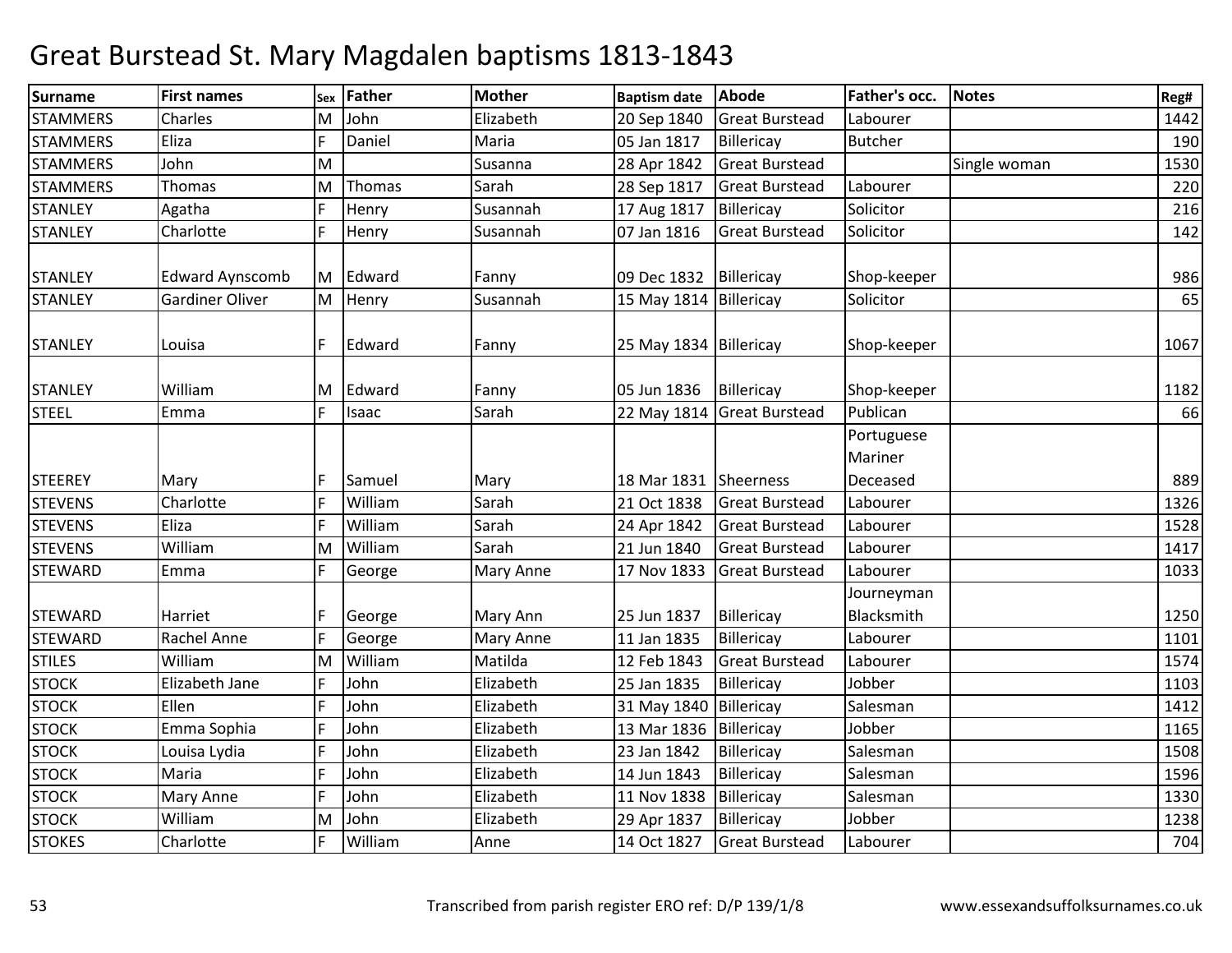# Great Burstead St. Mary Magdalen baptisms 1813-1843

| Surname | First names | Sex | Father | Mother | Baptism date | Abode | Father's occ. | Notes | Reg# |
|---|---|---|---|---|---|---|---|---|---|
| STAMMERS | Charles | M | John | Elizabeth | 20 Sep 1840 | Great Burstead | Labourer | | 1442 |
| STAMMERS | Eliza | F | Daniel | Maria | 05 Jan 1817 | Billericay | Butcher | | 190 |
| STAMMERS | John | M | | Susanna | 28 Apr 1842 | Great Burstead | | Single woman | 1530 |
| STAMMERS | Thomas | M | Thomas | Sarah | 28 Sep 1817 | Great Burstead | Labourer | | 220 |
| STANLEY | Agatha | F | Henry | Susannah | 17 Aug 1817 | Billericay | Solicitor | | 216 |
| STANLEY | Charlotte | F | Henry | Susannah | 07 Jan 1816 | Great Burstead | Solicitor | | 142 |
| STANLEY | Edward Aynscomb | M | Edward | Fanny | 09 Dec 1832 | Billericay | Shop-keeper | | 986 |
| STANLEY | Gardiner Oliver | M | Henry | Susannah | 15 May 1814 | Billericay | Solicitor | | 65 |
| STANLEY | Louisa | F | Edward | Fanny | 25 May 1834 | Billericay | Shop-keeper | | 1067 |
| STANLEY | William | M | Edward | Fanny | 05 Jun 1836 | Billericay | Shop-keeper | | 1182 |
| STEEL | Emma | F | Isaac | Sarah | 22 May 1814 | Great Burstead | Publican | | 66 |
| STEEREY | Mary | F | Samuel | Mary | 18 Mar 1831 | Sheerness | Portuguese Mariner Deceased | | 889 |
| STEVENS | Charlotte | F | William | Sarah | 21 Oct 1838 | Great Burstead | Labourer | | 1326 |
| STEVENS | Eliza | F | William | Sarah | 24 Apr 1842 | Great Burstead | Labourer | | 1528 |
| STEVENS | William | M | William | Sarah | 21 Jun 1840 | Great Burstead | Labourer | | 1417 |
| STEWARD | Emma | F | George | Mary Anne | 17 Nov 1833 | Great Burstead | Labourer | | 1033 |
| STEWARD | Harriet | F | George | Mary Ann | 25 Jun 1837 | Billericay | Journeyman Blacksmith | | 1250 |
| STEWARD | Rachel Anne | F | George | Mary Anne | 11 Jan 1835 | Billericay | Labourer | | 1101 |
| STILES | William | M | William | Matilda | 12 Feb 1843 | Great Burstead | Labourer | | 1574 |
| STOCK | Elizabeth Jane | F | John | Elizabeth | 25 Jan 1835 | Billericay | Jobber | | 1103 |
| STOCK | Ellen | F | John | Elizabeth | 31 May 1840 | Billericay | Salesman | | 1412 |
| STOCK | Emma Sophia | F | John | Elizabeth | 13 Mar 1836 | Billericay | Jobber | | 1165 |
| STOCK | Louisa Lydia | F | John | Elizabeth | 23 Jan 1842 | Billericay | Salesman | | 1508 |
| STOCK | Maria | F | John | Elizabeth | 14 Jun 1843 | Billericay | Salesman | | 1596 |
| STOCK | Mary Anne | F | John | Elizabeth | 11 Nov 1838 | Billericay | Salesman | | 1330 |
| STOCK | William | M | John | Elizabeth | 29 Apr 1837 | Billericay | Jobber | | 1238 |
| STOKES | Charlotte | F | William | Anne | 14 Oct 1827 | Great Burstead | Labourer | | 704 |

Transcribed from parish register ERO ref: D/P 139/1/8

www.essexandsuffolksurnames.co.uk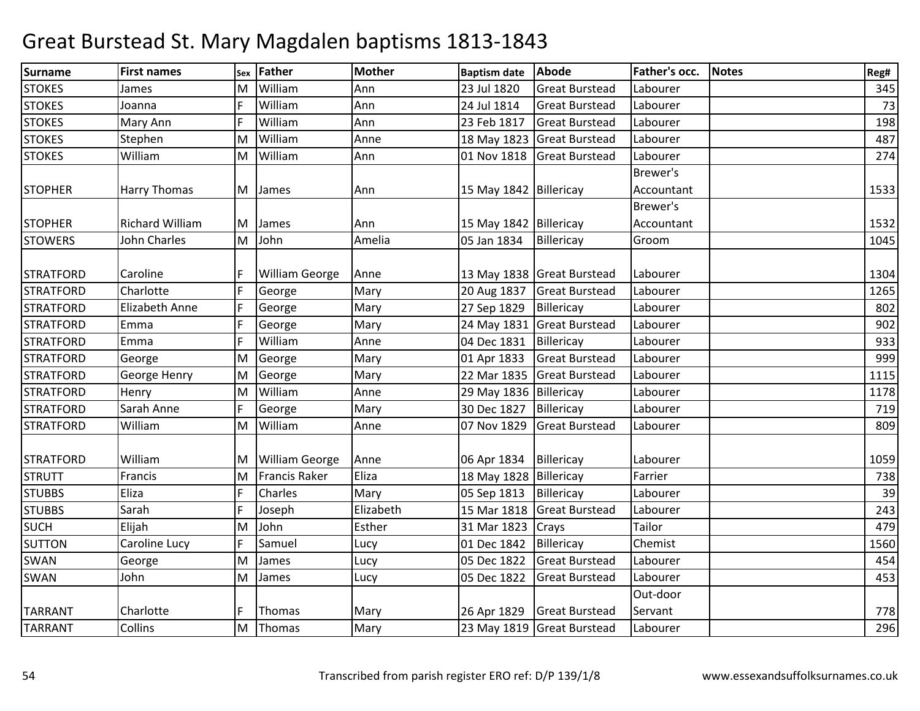# Great Burstead St. Mary Magdalen baptisms 1813-1843

| Surname | First names | Sex | Father | Mother | Baptism date | Abode | Father's occ. | Notes | Reg# |
|---|---|---|---|---|---|---|---|---|---|
| STOKES | James | M | William | Ann | 23 Jul 1820 | Great Burstead | Labourer | | 345 |
| STOKES | Joanna | F | William | Ann | 24 Jul 1814 | Great Burstead | Labourer | | 73 |
| STOKES | Mary Ann | F | William | Ann | 23 Feb 1817 | Great Burstead | Labourer | | 198 |
| STOKES | Stephen | M | William | Anne | 18 May 1823 | Great Burstead | Labourer | | 487 |
| STOKES | William | M | William | Ann | 01 Nov 1818 | Great Burstead | Labourer | | 274 |
| STOPHER | Harry Thomas | M | James | Ann | 15 May 1842 | Billericay | Brewer's Accountant | | 1533 |
| STOPHER | Richard William | M | James | Ann | 15 May 1842 | Billericay | Brewer's Accountant | | 1532 |
| STOWERS | John Charles | M | John | Amelia | 05 Jan 1834 | Billericay | Groom | | 1045 |
| STRATFORD | Caroline | F | William George | Anne | 13 May 1838 | Great Burstead | Labourer | | 1304 |
| STRATFORD | Charlotte | F | George | Mary | 20 Aug 1837 | Great Burstead | Labourer | | 1265 |
| STRATFORD | Elizabeth Anne | F | George | Mary | 27 Sep 1829 | Billericay | Labourer | | 802 |
| STRATFORD | Emma | F | George | Mary | 24 May 1831 | Great Burstead | Labourer | | 902 |
| STRATFORD | Emma | F | William | Anne | 04 Dec 1831 | Billericay | Labourer | | 933 |
| STRATFORD | George | M | George | Mary | 01 Apr 1833 | Great Burstead | Labourer | | 999 |
| STRATFORD | George Henry | M | George | Mary | 22 Mar 1835 | Great Burstead | Labourer | | 1115 |
| STRATFORD | Henry | M | William | Anne | 29 May 1836 | Billericay | Labourer | | 1178 |
| STRATFORD | Sarah Anne | F | George | Mary | 30 Dec 1827 | Billericay | Labourer | | 719 |
| STRATFORD | William | M | William | Anne | 07 Nov 1829 | Great Burstead | Labourer | | 809 |
| STRATFORD | William | M | William George | Anne | 06 Apr 1834 | Billericay | Labourer | | 1059 |
| STRUTT | Francis | M | Francis Raker | Eliza | 18 May 1828 | Billericay | Farrier | | 738 |
| STUBBS | Eliza | F | Charles | Mary | 05 Sep 1813 | Billericay | Labourer | | 39 |
| STUBBS | Sarah | F | Joseph | Elizabeth | 15 Mar 1818 | Great Burstead | Labourer | | 243 |
| SUCH | Elijah | M | John | Esther | 31 Mar 1823 | Crays | Tailor | | 479 |
| SUTTON | Caroline Lucy | F | Samuel | Lucy | 01 Dec 1842 | Billericay | Chemist | | 1560 |
| SWAN | George | M | James | Lucy | 05 Dec 1822 | Great Burstead | Labourer | | 454 |
| SWAN | John | M | James | Lucy | 05 Dec 1822 | Great Burstead | Labourer | | 453 |
| TARRANT | Charlotte | F | Thomas | Mary | 26 Apr 1829 | Great Burstead | Out-door Servant | | 778 |
| TARRANT | Collins | M | Thomas | Mary | 23 May 1819 | Great Burstead | Labourer | | 296 |

Transcribed from parish register ERO ref: D/P 139/1/8 www.essexandsuffolksurnames.co.uk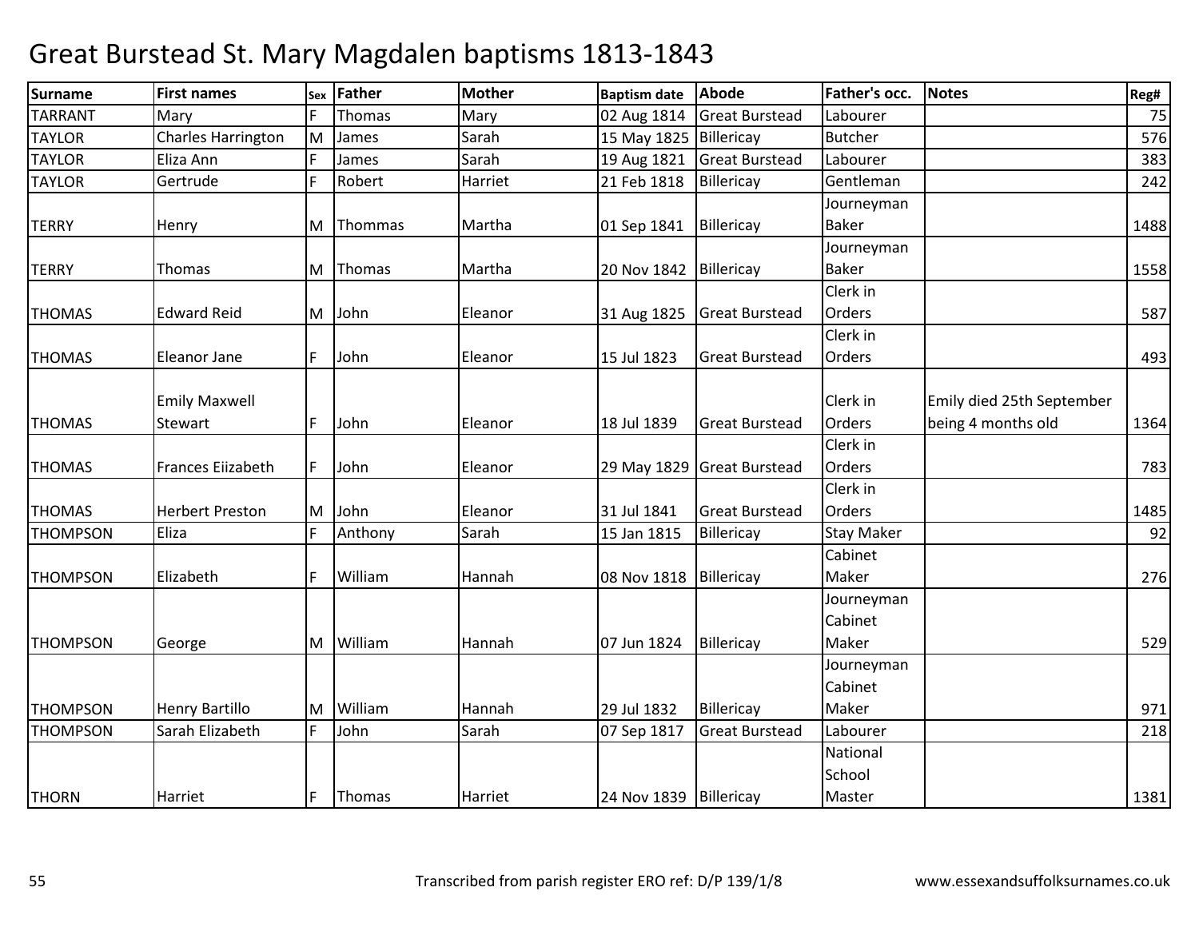# Great Burstead St. Mary Magdalen baptisms 1813-1843

| Surname | First names | Sex | Father | Mother | Baptism date | Abode | Father's occ. | Notes | Reg# |
|---|---|---|---|---|---|---|---|---|---|
| TARRANT | Mary | F | Thomas | Mary | 02 Aug 1814 | Great Burstead | Labourer | | 75 |
| TAYLOR | Charles Harrington | M | James | Sarah | 15 May 1825 | Billericay | Butcher | | 576 |
| TAYLOR | Eliza Ann | F | James | Sarah | 19 Aug 1821 | Great Burstead | Labourer | | 383 |
| TAYLOR | Gertrude | F | Robert | Harriet | 21 Feb 1818 | Billericay | Gentleman | | 242 |
| TERRY | Henry | M | Thommas | Martha | 01 Sep 1841 | Billericay | Journeyman Baker | | 1488 |
| TERRY | Thomas | M | Thomas | Martha | 20 Nov 1842 | Billericay | Journeyman Baker | | 1558 |
| THOMAS | Edward Reid | M | John | Eleanor | 31 Aug 1825 | Great Burstead | Clerk in Orders | | 587 |
| THOMAS | Eleanor Jane | F | John | Eleanor | 15 Jul 1823 | Great Burstead | Clerk in Orders | | 493 |
| THOMAS | Emily Maxwell Stewart | F | John | Eleanor | 18 Jul 1839 | Great Burstead | Clerk in Orders | Emily died 25th September being 4 months old | 1364 |
| THOMAS | Frances Eiizabeth | F | John | Eleanor | 29 May 1829 | Great Burstead | Clerk in Orders | | 783 |
| THOMAS | Herbert Preston | M | John | Eleanor | 31 Jul 1841 | Great Burstead | Clerk in Orders | | 1485 |
| THOMPSON | Eliza | F | Anthony | Sarah | 15 Jan 1815 | Billericay | Stay Maker | | 92 |
| THOMPSON | Elizabeth | F | William | Hannah | 08 Nov 1818 | Billericay | Cabinet Maker | | 276 |
| THOMPSON | George | M | William | Hannah | 07 Jun 1824 | Billericay | Journeyman Cabinet Maker | | 529 |
| THOMPSON | Henry Bartillo | M | William | Hannah | 29 Jul 1832 | Billericay | Journeyman Cabinet Maker | | 971 |
| THOMPSON | Sarah Elizabeth | F | John | Sarah | 07 Sep 1817 | Great Burstead | Labourer | | 218 |
| THORN | Harriet | F | Thomas | Harriet | 24 Nov 1839 | Billericay | National School Master | | 1381 |

Transcribed from parish register ERO ref: D/P 139/1/8 www.essexandsuffolksurnames.co.uk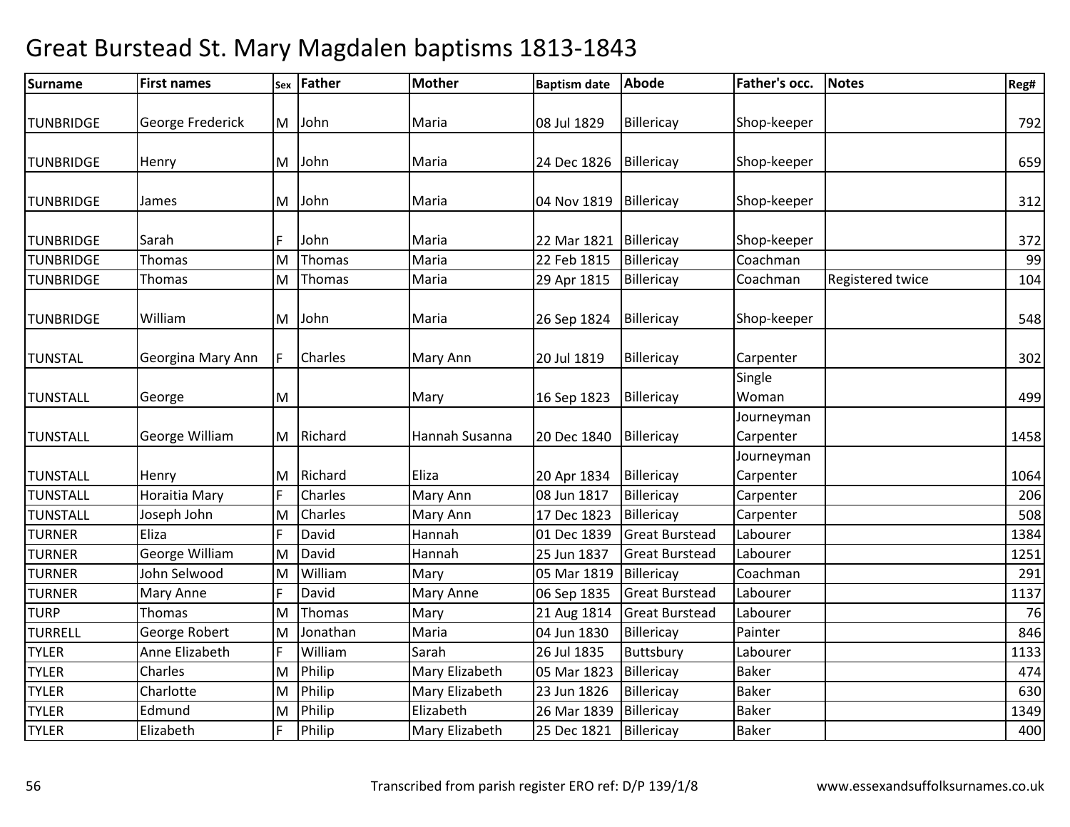# Great Burstead St. Mary Magdalen baptisms 1813-1843

| Surname | First names | Sex | Father | Mother | Baptism date | Abode | Father's occ. | Notes | Reg# |
|---|---|---|---|---|---|---|---|---|---|
| TUNBRIDGE | George Frederick | M | John | Maria | 08 Jul 1829 | Billericay | Shop-keeper | | 792 |
| TUNBRIDGE | Henry | M | John | Maria | 24 Dec 1826 | Billericay | Shop-keeper | | 659 |
| TUNBRIDGE | James | M | John | Maria | 04 Nov 1819 | Billericay | Shop-keeper | | 312 |
| TUNBRIDGE | Sarah | F | John | Maria | 22 Mar 1821 | Billericay | Shop-keeper | | 372 |
| TUNBRIDGE | Thomas | M | Thomas | Maria | 22 Feb 1815 | Billericay | Coachman | | 99 |
| TUNBRIDGE | Thomas | M | Thomas | Maria | 29 Apr 1815 | Billericay | Coachman | Registered twice | 104 |
| TUNBRIDGE | William | M | John | Maria | 26 Sep 1824 | Billericay | Shop-keeper | | 548 |
| TUNSTAL | Georgina Mary Ann | F | Charles | Mary Ann | 20 Jul 1819 | Billericay | Carpenter | | 302 |
| TUNSTALL | George | M | | Mary | 16 Sep 1823 | Billericay | Single Woman | | 499 |
| TUNSTALL | George William | M | Richard | Hannah Susanna | 20 Dec 1840 | Billericay | Journeyman Carpenter | | 1458 |
| TUNSTALL | Henry | M | Richard | Eliza | 20 Apr 1834 | Billericay | Journeyman Carpenter | | 1064 |
| TUNSTALL | Horaitia Mary | F | Charles | Mary Ann | 08 Jun 1817 | Billericay | Carpenter | | 206 |
| TUNSTALL | Joseph John | M | Charles | Mary Ann | 17 Dec 1823 | Billericay | Carpenter | | 508 |
| TURNER | Eliza | F | David | Hannah | 01 Dec 1839 | Great Burstead | Labourer | | 1384 |
| TURNER | George William | M | David | Hannah | 25 Jun 1837 | Great Burstead | Labourer | | 1251 |
| TURNER | John Selwood | M | William | Mary | 05 Mar 1819 | Billericay | Coachman | | 291 |
| TURNER | Mary Anne | F | David | Mary Anne | 06 Sep 1835 | Great Burstead | Labourer | | 1137 |
| TURP | Thomas | M | Thomas | Mary | 21 Aug 1814 | Great Burstead | Labourer | | 76 |
| TURRELL | George Robert | M | Jonathan | Maria | 04 Jun 1830 | Billericay | Painter | | 846 |
| TYLER | Anne Elizabeth | F | William | Sarah | 26 Jul 1835 | Buttsbury | Labourer | | 1133 |
| TYLER | Charles | M | Philip | Mary Elizabeth | 05 Mar 1823 | Billericay | Baker | | 474 |
| TYLER | Charlotte | M | Philip | Mary Elizabeth | 23 Jun 1826 | Billericay | Baker | | 630 |
| TYLER | Edmund | M | Philip | Elizabeth | 26 Mar 1839 | Billericay | Baker | | 1349 |
| TYLER | Elizabeth | F | Philip | Mary Elizabeth | 25 Dec 1821 | Billericay | Baker | | 400 |

Transcribed from parish register ERO ref: D/P 139/1/8 www.essexandsuffolksurnames.co.uk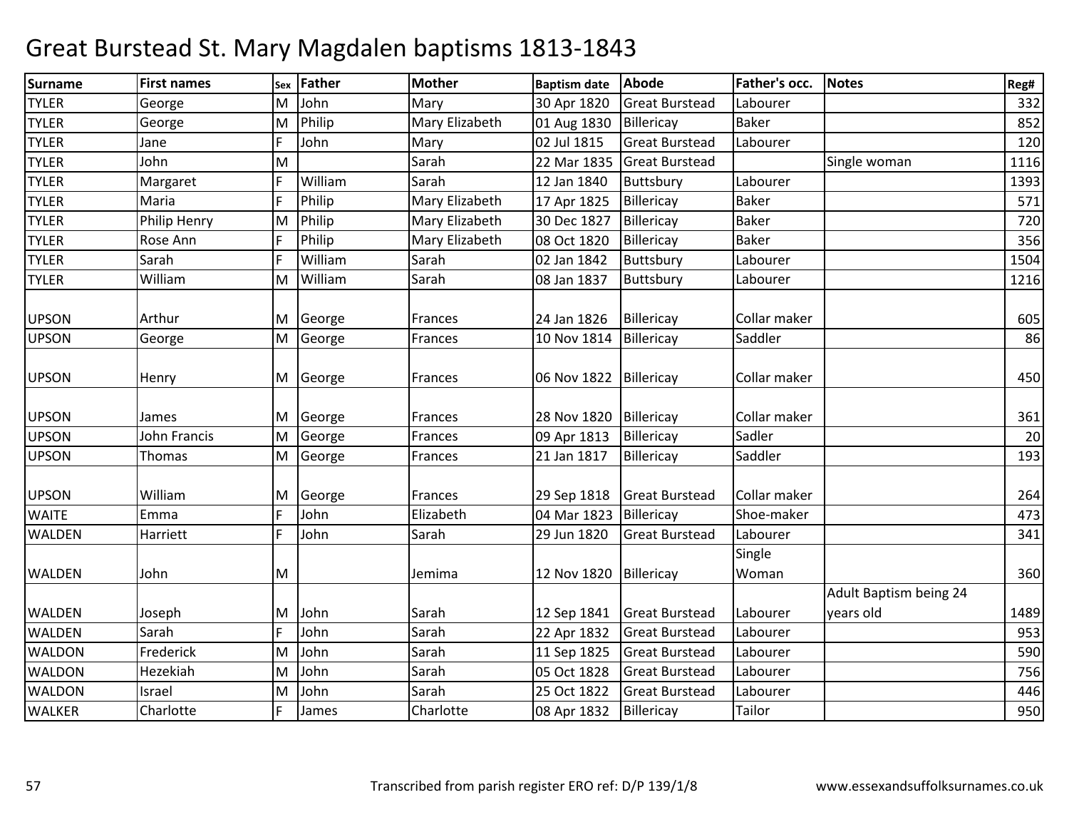# Great Burstead St. Mary Magdalen baptisms 1813-1843

| Surname | First names | Sex | Father | Mother | Baptism date | Abode | Father's occ. | Notes | Reg# |
|---|---|---|---|---|---|---|---|---|---|
| TYLER | George | M | John | Mary | 30 Apr 1820 | Great Burstead | Labourer | | 332 |
| TYLER | George | M | Philip | Mary Elizabeth | 01 Aug 1830 | Billericay | Baker | | 852 |
| TYLER | Jane | F | John | Mary | 02 Jul 1815 | Great Burstead | Labourer | | 120 |
| TYLER | John | M | | Sarah | 22 Mar 1835 | Great Burstead | | Single woman | 1116 |
| TYLER | Margaret | F | William | Sarah | 12 Jan 1840 | Buttsbury | Labourer | | 1393 |
| TYLER | Maria | F | Philip | Mary Elizabeth | 17 Apr 1825 | Billericay | Baker | | 571 |
| TYLER | Philip Henry | M | Philip | Mary Elizabeth | 30 Dec 1827 | Billericay | Baker | | 720 |
| TYLER | Rose Ann | F | Philip | Mary Elizabeth | 08 Oct 1820 | Billericay | Baker | | 356 |
| TYLER | Sarah | F | William | Sarah | 02 Jan 1842 | Buttsbury | Labourer | | 1504 |
| TYLER | William | M | William | Sarah | 08 Jan 1837 | Buttsbury | Labourer | | 1216 |
| UPSON | Arthur | M | George | Frances | 24 Jan 1826 | Billericay | Collar maker | | 605 |
| UPSON | George | M | George | Frances | 10 Nov 1814 | Billericay | Saddler | | 86 |
| UPSON | Henry | M | George | Frances | 06 Nov 1822 | Billericay | Collar maker | | 450 |
| UPSON | James | M | George | Frances | 28 Nov 1820 | Billericay | Collar maker | | 361 |
| UPSON | John Francis | M | George | Frances | 09 Apr 1813 | Billericay | Sadler | | 20 |
| UPSON | Thomas | M | George | Frances | 21 Jan 1817 | Billericay | Saddler | | 193 |
| UPSON | William | M | George | Frances | 29 Sep 1818 | Great Burstead | Collar maker | | 264 |
| WAITE | Emma | F | John | Elizabeth | 04 Mar 1823 | Billericay | Shoe-maker | | 473 |
| WALDEN | Harriett | F | John | Sarah | 29 Jun 1820 | Great Burstead | Labourer | | 341 |
| WALDEN | John | M | | Jemima | 12 Nov 1820 | Billericay | Single Woman | | 360 |
| WALDEN | Joseph | M | John | Sarah | 12 Sep 1841 | Great Burstead | Labourer | Adult Baptism being 24 years old | 1489 |
| WALDEN | Sarah | F | John | Sarah | 22 Apr 1832 | Great Burstead | Labourer | | 953 |
| WALDON | Frederick | M | John | Sarah | 11 Sep 1825 | Great Burstead | Labourer | | 590 |
| WALDON | Hezekiah | M | John | Sarah | 05 Oct 1828 | Great Burstead | Labourer | | 756 |
| WALDON | Israel | M | John | Sarah | 25 Oct 1822 | Great Burstead | Labourer | | 446 |
| WALKER | Charlotte | F | James | Charlotte | 08 Apr 1832 | Billericay | Tailor | | 950 |

Transcribed from parish register ERO ref: D/P 139/1/8 www.essexandsuffolksurnames.co.uk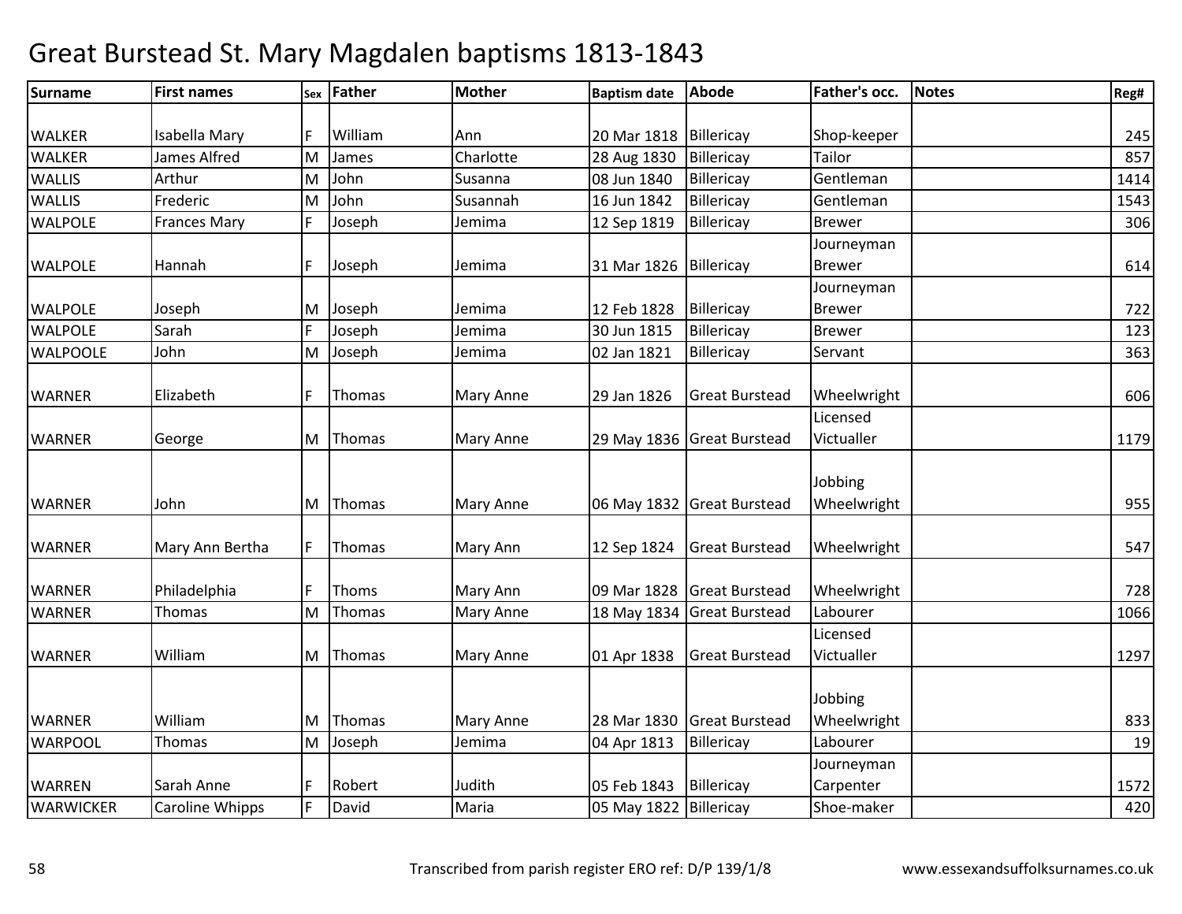# Great Burstead St. Mary Magdalen baptisms 1813-1843

| Surname | First names | Sex | Father | Mother | Baptism date | Abode | Father's occ. | Notes | Reg# |
|---|---|---|---|---|---|---|---|---|---|
| WALKER | Isabella Mary | F | William | Ann | 20 Mar 1818 | Billericay | Shop-keeper | | 245 |
| WALKER | James Alfred | M | James | Charlotte | 28 Aug 1830 | Billericay | Tailor | | 857 |
| WALLIS | Arthur | M | John | Susanna | 08 Jun 1840 | Billericay | Gentleman | | 1414 |
| WALLIS | Frederic | M | John | Susannah | 16 Jun 1842 | Billericay | Gentleman | | 1543 |
| WALPOLE | Frances Mary | F | Joseph | Jemima | 12 Sep 1819 | Billericay | Brewer | | 306 |
| WALPOLE | Hannah | F | Joseph | Jemima | 31 Mar 1826 | Billericay | Journeyman Brewer | | 614 |
| WALPOLE | Joseph | M | Joseph | Jemima | 12 Feb 1828 | Billericay | Journeyman Brewer | | 722 |
| WALPOLE | Sarah | F | Joseph | Jemima | 30 Jun 1815 | Billericay | Brewer | | 123 |
| WALPOOLE | John | M | Joseph | Jemima | 02 Jan 1821 | Billericay | Servant | | 363 |
| WARNER | Elizabeth | F | Thomas | Mary Anne | 29 Jan 1826 | Great Burstead | Wheelwright | | 606 |
| WARNER | George | M | Thomas | Mary Anne | 29 May 1836 | Great Burstead | Licensed Victualler | | 1179 |
| WARNER | John | M | Thomas | Mary Anne | 06 May 1832 | Great Burstead | Jobbing Wheelwright | | 955 |
| WARNER | Mary Ann Bertha | F | Thomas | Mary Ann | 12 Sep 1824 | Great Burstead | Wheelwright | | 547 |
| WARNER | Philadelphia | F | Thoms | Mary Ann | 09 Mar 1828 | Great Burstead | Wheelwright | | 728 |
| WARNER | Thomas | M | Thomas | Mary Anne | 18 May 1834 | Great Burstead | Labourer | | 1066 |
| WARNER | William | M | Thomas | Mary Anne | 01 Apr 1838 | Great Burstead | Licensed Victualler | | 1297 |
| WARNER | William | M | Thomas | Mary Anne | 28 Mar 1830 | Great Burstead | Jobbing Wheelwright | | 833 |
| WARPOOL | Thomas | M | Joseph | Jemima | 04 Apr 1813 | Billericay | Labourer | | 19 |
| WARREN | Sarah Anne | F | Robert | Judith | 05 Feb 1843 | Billericay | Journeyman Carpenter | | 1572 |
| WARWICKER | Caroline Whipps | F | David | Maria | 05 May 1822 | Billericay | Shoe-maker | | 420 |

Transcribed from parish register ERO ref: D/P 139/1/8

www.essexandsuffolksurnames.co.uk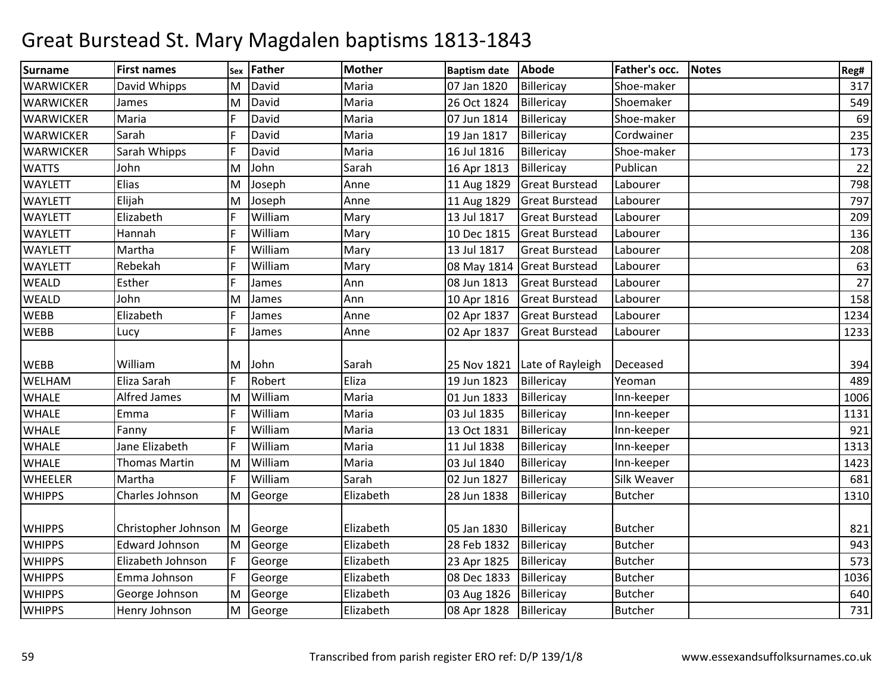# Great Burstead St. Mary Magdalen baptisms 1813-1843

| Surname | First names | Sex | Father | Mother | Baptism date | Abode | Father's occ. | Notes | Reg# |
|---|---|---|---|---|---|---|---|---|---|
| WARWICKER | David Whipps | M | David | Maria | 07 Jan 1820 | Billericay | Shoe-maker | | 317 |
| WARWICKER | James | M | David | Maria | 26 Oct 1824 | Billericay | Shoemaker | | 549 |
| WARWICKER | Maria | F | David | Maria | 07 Jun 1814 | Billericay | Shoe-maker | | 69 |
| WARWICKER | Sarah | F | David | Maria | 19 Jan 1817 | Billericay | Cordwainer | | 235 |
| WARWICKER | Sarah Whipps | F | David | Maria | 16 Jul 1816 | Billericay | Shoe-maker | | 173 |
| WATTS | John | M | John | Sarah | 16 Apr 1813 | Billericay | Publican | | 22 |
| WAYLETT | Elias | M | Joseph | Anne | 11 Aug 1829 | Great Burstead | Labourer | | 798 |
| WAYLETT | Elijah | M | Joseph | Anne | 11 Aug 1829 | Great Burstead | Labourer | | 797 |
| WAYLETT | Elizabeth | F | William | Mary | 13 Jul 1817 | Great Burstead | Labourer | | 209 |
| WAYLETT | Hannah | F | William | Mary | 10 Dec 1815 | Great Burstead | Labourer | | 136 |
| WAYLETT | Martha | F | William | Mary | 13 Jul 1817 | Great Burstead | Labourer | | 208 |
| WAYLETT | Rebekah | F | William | Mary | 08 May 1814 | Great Burstead | Labourer | | 63 |
| WEALD | Esther | F | James | Ann | 08 Jun 1813 | Great Burstead | Labourer | | 27 |
| WEALD | John | M | James | Ann | 10 Apr 1816 | Great Burstead | Labourer | | 158 |
| WEBB | Elizabeth | F | James | Anne | 02 Apr 1837 | Great Burstead | Labourer | | 1234 |
| WEBB | Lucy | F | James | Anne | 02 Apr 1837 | Great Burstead | Labourer | | 1233 |
| WEBB | William | M | John | Sarah | 25 Nov 1821 | Late of Rayleigh | Deceased | | 394 |
| WELHAM | Eliza Sarah | F | Robert | Eliza | 19 Jun 1823 | Billericay | Yeoman | | 489 |
| WHALE | Alfred James | M | William | Maria | 01 Jun 1833 | Billericay | Inn-keeper | | 1006 |
| WHALE | Emma | F | William | Maria | 03 Jul 1835 | Billericay | Inn-keeper | | 1131 |
| WHALE | Fanny | F | William | Maria | 13 Oct 1831 | Billericay | Inn-keeper | | 921 |
| WHALE | Jane Elizabeth | F | William | Maria | 11 Jul 1838 | Billericay | Inn-keeper | | 1313 |
| WHALE | Thomas Martin | M | William | Maria | 03 Jul 1840 | Billericay | Inn-keeper | | 1423 |
| WHEELER | Martha | F | William | Sarah | 02 Jun 1827 | Billericay | Silk Weaver | | 681 |
| WHIPPS | Charles Johnson | M | George | Elizabeth | 28 Jun 1838 | Billericay | Butcher | | 1310 |
| WHIPPS | Christopher Johnson | M | George | Elizabeth | 05 Jan 1830 | Billericay | Butcher | | 821 |
| WHIPPS | Edward Johnson | M | George | Elizabeth | 28 Feb 1832 | Billericay | Butcher | | 943 |
| WHIPPS | Elizabeth Johnson | F | George | Elizabeth | 23 Apr 1825 | Billericay | Butcher | | 573 |
| WHIPPS | Emma Johnson | F | George | Elizabeth | 08 Dec 1833 | Billericay | Butcher | | 1036 |
| WHIPPS | George Johnson | M | George | Elizabeth | 03 Aug 1826 | Billericay | Butcher | | 640 |
| WHIPPS | Henry Johnson | M | George | Elizabeth | 08 Apr 1828 | Billericay | Butcher | | 731 |

Transcribed from parish register ERO ref: D/P 139/1/8

www.essexandsuffolksurnames.co.uk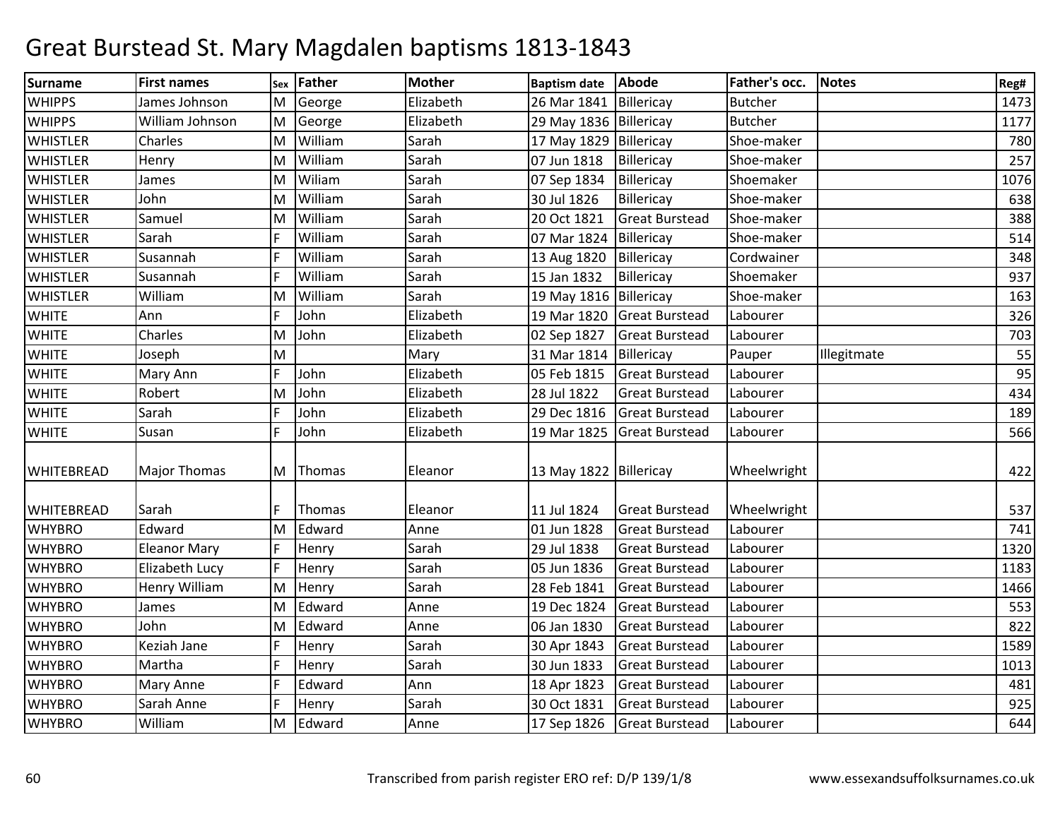# Great Burstead St. Mary Magdalen baptisms 1813-1843

| Surname | First names | Sex | Father | Mother | Baptism date | Abode | Father's occ. | Notes | Reg# |
|---|---|---|---|---|---|---|---|---|---|
| WHIPPS | James Johnson | M | George | Elizabeth | 26 Mar 1841 | Billericay | Butcher | | 1473 |
| WHIPPS | William Johnson | M | George | Elizabeth | 29 May 1836 | Billericay | Butcher | | 1177 |
| WHISTLER | Charles | M | William | Sarah | 17 May 1829 | Billericay | Shoe-maker | | 780 |
| WHISTLER | Henry | M | William | Sarah | 07 Jun 1818 | Billericay | Shoe-maker | | 257 |
| WHISTLER | James | M | Wiliam | Sarah | 07 Sep 1834 | Billericay | Shoemaker | | 1076 |
| WHISTLER | John | M | William | Sarah | 30 Jul 1826 | Billericay | Shoe-maker | | 638 |
| WHISTLER | Samuel | M | William | Sarah | 20 Oct 1821 | Great Burstead | Shoe-maker | | 388 |
| WHISTLER | Sarah | F | William | Sarah | 07 Mar 1824 | Billericay | Shoe-maker | | 514 |
| WHISTLER | Susannah | F | William | Sarah | 13 Aug 1820 | Billericay | Cordwainer | | 348 |
| WHISTLER | Susannah | F | William | Sarah | 15 Jan 1832 | Billericay | Shoemaker | | 937 |
| WHISTLER | William | M | William | Sarah | 19 May 1816 | Billericay | Shoe-maker | | 163 |
| WHITE | Ann | F | John | Elizabeth | 19 Mar 1820 | Great Burstead | Labourer | | 326 |
| WHITE | Charles | M | John | Elizabeth | 02 Sep 1827 | Great Burstead | Labourer | | 703 |
| WHITE | Joseph | M | | Mary | 31 Mar 1814 | Billericay | Pauper | Illegitmate | 55 |
| WHITE | Mary Ann | F | John | Elizabeth | 05 Feb 1815 | Great Burstead | Labourer | | 95 |
| WHITE | Robert | M | John | Elizabeth | 28 Jul 1822 | Great Burstead | Labourer | | 434 |
| WHITE | Sarah | F | John | Elizabeth | 29 Dec 1816 | Great Burstead | Labourer | | 189 |
| WHITE | Susan | F | John | Elizabeth | 19 Mar 1825 | Great Burstead | Labourer | | 566 |
| WHITEBREAD | Major Thomas | M | Thomas | Eleanor | 13 May 1822 | Billericay | Wheelwright | | 422 |
| WHITEBREAD | Sarah | F | Thomas | Eleanor | 11 Jul 1824 | Great Burstead | Wheelwright | | 537 |
| WHYBRO | Edward | M | Edward | Anne | 01 Jun 1828 | Great Burstead | Labourer | | 741 |
| WHYBRO | Eleanor Mary | F | Henry | Sarah | 29 Jul 1838 | Great Burstead | Labourer | | 1320 |
| WHYBRO | Elizabeth Lucy | F | Henry | Sarah | 05 Jun 1836 | Great Burstead | Labourer | | 1183 |
| WHYBRO | Henry William | M | Henry | Sarah | 28 Feb 1841 | Great Burstead | Labourer | | 1466 |
| WHYBRO | James | M | Edward | Anne | 19 Dec 1824 | Great Burstead | Labourer | | 553 |
| WHYBRO | John | M | Edward | Anne | 06 Jan 1830 | Great Burstead | Labourer | | 822 |
| WHYBRO | Keziah Jane | F | Henry | Sarah | 30 Apr 1843 | Great Burstead | Labourer | | 1589 |
| WHYBRO | Martha | F | Henry | Sarah | 30 Jun 1833 | Great Burstead | Labourer | | 1013 |
| WHYBRO | Mary Anne | F | Edward | Ann | 18 Apr 1823 | Great Burstead | Labourer | | 481 |
| WHYBRO | Sarah Anne | F | Henry | Sarah | 30 Oct 1831 | Great Burstead | Labourer | | 925 |
| WHYBRO | William | M | Edward | Anne | 17 Sep 1826 | Great Burstead | Labourer | | 644 |

Transcribed from parish register ERO ref: D/P 139/1/8 www.essexandsuffolksurnames.co.uk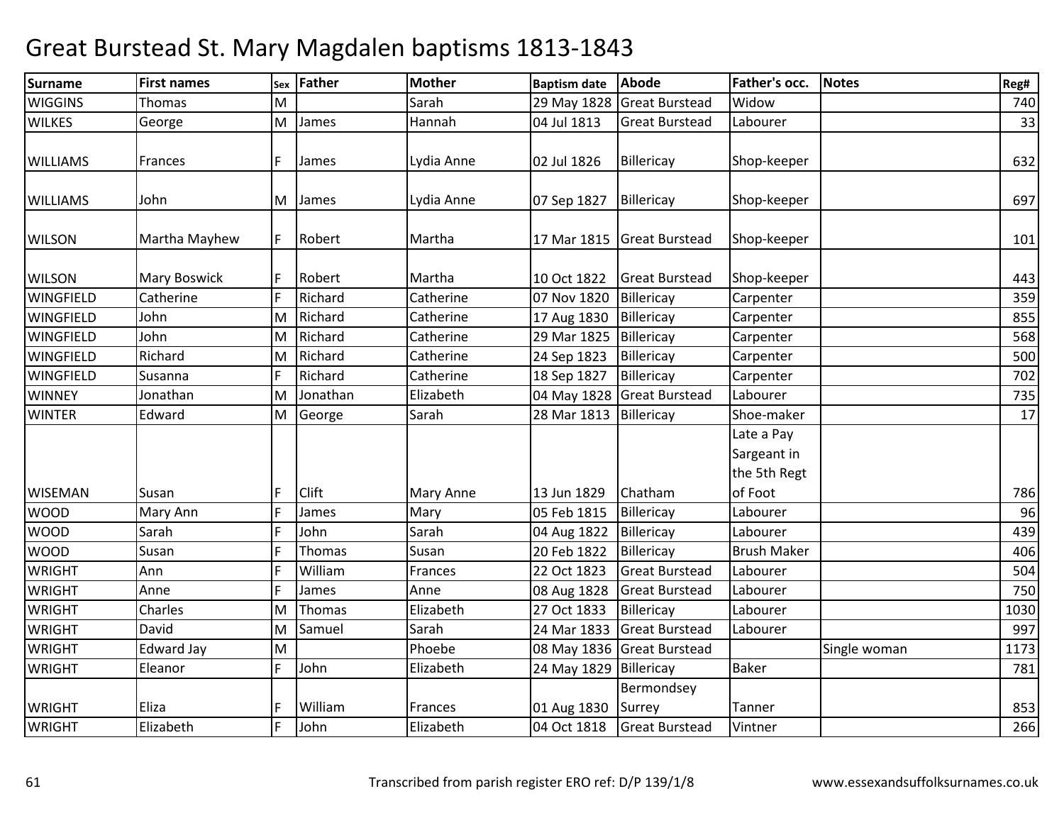# Great Burstead St. Mary Magdalen baptisms 1813-1843

| Surname | First names | Sex | Father | Mother | Baptism date | Abode | Father's occ. | Notes | Reg# |
|---|---|---|---|---|---|---|---|---|---|
| WIGGINS | Thomas | M | | Sarah | 29 May 1828 | Great Burstead | Widow | | 740 |
| WILKES | George | M | James | Hannah | 04 Jul 1813 | Great Burstead | Labourer | | 33 |
| WILLIAMS | Frances | F | James | Lydia Anne | 02 Jul 1826 | Billericay | Shop-keeper | | 632 |
| WILLIAMS | John | M | James | Lydia Anne | 07 Sep 1827 | Billericay | Shop-keeper | | 697 |
| WILSON | Martha Mayhew | F | Robert | Martha | 17 Mar 1815 | Great Burstead | Shop-keeper | | 101 |
| WILSON | Mary Boswick | F | Robert | Martha | 10 Oct 1822 | Great Burstead | Shop-keeper | | 443 |
| WINGFIELD | Catherine | F | Richard | Catherine | 07 Nov 1820 | Billericay | Carpenter | | 359 |
| WINGFIELD | John | M | Richard | Catherine | 17 Aug 1830 | Billericay | Carpenter | | 855 |
| WINGFIELD | John | M | Richard | Catherine | 29 Mar 1825 | Billericay | Carpenter | | 568 |
| WINGFIELD | Richard | M | Richard | Catherine | 24 Sep 1823 | Billericay | Carpenter | | 500 |
| WINGFIELD | Susanna | F | Richard | Catherine | 18 Sep 1827 | Billericay | Carpenter | | 702 |
| WINNEY | Jonathan | M | Jonathan | Elizabeth | 04 May 1828 | Great Burstead | Labourer | | 735 |
| WINTER | Edward | M | George | Sarah | 28 Mar 1813 | Billericay | Shoe-maker | | 17 |
| WISEMAN | Susan | F | Clift | Mary Anne | 13 Jun 1829 | Chatham | Late a Pay Sargeant in the 5th Regt of Foot | | 786 |
| WOOD | Mary Ann | F | James | Mary | 05 Feb 1815 | Billericay | Labourer | | 96 |
| WOOD | Sarah | F | John | Sarah | 04 Aug 1822 | Billericay | Labourer | | 439 |
| WOOD | Susan | F | Thomas | Susan | 20 Feb 1822 | Billericay | Brush Maker | | 406 |
| WRIGHT | Ann | F | William | Frances | 22 Oct 1823 | Great Burstead | Labourer | | 504 |
| WRIGHT | Anne | F | James | Anne | 08 Aug 1828 | Great Burstead | Labourer | | 750 |
| WRIGHT | Charles | M | Thomas | Elizabeth | 27 Oct 1833 | Billericay | Labourer | | 1030 |
| WRIGHT | David | M | Samuel | Sarah | 24 Mar 1833 | Great Burstead | Labourer | | 997 |
| WRIGHT | Edward Jay | M | | Phoebe | 08 May 1836 | Great Burstead | | Single woman | 1173 |
| WRIGHT | Eleanor | F | John | Elizabeth | 24 May 1829 | Billericay | Baker | | 781 |
| WRIGHT | Eliza | F | William | Frances | 01 Aug 1830 | Bermondsey Surrey | Tanner | | 853 |
| WRIGHT | Elizabeth | F | John | Elizabeth | 04 Oct 1818 | Great Burstead | Vintner | | 266 |

Transcribed from parish register ERO ref: D/P 139/1/8 www.essexandsuffolksurnames.co.uk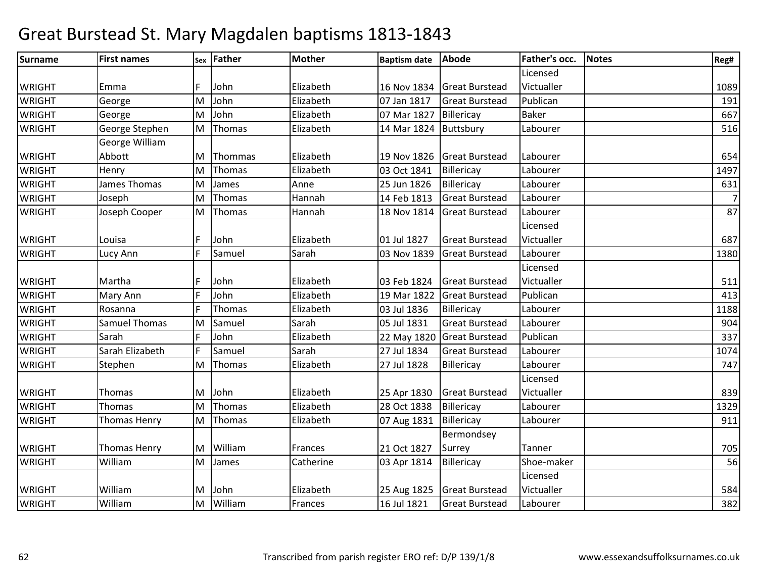# Great Burstead St. Mary Magdalen baptisms 1813-1843

| Surname | First names | Sex | Father | Mother | Baptism date | Abode | Father's occ. | Notes | Reg# |
|---|---|---|---|---|---|---|---|---|---|
| WRIGHT | Emma | F | John | Elizabeth | 16 Nov 1834 | Great Burstead | Licensed Victualler | | 1089 |
| WRIGHT | George | M | John | Elizabeth | 07 Jan 1817 | Great Burstead | Publican | | 191 |
| WRIGHT | George | M | John | Elizabeth | 07 Mar 1827 | Billericay | Baker | | 667 |
| WRIGHT | George Stephen | M | Thomas | Elizabeth | 14 Mar 1824 | Buttsbury | Labourer | | 516 |
| WRIGHT | George William Abbott | M | Thommas | Elizabeth | 19 Nov 1826 | Great Burstead | Labourer | | 654 |
| WRIGHT | Henry | M | Thomas | Elizabeth | 03 Oct 1841 | Billericay | Labourer | | 1497 |
| WRIGHT | James Thomas | M | James | Anne | 25 Jun 1826 | Billericay | Labourer | | 631 |
| WRIGHT | Joseph | M | Thomas | Hannah | 14 Feb 1813 | Great Burstead | Labourer | | 7 |
| WRIGHT | Joseph Cooper | M | Thomas | Hannah | 18 Nov 1814 | Great Burstead | Labourer | | 87 |
| WRIGHT | Louisa | F | John | Elizabeth | 01 Jul 1827 | Great Burstead | Licensed Victualler | | 687 |
| WRIGHT | Lucy Ann | F | Samuel | Sarah | 03 Nov 1839 | Great Burstead | Labourer | | 1380 |
| WRIGHT | Martha | F | John | Elizabeth | 03 Feb 1824 | Great Burstead | Licensed Victualler | | 511 |
| WRIGHT | Mary Ann | F | John | Elizabeth | 19 Mar 1822 | Great Burstead | Publican | | 413 |
| WRIGHT | Rosanna | F | Thomas | Elizabeth | 03 Jul 1836 | Billericay | Labourer | | 1188 |
| WRIGHT | Samuel Thomas | M | Samuel | Sarah | 05 Jul 1831 | Great Burstead | Labourer | | 904 |
| WRIGHT | Sarah | F | John | Elizabeth | 22 May 1820 | Great Burstead | Publican | | 337 |
| WRIGHT | Sarah Elizabeth | F | Samuel | Sarah | 27 Jul 1834 | Great Burstead | Labourer | | 1074 |
| WRIGHT | Stephen | M | Thomas | Elizabeth | 27 Jul 1828 | Billericay | Labourer | | 747 |
| WRIGHT | Thomas | M | John | Elizabeth | 25 Apr 1830 | Great Burstead | Licensed Victualler | | 839 |
| WRIGHT | Thomas | M | Thomas | Elizabeth | 28 Oct 1838 | Billericay | Labourer | | 1329 |
| WRIGHT | Thomas Henry | M | Thomas | Elizabeth | 07 Aug 1831 | Billericay | Labourer | | 911 |
| WRIGHT | Thomas Henry | M | William | Frances | 21 Oct 1827 | Bermondsey Surrey | Tanner | | 705 |
| WRIGHT | William | M | James | Catherine | 03 Apr 1814 | Billericay | Shoe-maker | | 56 |
| WRIGHT | William | M | John | Elizabeth | 25 Aug 1825 | Great Burstead | Licensed Victualler | | 584 |
| WRIGHT | William | M | William | Frances | 16 Jul 1821 | Great Burstead | Labourer | | 382 |

Transcribed from parish register ERO ref: D/P 139/1/8

www.essexandsuffolksurnames.co.uk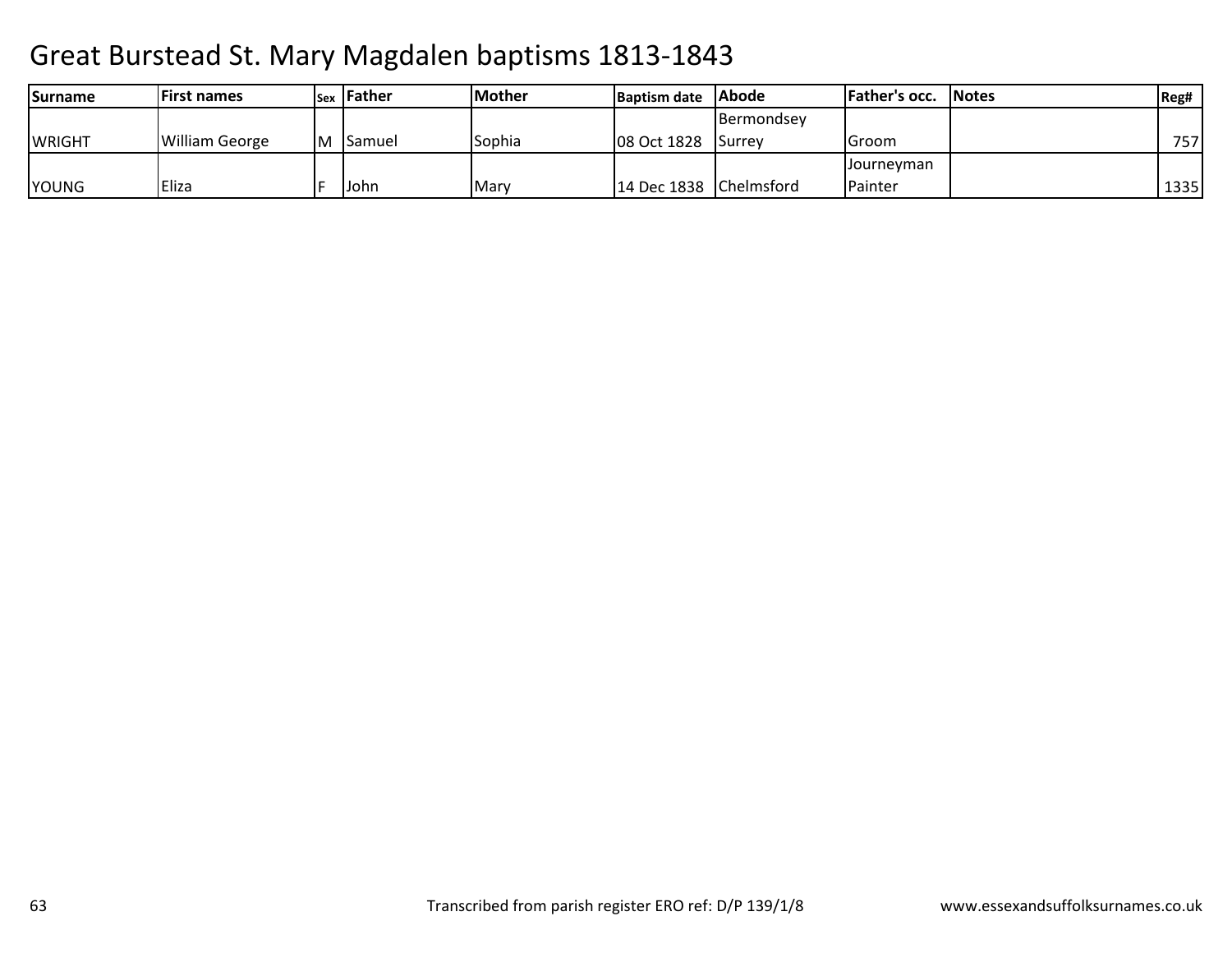# Great Burstead St. Mary Magdalen baptisms 1813-1843

| Surname | First names | Sex | Father | Mother | Baptism date | Abode | Father's occ. | Notes | Reg# |
|---|---|---|---|---|---|---|---|---|---|
| WRIGHT | William George | M | Samuel | Sophia | 08 Oct 1828 | Bermondsey Surrey | Groom | | 757 |
| YOUNG | Eliza | F | John | Mary | 14 Dec 1838 | Chelmsford | Journeyman Painter | | 1335 |

Transcribed from parish register ERO ref: D/P 139/1/8

www.essexandsuffolksurnames.co.uk